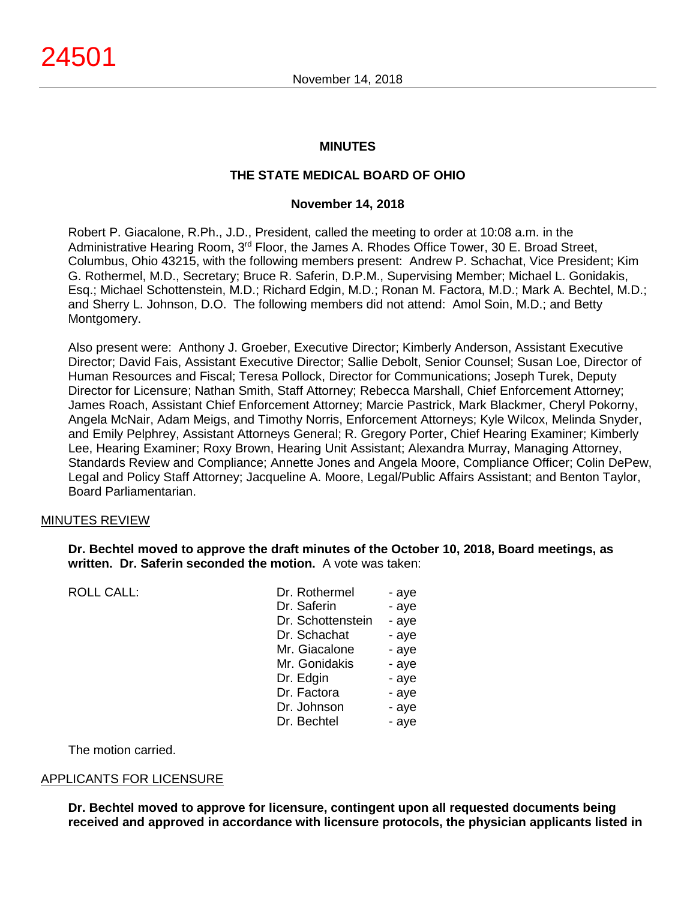24501

**MINUTES**

**THE STATE MEDICAL BOARD OF OHIO**

**November 14, 2018**

Robert P. Giacalone, R.Ph., J.D., President, called the meeting to order at 10:08 a.m. in the Administrative Hearing Room, 3rd Floor, the James A. Rhodes Office Tower, 30 E. Broad Street, Columbus, Ohio 43215, with the following members present: Andrew P. Schachat, Vice President; Kim G. Rothermel, M.D., Secretary; Bruce R. Saferin, D.P.M., Supervising Member; Michael L. Gonidakis, Esq.; Michael Schottenstein, M.D.; Richard Edgin, M.D.; Ronan M. Factora, M.D.; Mark A. Bechtel, M.D.; and Sherry L. Johnson, D.O. The following members did not attend: Amol Soin, M.D.; and Betty Montgomery.

Also present were: Anthony J. Groeber, Executive Director; Kimberly Anderson, Assistant Executive Director; David Fais, Assistant Executive Director; Sallie Debolt, Senior Counsel; Susan Loe, Director of Human Resources and Fiscal; Teresa Pollock, Director for Communications; Joseph Turek, Deputy Director for Licensure; Nathan Smith, Staff Attorney; Rebecca Marshall, Chief Enforcement Attorney; James Roach, Assistant Chief Enforcement Attorney; Marcie Pastrick, Mark Blackmer, Cheryl Pokorny, Angela McNair, Adam Meigs, and Timothy Norris, Enforcement Attorneys; Kyle Wilcox, Melinda Snyder, and Emily Pelphrey, Assistant Attorneys General; R. Gregory Porter, Chief Hearing Examiner; Kimberly Lee, Hearing Examiner; Roxy Brown, Hearing Unit Assistant; Alexandra Murray, Managing Attorney, Standards Review and Compliance; Annette Jones and Angela Moore, Compliance Officer; Colin DePew, Legal and Policy Staff Attorney; Jacqueline A. Moore, Legal/Public Affairs Assistant; and Benton Taylor, Board Parliamentarian.

## MINUTES REVIEW

**Dr. Bechtel moved to approve the draft minutes of the October 10, 2018, Board meetings, as written. Dr. Saferin seconded the motion.** A vote was taken:

| ROLL CALL: | | |
|---|---|---|
| | Dr. Rothermel | - aye |
| | Dr. Saferin | - aye |
| | Dr. Schottenstein | - aye |
| | Dr. Schachat | - aye |
| | Mr. Giacalone | - aye |
| | Mr. Gonidakis | - aye |
| | Dr. Edgin | - aye |
| | Dr. Factora | - aye |
| | Dr. Johnson | - aye |
| | Dr. Bechtel | - aye |

The motion carried.

## APPLICANTS FOR LICENSURE

**Dr. Bechtel moved to approve for licensure, contingent upon all requested documents being received and approved in accordance with licensure protocols, the physician applicants listed in**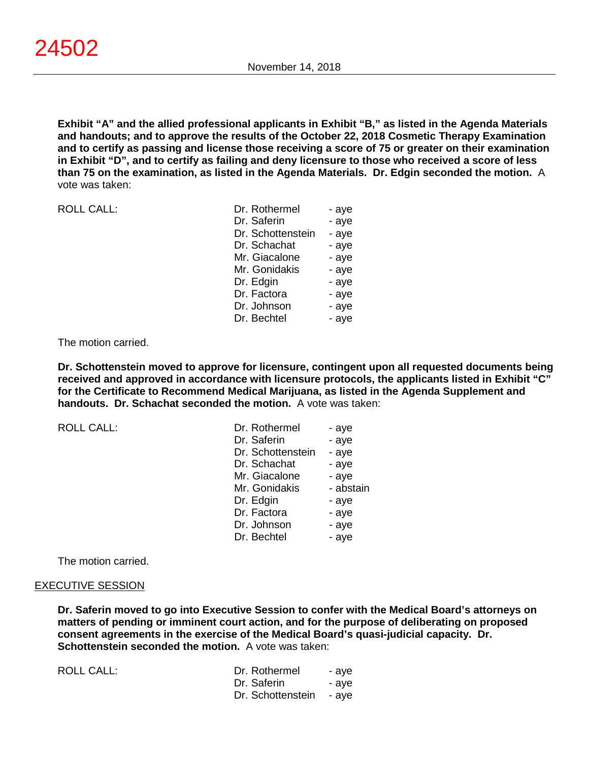**Exhibit "A" and the allied professional applicants in Exhibit "B," as listed in the Agenda Materials and handouts; and to approve the results of the October 22, 2018 Cosmetic Therapy Examination and to certify as passing and license those receiving a score of 75 or greater on their examination in Exhibit "D", and to certify as failing and deny licensure to those who received a score of less than 75 on the examination, as listed in the Agenda Materials. Dr. Edgin seconded the motion.** A vote was taken:

| ROLL CALL: | Dr. Rothermel | - aye |
|---|---|---|
| | Dr. Saferin | - aye |
| | Dr. Schottenstein | - aye |
| | Dr. Schachat | - aye |
| | Mr. Giacalone | - aye |
| | Mr. Gonidakis | - aye |
| | Dr. Edgin | - aye |
| | Dr. Factora | - aye |
| | Dr. Johnson | - aye |
| | Dr. Bechtel | - aye |

The motion carried.

**Dr. Schottenstein moved to approve for licensure, contingent upon all requested documents being received and approved in accordance with licensure protocols, the applicants listed in Exhibit "C" for the Certificate to Recommend Medical Marijuana, as listed in the Agenda Supplement and handouts. Dr. Schachat seconded the motion.** A vote was taken:

| ROLL CALL: | Dr. Rothermel | - aye |
|---|---|---|
| | Dr. Saferin | - aye |
| | Dr. Schottenstein | - aye |
| | Dr. Schachat | - aye |
| | Mr. Giacalone | - aye |
| | Mr. Gonidakis | - abstain |
| | Dr. Edgin | - aye |
| | Dr. Factora | - aye |
| | Dr. Johnson | - aye |
| | Dr. Bechtel | - aye |

The motion carried.

<u>EXECUTIVE SESSION</u>

**Dr. Saferin moved to go into Executive Session to confer with the Medical Board's attorneys on matters of pending or imminent court action, and for the purpose of deliberating on proposed consent agreements in the exercise of the Medical Board's quasi-judicial capacity. Dr. Schottenstein seconded the motion.** A vote was taken:

| ROLL CALL: | Dr. Rothermel | - aye |
|---|---|---|
| | Dr. Saferin | - aye |
| | Dr. Schottenstein | - aye |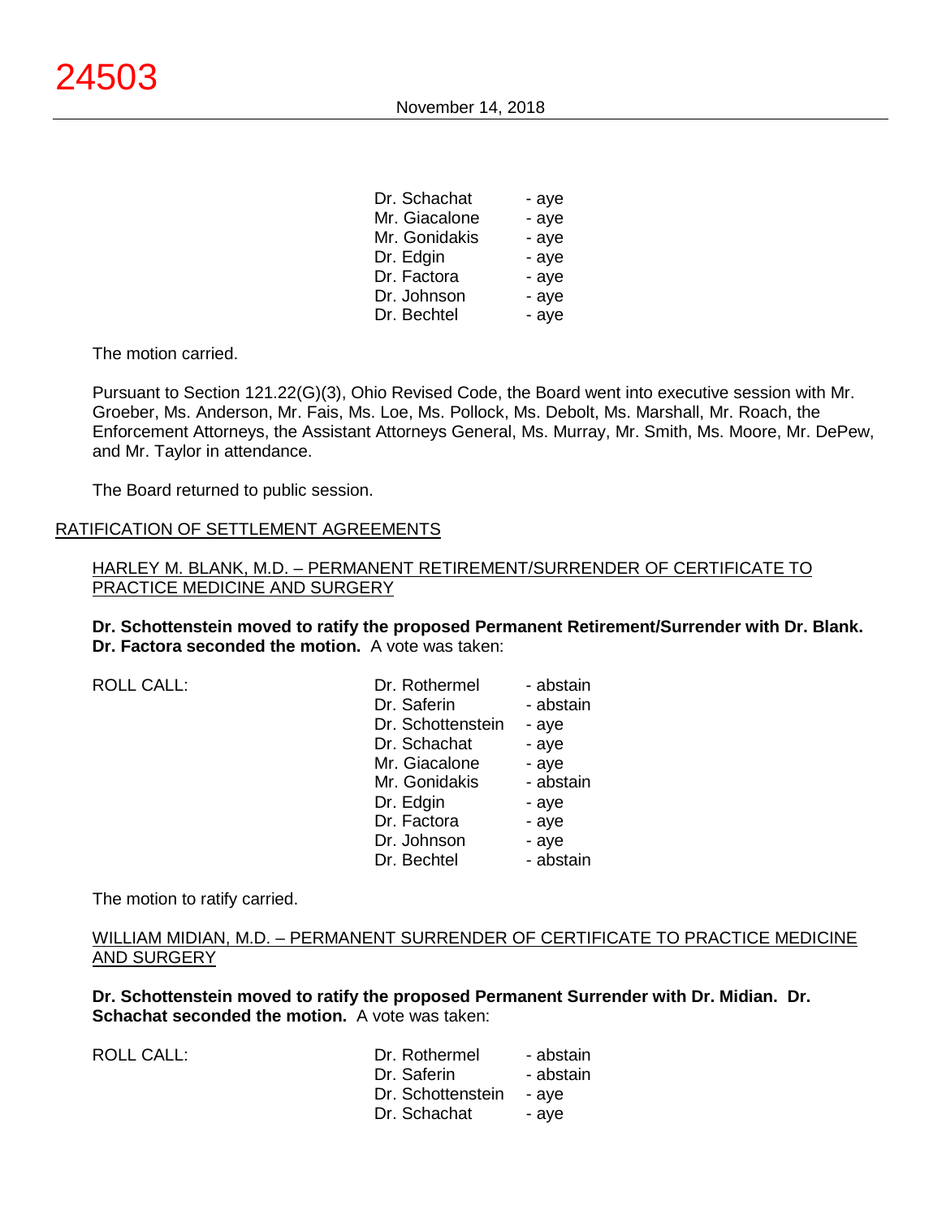| | |
|---|---|
| Dr. Schachat | - aye |
| Mr. Giacalone | - aye |
| Mr. Gonidakis | - aye |
| Dr. Edgin | - aye |
| Dr. Factora | - aye |
| Dr. Johnson | - aye |
| Dr. Bechtel | - aye |

The motion carried.

Pursuant to Section 121.22(G)(3), Ohio Revised Code, the Board went into executive session with Mr. Groeber, Ms. Anderson, Mr. Fais, Ms. Loe, Ms. Pollock, Ms. Debolt, Ms. Marshall, Mr. Roach, the Enforcement Attorneys, the Assistant Attorneys General, Ms. Murray, Mr. Smith, Ms. Moore, Mr. DePew, and Mr. Taylor in attendance.

The Board returned to public session.

## RATIFICATION OF SETTLEMENT AGREEMENTS

### HARLEY M. BLANK, M.D. – PERMANENT RETIREMENT/SURRENDER OF CERTIFICATE TO PRACTICE MEDICINE AND SURGERY

**Dr. Schottenstein moved to ratify the proposed Permanent Retirement/Surrender with Dr. Blank. Dr. Factora seconded the motion.** A vote was taken:

| ROLL CALL: | | |
|---|---|---|
| | Dr. Rothermel | - abstain |
| | Dr. Saferin | - abstain |
| | Dr. Schottenstein | - aye |
| | Dr. Schachat | - aye |
| | Mr. Giacalone | - aye |
| | Mr. Gonidakis | - abstain |
| | Dr. Edgin | - aye |
| | Dr. Factora | - aye |
| | Dr. Johnson | - aye |
| | Dr. Bechtel | - abstain |

The motion to ratify carried.

### WILLIAM MIDIAN, M.D. – PERMANENT SURRENDER OF CERTIFICATE TO PRACTICE MEDICINE AND SURGERY

**Dr. Schottenstein moved to ratify the proposed Permanent Surrender with Dr. Midian. Dr. Schachat seconded the motion.** A vote was taken:

| ROLL CALL: | | |
|---|---|---|
| | Dr. Rothermel | - abstain |
| | Dr. Saferin | - abstain |
| | Dr. Schottenstein | - aye |
| | Dr. Schachat | - aye |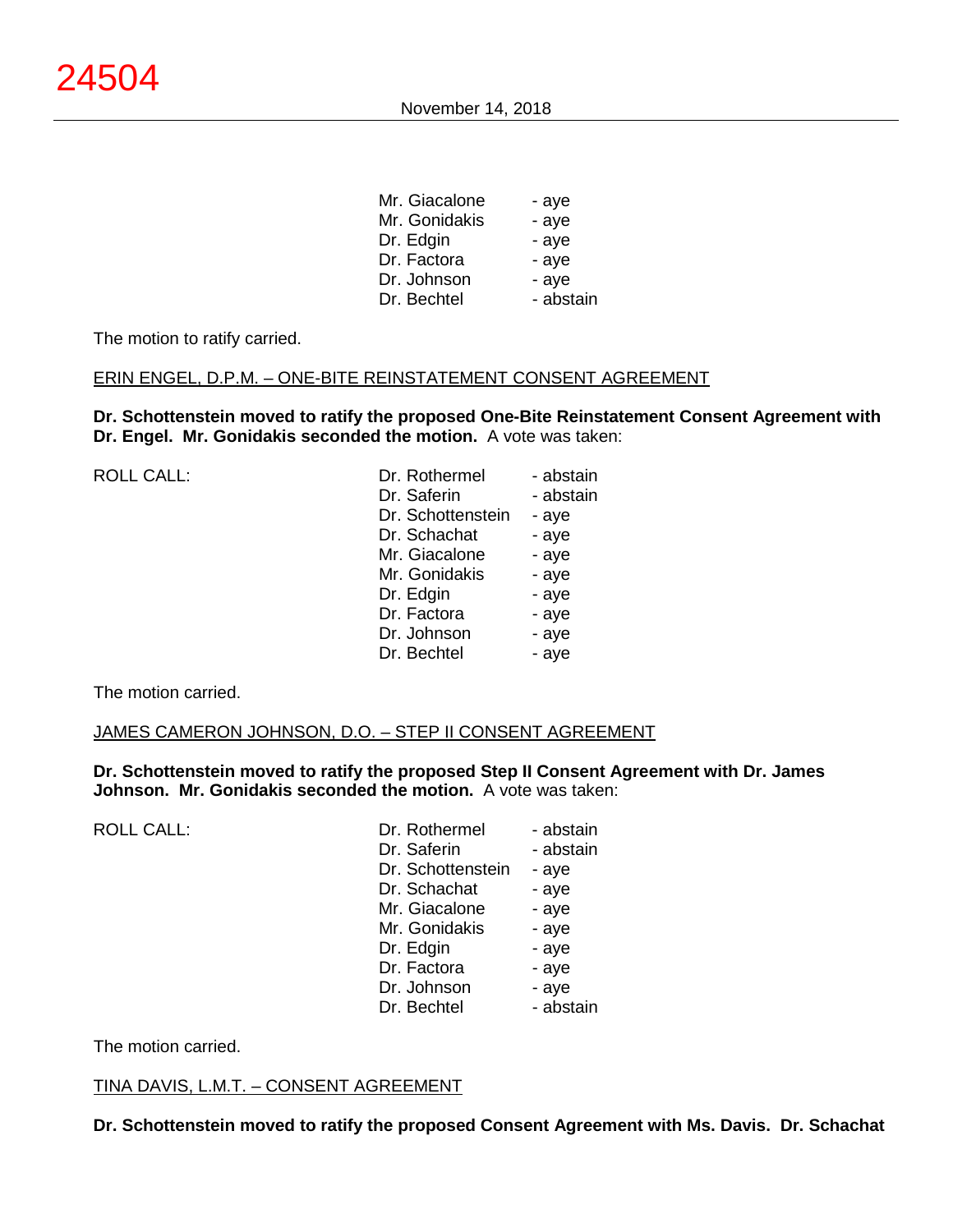| | | |
|---|---|---|
| | Mr. Giacalone | - aye |
| | Mr. Gonidakis | - aye |
| | Dr. Edgin | - aye |
| | Dr. Factora | - aye |
| | Dr. Johnson | - aye |
| | Dr. Bechtel | - abstain |

The motion to ratify carried.

ERIN ENGEL, D.P.M. – ONE-BITE REINSTATEMENT CONSENT AGREEMENT

**Dr. Schottenstein moved to ratify the proposed One-Bite Reinstatement Consent Agreement with Dr. Engel. Mr. Gonidakis seconded the motion.** A vote was taken:

| | | |
|---|---|---|
| ROLL CALL: | Dr. Rothermel | - abstain |
| | Dr. Saferin | - abstain |
| | Dr. Schottenstein | - aye |
| | Dr. Schachat | - aye |
| | Mr. Giacalone | - aye |
| | Mr. Gonidakis | - aye |
| | Dr. Edgin | - aye |
| | Dr. Factora | - aye |
| | Dr. Johnson | - aye |
| | Dr. Bechtel | - aye |

The motion carried.

JAMES CAMERON JOHNSON, D.O. – STEP II CONSENT AGREEMENT

**Dr. Schottenstein moved to ratify the proposed Step II Consent Agreement with Dr. James Johnson. Mr. Gonidakis seconded the motion.** A vote was taken:

| | | |
|---|---|---|
| ROLL CALL: | Dr. Rothermel | - abstain |
| | Dr. Saferin | - abstain |
| | Dr. Schottenstein | - aye |
| | Dr. Schachat | - aye |
| | Mr. Giacalone | - aye |
| | Mr. Gonidakis | - aye |
| | Dr. Edgin | - aye |
| | Dr. Factora | - aye |
| | Dr. Johnson | - aye |
| | Dr. Bechtel | - abstain |

The motion carried.

TINA DAVIS, L.M.T. – CONSENT AGREEMENT

**Dr. Schottenstein moved to ratify the proposed Consent Agreement with Ms. Davis. Dr. Schachat**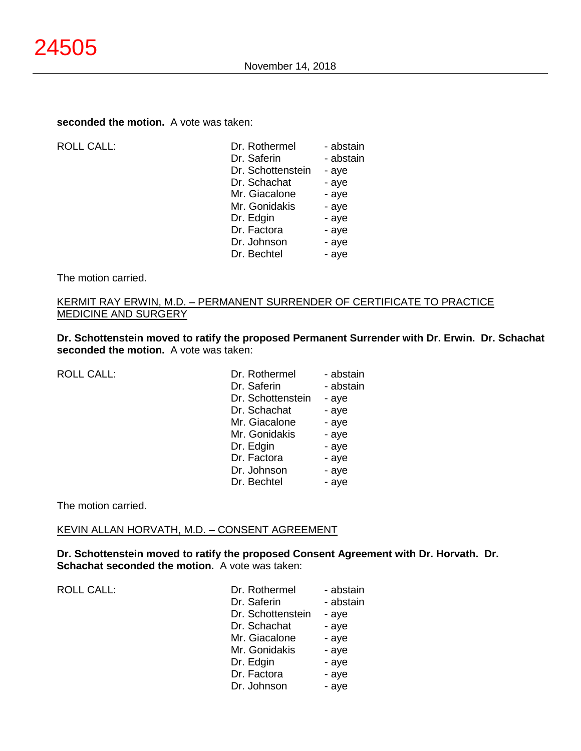**seconded the motion.** A vote was taken:

| ROLL CALL: | Dr. Rothermel | - abstain |
|---|---|---|
| | Dr. Saferin | - abstain |
| | Dr. Schottenstein | - aye |
| | Dr. Schachat | - aye |
| | Mr. Giacalone | - aye |
| | Mr. Gonidakis | - aye |
| | Dr. Edgin | - aye |
| | Dr. Factora | - aye |
| | Dr. Johnson | - aye |
| | Dr. Bechtel | - aye |

The motion carried.

<u>KERMIT RAY ERWIN, M.D. – PERMANENT SURRENDER OF CERTIFICATE TO PRACTICE MEDICINE AND SURGERY</u>

**Dr. Schottenstein moved to ratify the proposed Permanent Surrender with Dr. Erwin. Dr. Schachat seconded the motion.** A vote was taken:

| ROLL CALL: | Dr. Rothermel | - abstain |
|---|---|---|
| | Dr. Saferin | - abstain |
| | Dr. Schottenstein | - aye |
| | Dr. Schachat | - aye |
| | Mr. Giacalone | - aye |
| | Mr. Gonidakis | - aye |
| | Dr. Edgin | - aye |
| | Dr. Factora | - aye |
| | Dr. Johnson | - aye |
| | Dr. Bechtel | - aye |

The motion carried.

<u>KEVIN ALLAN HORVATH, M.D. – CONSENT AGREEMENT</u>

**Dr. Schottenstein moved to ratify the proposed Consent Agreement with Dr. Horvath. Dr. Schachat seconded the motion.** A vote was taken:

| ROLL CALL: | Dr. Rothermel | - abstain |
|---|---|---|
| | Dr. Saferin | - abstain |
| | Dr. Schottenstein | - aye |
| | Dr. Schachat | - aye |
| | Mr. Giacalone | - aye |
| | Mr. Gonidakis | - aye |
| | Dr. Edgin | - aye |
| | Dr. Factora | - aye |
| | Dr. Johnson | - aye |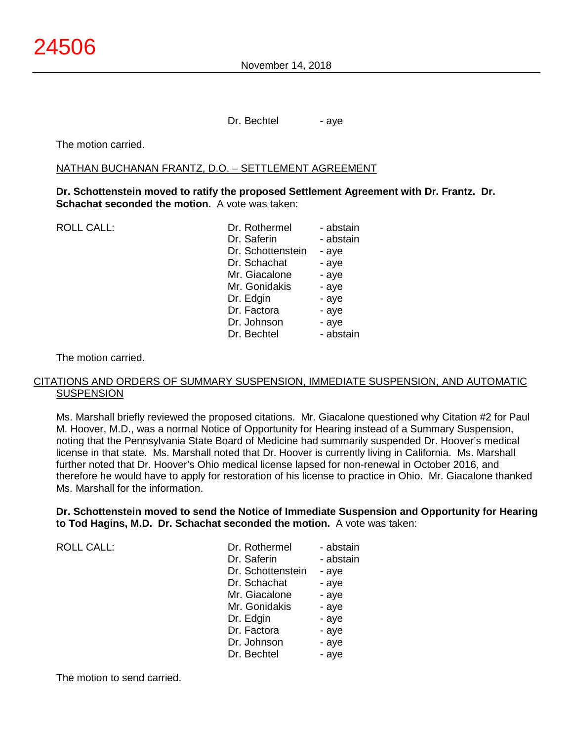Dr. Bechtel - aye

The motion carried.

NATHAN BUCHANAN FRANTZ, D.O. – SETTLEMENT AGREEMENT

**Dr. Schottenstein moved to ratify the proposed Settlement Agreement with Dr. Frantz. Dr. Schachat seconded the motion.** A vote was taken:

| ROLL CALL: | | |
|---|---|---|
| | Dr. Rothermel | - abstain |
| | Dr. Saferin | - abstain |
| | Dr. Schottenstein | - aye |
| | Dr. Schachat | - aye |
| | Mr. Giacalone | - aye |
| | Mr. Gonidakis | - aye |
| | Dr. Edgin | - aye |
| | Dr. Factora | - aye |
| | Dr. Johnson | - aye |
| | Dr. Bechtel | - abstain |

The motion carried.

CITATIONS AND ORDERS OF SUMMARY SUSPENSION, IMMEDIATE SUSPENSION, AND AUTOMATIC SUSPENSION

Ms. Marshall briefly reviewed the proposed citations. Mr. Giacalone questioned why Citation #2 for Paul M. Hoover, M.D., was a normal Notice of Opportunity for Hearing instead of a Summary Suspension, noting that the Pennsylvania State Board of Medicine had summarily suspended Dr. Hoover's medical license in that state. Ms. Marshall noted that Dr. Hoover is currently living in California. Ms. Marshall further noted that Dr. Hoover's Ohio medical license lapsed for non-renewal in October 2016, and therefore he would have to apply for restoration of his license to practice in Ohio. Mr. Giacalone thanked Ms. Marshall for the information.

**Dr. Schottenstein moved to send the Notice of Immediate Suspension and Opportunity for Hearing to Tod Hagins, M.D. Dr. Schachat seconded the motion.** A vote was taken:

| ROLL CALL: | | |
|---|---|---|
| | Dr. Rothermel | - abstain |
| | Dr. Saferin | - abstain |
| | Dr. Schottenstein | - aye |
| | Dr. Schachat | - aye |
| | Mr. Giacalone | - aye |
| | Mr. Gonidakis | - aye |
| | Dr. Edgin | - aye |
| | Dr. Factora | - aye |
| | Dr. Johnson | - aye |
| | Dr. Bechtel | - aye |

The motion to send carried.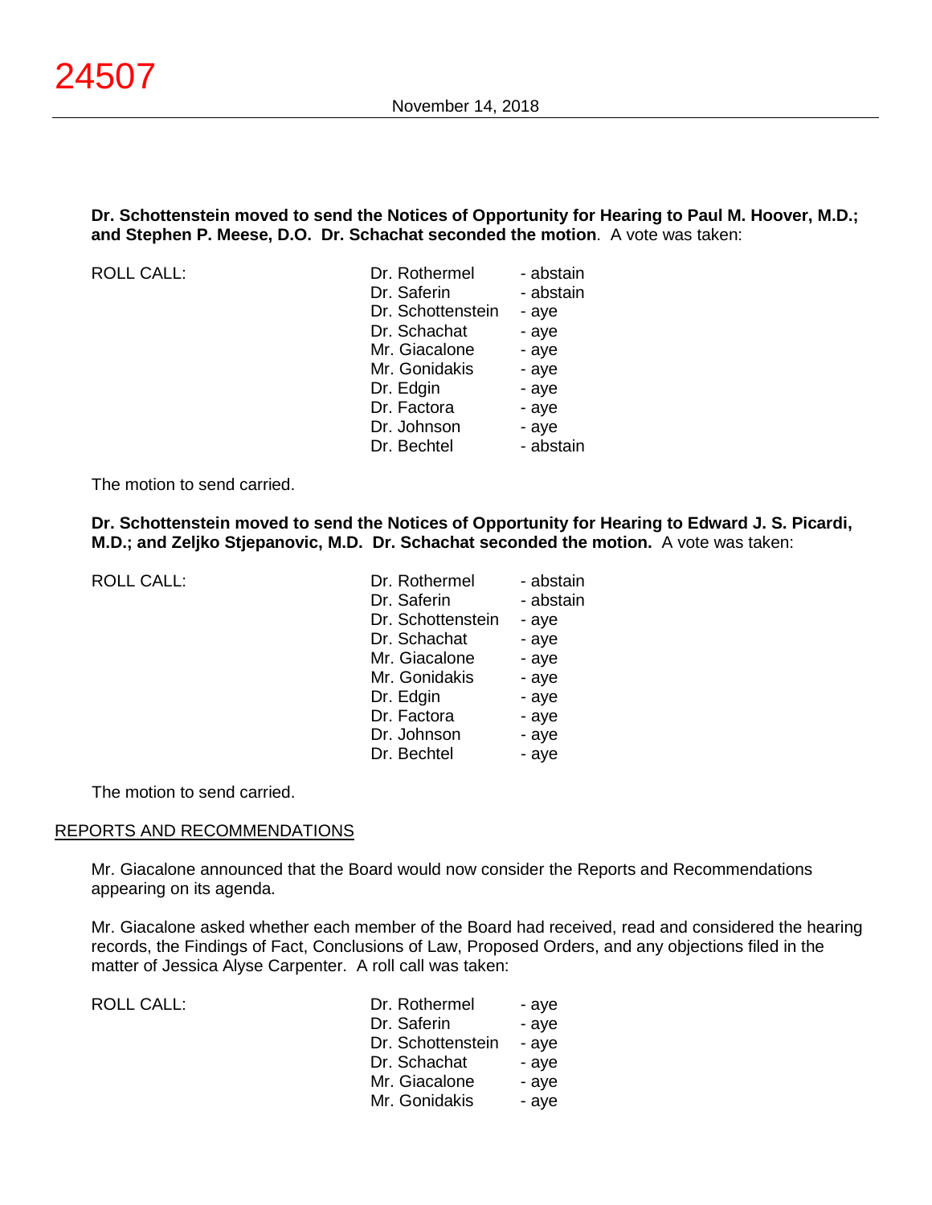**Dr. Schottenstein moved to send the Notices of Opportunity for Hearing to Paul M. Hoover, M.D.; and Stephen P. Meese, D.O. Dr. Schachat seconded the motion**. A vote was taken:

ROLL CALL:

| | |
|---|---|
| Dr. Rothermel | - abstain |
| Dr. Saferin | - abstain |
| Dr. Schottenstein | - aye |
| Dr. Schachat | - aye |
| Mr. Giacalone | - aye |
| Mr. Gonidakis | - aye |
| Dr. Edgin | - aye |
| Dr. Factora | - aye |
| Dr. Johnson | - aye |
| Dr. Bechtel | - abstain |

The motion to send carried.

**Dr. Schottenstein moved to send the Notices of Opportunity for Hearing to Edward J. S. Picardi, M.D.; and Zeljko Stjepanovic, M.D. Dr. Schachat seconded the motion.** A vote was taken:

ROLL CALL:

| | |
|---|---|
| Dr. Rothermel | - abstain |
| Dr. Saferin | - abstain |
| Dr. Schottenstein | - aye |
| Dr. Schachat | - aye |
| Mr. Giacalone | - aye |
| Mr. Gonidakis | - aye |
| Dr. Edgin | - aye |
| Dr. Factora | - aye |
| Dr. Johnson | - aye |
| Dr. Bechtel | - aye |

The motion to send carried.

## REPORTS AND RECOMMENDATIONS

Mr. Giacalone announced that the Board would now consider the Reports and Recommendations appearing on its agenda.

Mr. Giacalone asked whether each member of the Board had received, read and considered the hearing records, the Findings of Fact, Conclusions of Law, Proposed Orders, and any objections filed in the matter of Jessica Alyse Carpenter. A roll call was taken:

ROLL CALL:

| | |
|---|---|
| Dr. Rothermel | - aye |
| Dr. Saferin | - aye |
| Dr. Schottenstein | - aye |
| Dr. Schachat | - aye |
| Mr. Giacalone | - aye |
| Mr. Gonidakis | - aye |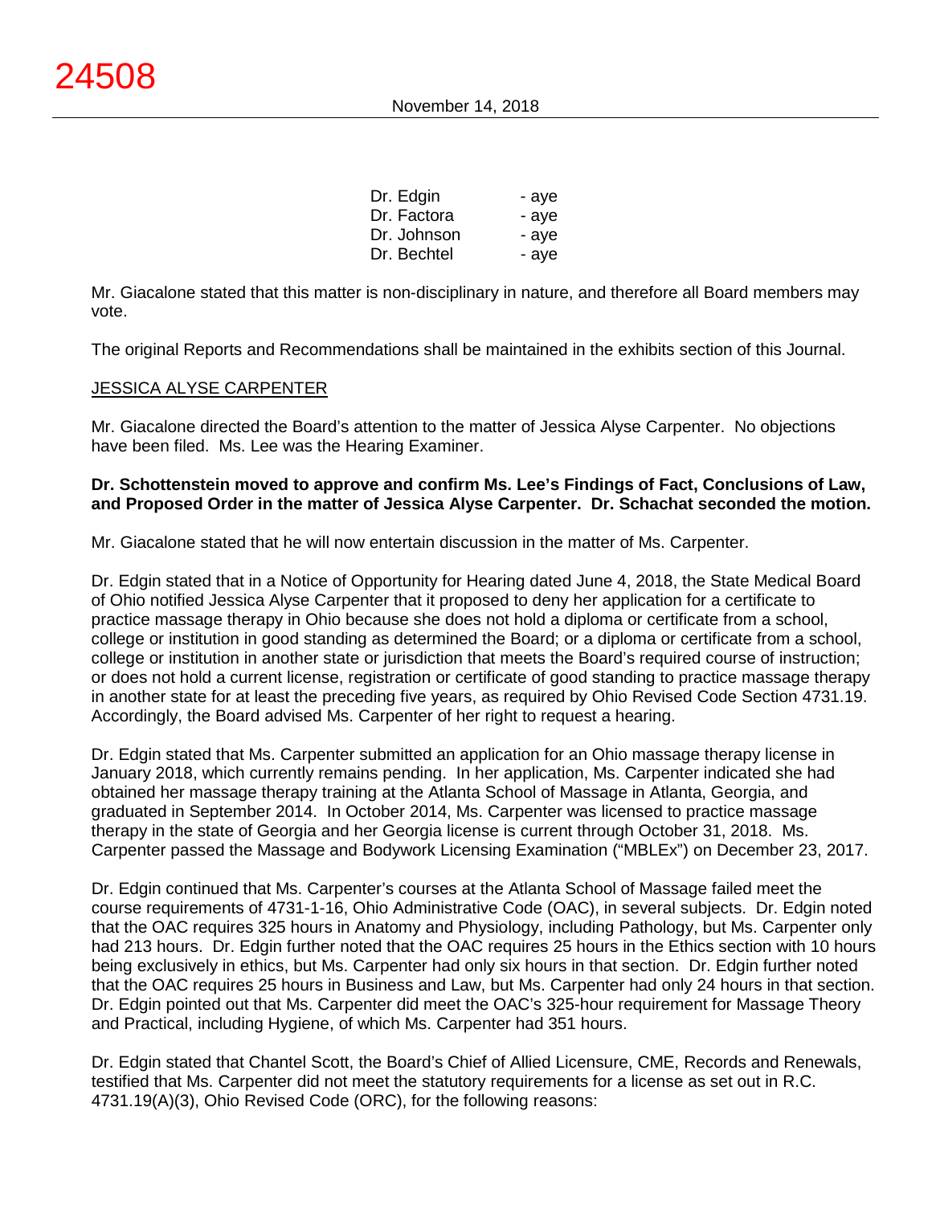| | |
|---|---|
| Dr. Edgin | - aye |
| Dr. Factora | - aye |
| Dr. Johnson | - aye |
| Dr. Bechtel | - aye |

Mr. Giacalone stated that this matter is non-disciplinary in nature, and therefore all Board members may vote.

The original Reports and Recommendations shall be maintained in the exhibits section of this Journal.

JESSICA ALYSE CARPENTER

Mr. Giacalone directed the Board's attention to the matter of Jessica Alyse Carpenter. No objections have been filed. Ms. Lee was the Hearing Examiner.

**Dr. Schottenstein moved to approve and confirm Ms. Lee's Findings of Fact, Conclusions of Law, and Proposed Order in the matter of Jessica Alyse Carpenter. Dr. Schachat seconded the motion.**

Mr. Giacalone stated that he will now entertain discussion in the matter of Ms. Carpenter.

Dr. Edgin stated that in a Notice of Opportunity for Hearing dated June 4, 2018, the State Medical Board of Ohio notified Jessica Alyse Carpenter that it proposed to deny her application for a certificate to practice massage therapy in Ohio because she does not hold a diploma or certificate from a school, college or institution in good standing as determined the Board; or a diploma or certificate from a school, college or institution in another state or jurisdiction that meets the Board's required course of instruction; or does not hold a current license, registration or certificate of good standing to practice massage therapy in another state for at least the preceding five years, as required by Ohio Revised Code Section 4731.19. Accordingly, the Board advised Ms. Carpenter of her right to request a hearing.

Dr. Edgin stated that Ms. Carpenter submitted an application for an Ohio massage therapy license in January 2018, which currently remains pending. In her application, Ms. Carpenter indicated she had obtained her massage therapy training at the Atlanta School of Massage in Atlanta, Georgia, and graduated in September 2014. In October 2014, Ms. Carpenter was licensed to practice massage therapy in the state of Georgia and her Georgia license is current through October 31, 2018. Ms. Carpenter passed the Massage and Bodywork Licensing Examination ("MBLEx") on December 23, 2017.

Dr. Edgin continued that Ms. Carpenter's courses at the Atlanta School of Massage failed meet the course requirements of 4731-1-16, Ohio Administrative Code (OAC), in several subjects. Dr. Edgin noted that the OAC requires 325 hours in Anatomy and Physiology, including Pathology, but Ms. Carpenter only had 213 hours. Dr. Edgin further noted that the OAC requires 25 hours in the Ethics section with 10 hours being exclusively in ethics, but Ms. Carpenter had only six hours in that section. Dr. Edgin further noted that the OAC requires 25 hours in Business and Law, but Ms. Carpenter had only 24 hours in that section. Dr. Edgin pointed out that Ms. Carpenter did meet the OAC's 325-hour requirement for Massage Theory and Practical, including Hygiene, of which Ms. Carpenter had 351 hours.

Dr. Edgin stated that Chantel Scott, the Board's Chief of Allied Licensure, CME, Records and Renewals, testified that Ms. Carpenter did not meet the statutory requirements for a license as set out in R.C. 4731.19(A)(3), Ohio Revised Code (ORC), for the following reasons: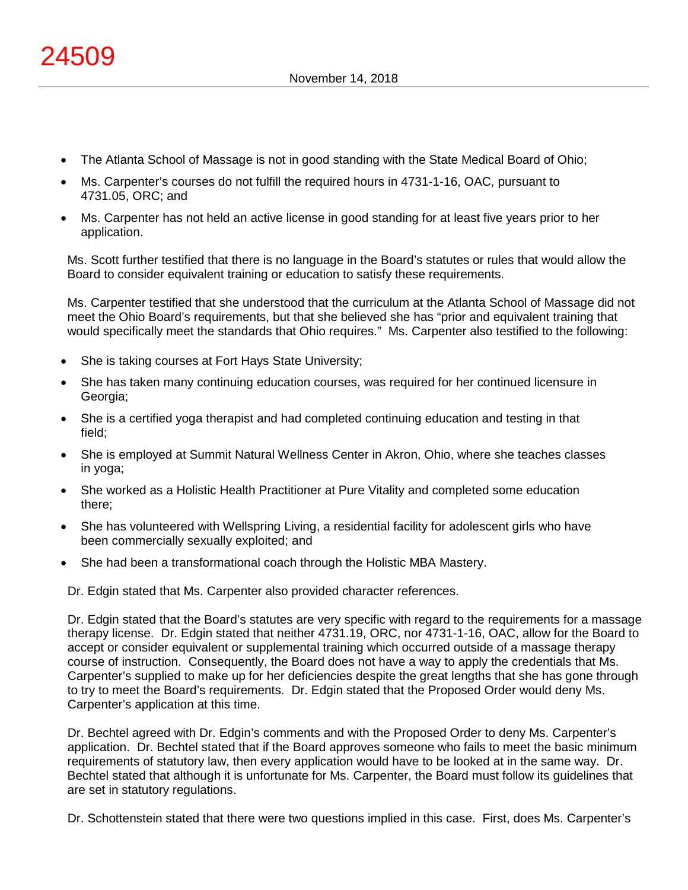- The Atlanta School of Massage is not in good standing with the State Medical Board of Ohio;
- Ms. Carpenter's courses do not fulfill the required hours in 4731-1-16, OAC, pursuant to 4731.05, ORC; and
- Ms. Carpenter has not held an active license in good standing for at least five years prior to her application.

Ms. Scott further testified that there is no language in the Board's statutes or rules that would allow the Board to consider equivalent training or education to satisfy these requirements.

Ms. Carpenter testified that she understood that the curriculum at the Atlanta School of Massage did not meet the Ohio Board's requirements, but that she believed she has "prior and equivalent training that would specifically meet the standards that Ohio requires." Ms. Carpenter also testified to the following:

- She is taking courses at Fort Hays State University;
- She has taken many continuing education courses, was required for her continued licensure in Georgia;
- She is a certified yoga therapist and had completed continuing education and testing in that field;
- She is employed at Summit Natural Wellness Center in Akron, Ohio, where she teaches classes in yoga;
- She worked as a Holistic Health Practitioner at Pure Vitality and completed some education there;
- She has volunteered with Wellspring Living, a residential facility for adolescent girls who have been commercially sexually exploited; and
- She had been a transformational coach through the Holistic MBA Mastery.

Dr. Edgin stated that Ms. Carpenter also provided character references.

Dr. Edgin stated that the Board's statutes are very specific with regard to the requirements for a massage therapy license. Dr. Edgin stated that neither 4731.19, ORC, nor 4731-1-16, OAC, allow for the Board to accept or consider equivalent or supplemental training which occurred outside of a massage therapy course of instruction. Consequently, the Board does not have a way to apply the credentials that Ms. Carpenter's supplied to make up for her deficiencies despite the great lengths that she has gone through to try to meet the Board's requirements. Dr. Edgin stated that the Proposed Order would deny Ms. Carpenter's application at this time.

Dr. Bechtel agreed with Dr. Edgin's comments and with the Proposed Order to deny Ms. Carpenter's application. Dr. Bechtel stated that if the Board approves someone who fails to meet the basic minimum requirements of statutory law, then every application would have to be looked at in the same way. Dr. Bechtel stated that although it is unfortunate for Ms. Carpenter, the Board must follow its guidelines that are set in statutory regulations.

Dr. Schottenstein stated that there were two questions implied in this case. First, does Ms. Carpenter's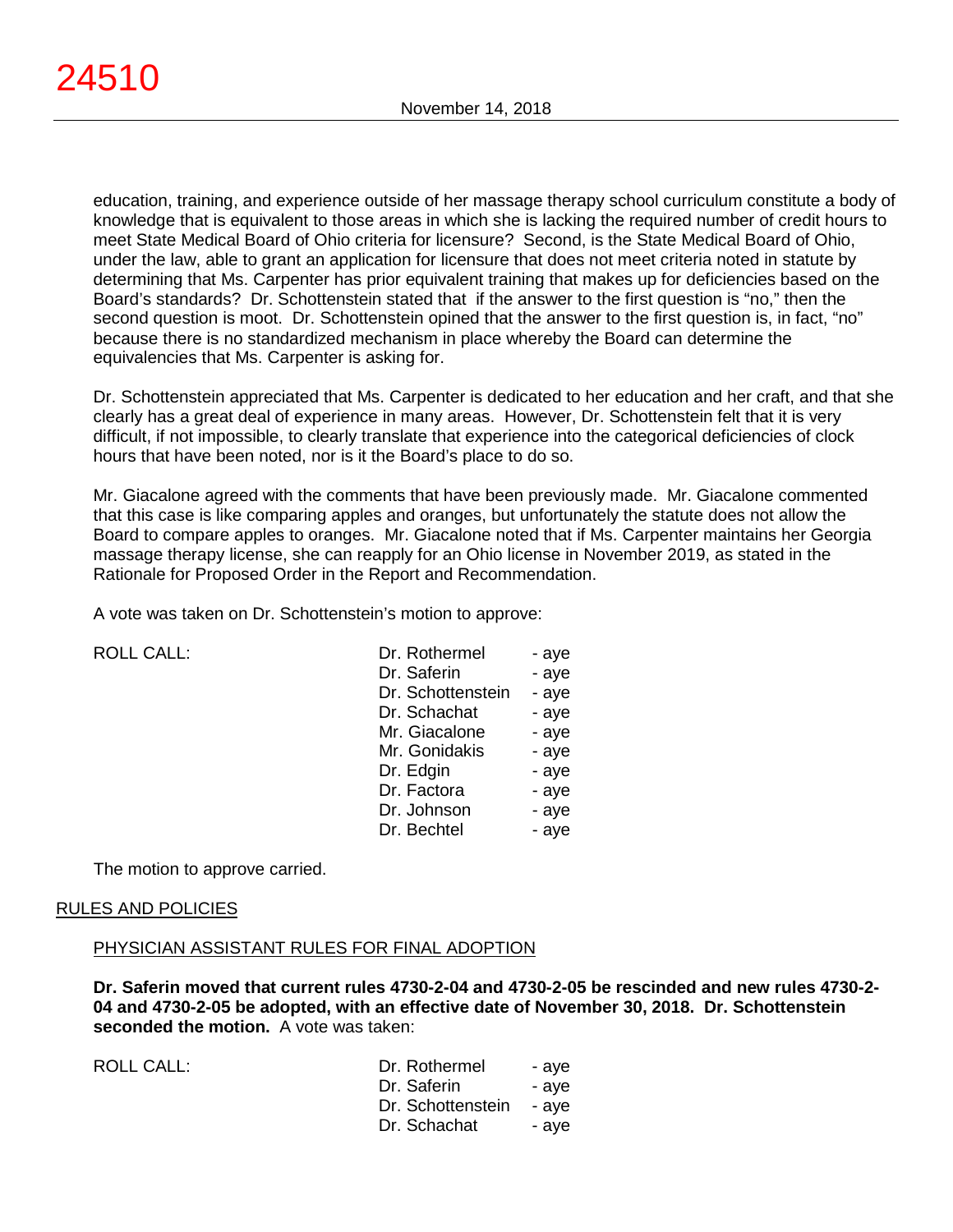education, training, and experience outside of her massage therapy school curriculum constitute a body of knowledge that is equivalent to those areas in which she is lacking the required number of credit hours to meet State Medical Board of Ohio criteria for licensure? Second, is the State Medical Board of Ohio, under the law, able to grant an application for licensure that does not meet criteria noted in statute by determining that Ms. Carpenter has prior equivalent training that makes up for deficiencies based on the Board's standards? Dr. Schottenstein stated that if the answer to the first question is "no," then the second question is moot. Dr. Schottenstein opined that the answer to the first question is, in fact, "no" because there is no standardized mechanism in place whereby the Board can determine the equivalencies that Ms. Carpenter is asking for.

Dr. Schottenstein appreciated that Ms. Carpenter is dedicated to her education and her craft, and that she clearly has a great deal of experience in many areas. However, Dr. Schottenstein felt that it is very difficult, if not impossible, to clearly translate that experience into the categorical deficiencies of clock hours that have been noted, nor is it the Board's place to do so.

Mr. Giacalone agreed with the comments that have been previously made. Mr. Giacalone commented that this case is like comparing apples and oranges, but unfortunately the statute does not allow the Board to compare apples to oranges. Mr. Giacalone noted that if Ms. Carpenter maintains her Georgia massage therapy license, she can reapply for an Ohio license in November 2019, as stated in the Rationale for Proposed Order in the Report and Recommendation.

A vote was taken on Dr. Schottenstein's motion to approve:

| ROLL CALL: | Dr. Rothermel | - aye |
|---|---|---|
| | Dr. Saferin | - aye |
| | Dr. Schottenstein | - aye |
| | Dr. Schachat | - aye |
| | Mr. Giacalone | - aye |
| | Mr. Gonidakis | - aye |
| | Dr. Edgin | - aye |
| | Dr. Factora | - aye |
| | Dr. Johnson | - aye |
| | Dr. Bechtel | - aye |

The motion to approve carried.

## RULES AND POLICIES

### PHYSICIAN ASSISTANT RULES FOR FINAL ADOPTION

**Dr. Saferin moved that current rules 4730-2-04 and 4730-2-05 be rescinded and new rules 4730-2-04 and 4730-2-05 be adopted, with an effective date of November 30, 2018. Dr. Schottenstein seconded the motion.** A vote was taken:

| ROLL CALL: | Dr. Rothermel | - aye |
|---|---|---|
| | Dr. Saferin | - aye |
| | Dr. Schottenstein | - aye |
| | Dr. Schachat | - aye |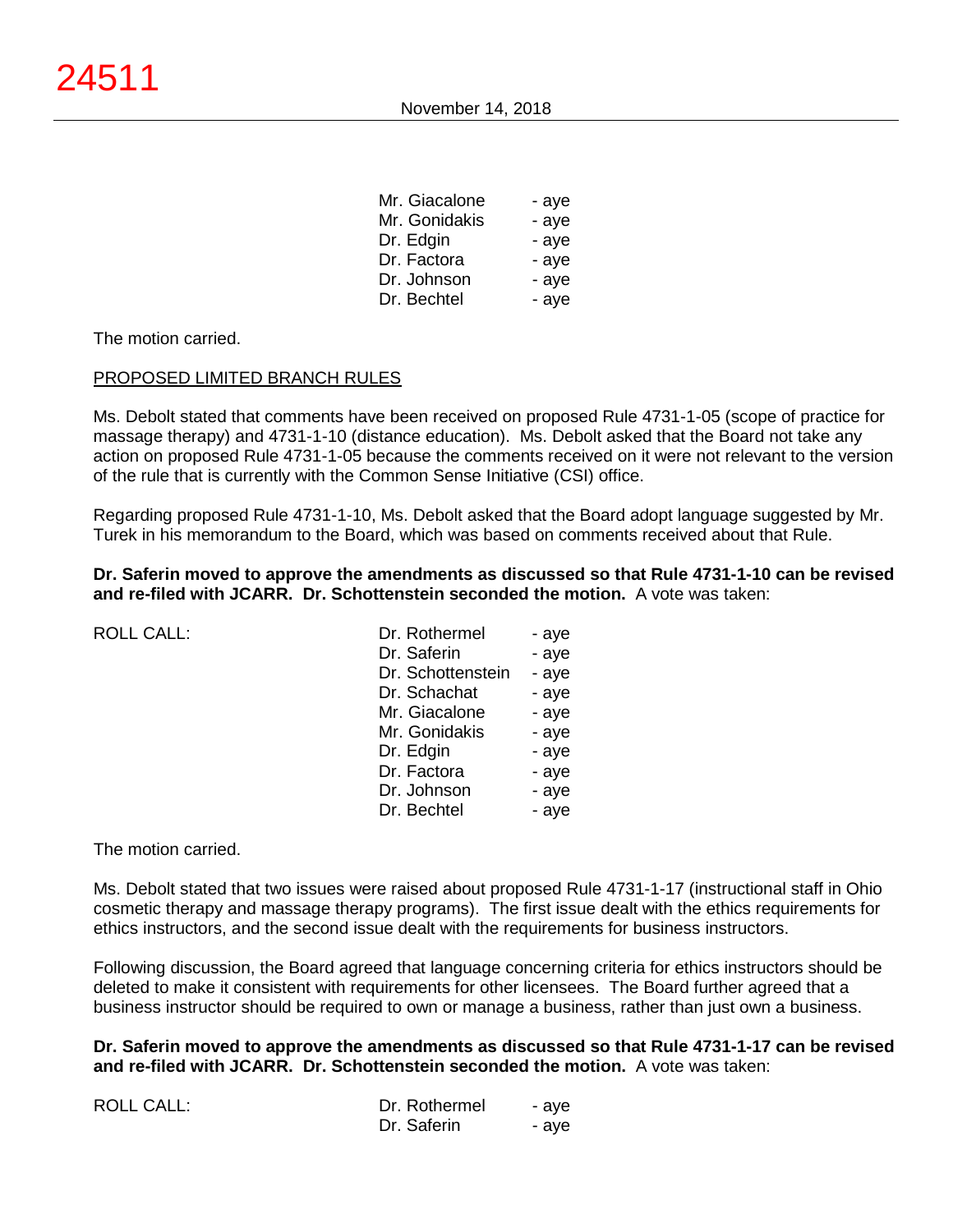| | | |
|---|---|---|
| | Mr. Giacalone | - aye |
| | Mr. Gonidakis | - aye |
| | Dr. Edgin | - aye |
| | Dr. Factora | - aye |
| | Dr. Johnson | - aye |
| | Dr. Bechtel | - aye |

The motion carried.

PROPOSED LIMITED BRANCH RULES

Ms. Debolt stated that comments have been received on proposed Rule 4731-1-05 (scope of practice for massage therapy) and 4731-1-10 (distance education). Ms. Debolt asked that the Board not take any action on proposed Rule 4731-1-05 because the comments received on it were not relevant to the version of the rule that is currently with the Common Sense Initiative (CSI) office.

Regarding proposed Rule 4731-1-10, Ms. Debolt asked that the Board adopt language suggested by Mr. Turek in his memorandum to the Board, which was based on comments received about that Rule.

**Dr. Saferin moved to approve the amendments as discussed so that Rule 4731-1-10 can be revised and re-filed with JCARR. Dr. Schottenstein seconded the motion.** A vote was taken:

| | | |
|---|---|---|
| ROLL CALL: | Dr. Rothermel | - aye |
| | Dr. Saferin | - aye |
| | Dr. Schottenstein | - aye |
| | Dr. Schachat | - aye |
| | Mr. Giacalone | - aye |
| | Mr. Gonidakis | - aye |
| | Dr. Edgin | - aye |
| | Dr. Factora | - aye |
| | Dr. Johnson | - aye |
| | Dr. Bechtel | - aye |

The motion carried.

Ms. Debolt stated that two issues were raised about proposed Rule 4731-1-17 (instructional staff in Ohio cosmetic therapy and massage therapy programs). The first issue dealt with the ethics requirements for ethics instructors, and the second issue dealt with the requirements for business instructors.

Following discussion, the Board agreed that language concerning criteria for ethics instructors should be deleted to make it consistent with requirements for other licensees. The Board further agreed that a business instructor should be required to own or manage a business, rather than just own a business.

**Dr. Saferin moved to approve the amendments as discussed so that Rule 4731-1-17 can be revised and re-filed with JCARR. Dr. Schottenstein seconded the motion.** A vote was taken:

| | | |
|---|---|---|
| ROLL CALL: | Dr. Rothermel | - aye |
| | Dr. Saferin | - aye |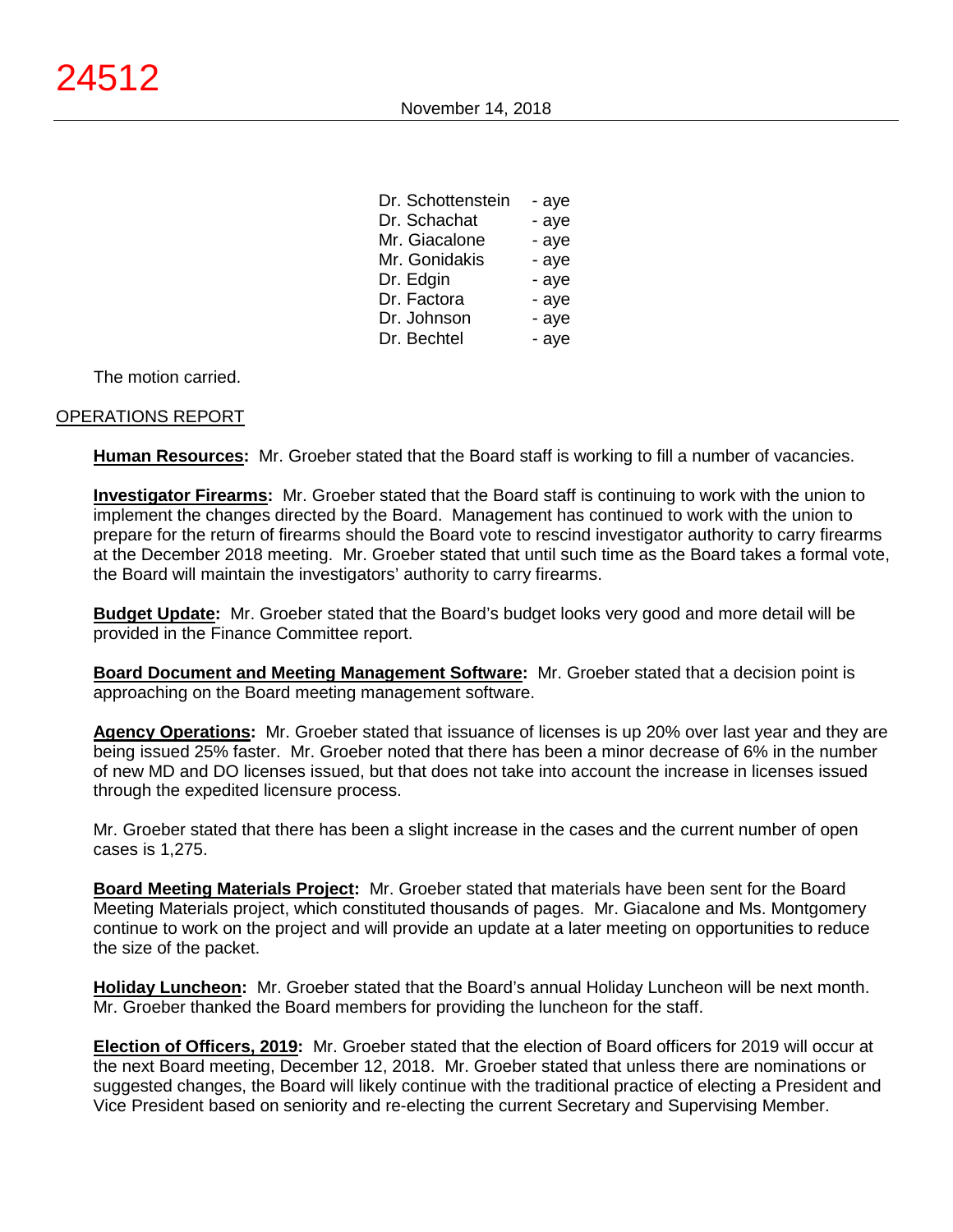| | |
|---|---|
| Dr. Schottenstein | - aye |
| Dr. Schachat | - aye |
| Mr. Giacalone | - aye |
| Mr. Gonidakis | - aye |
| Dr. Edgin | - aye |
| Dr. Factora | - aye |
| Dr. Johnson | - aye |
| Dr. Bechtel | - aye |

The motion carried.

## OPERATIONS REPORT

**Human Resources:** Mr. Groeber stated that the Board staff is working to fill a number of vacancies.

**Investigator Firearms:** Mr. Groeber stated that the Board staff is continuing to work with the union to implement the changes directed by the Board. Management has continued to work with the union to prepare for the return of firearms should the Board vote to rescind investigator authority to carry firearms at the December 2018 meeting. Mr. Groeber stated that until such time as the Board takes a formal vote, the Board will maintain the investigators' authority to carry firearms.

**Budget Update:** Mr. Groeber stated that the Board's budget looks very good and more detail will be provided in the Finance Committee report.

**Board Document and Meeting Management Software:** Mr. Groeber stated that a decision point is approaching on the Board meeting management software.

**Agency Operations:** Mr. Groeber stated that issuance of licenses is up 20% over last year and they are being issued 25% faster. Mr. Groeber noted that there has been a minor decrease of 6% in the number of new MD and DO licenses issued, but that does not take into account the increase in licenses issued through the expedited licensure process.

Mr. Groeber stated that there has been a slight increase in the cases and the current number of open cases is 1,275.

**Board Meeting Materials Project:** Mr. Groeber stated that materials have been sent for the Board Meeting Materials project, which constituted thousands of pages. Mr. Giacalone and Ms. Montgomery continue to work on the project and will provide an update at a later meeting on opportunities to reduce the size of the packet.

**Holiday Luncheon:** Mr. Groeber stated that the Board's annual Holiday Luncheon will be next month. Mr. Groeber thanked the Board members for providing the luncheon for the staff.

**Election of Officers, 2019:** Mr. Groeber stated that the election of Board officers for 2019 will occur at the next Board meeting, December 12, 2018. Mr. Groeber stated that unless there are nominations or suggested changes, the Board will likely continue with the traditional practice of electing a President and Vice President based on seniority and re-electing the current Secretary and Supervising Member.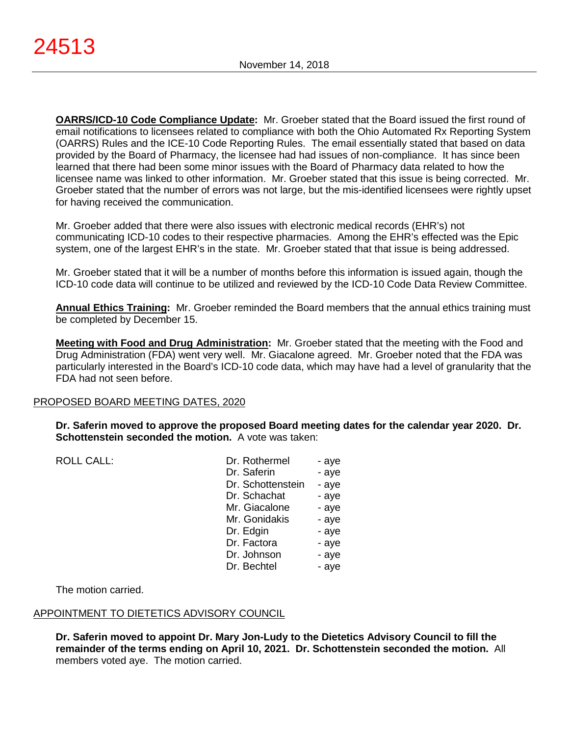**OARRS/ICD-10 Code Compliance Update:** Mr. Groeber stated that the Board issued the first round of email notifications to licensees related to compliance with both the Ohio Automated Rx Reporting System (OARRS) Rules and the ICE-10 Code Reporting Rules. The email essentially stated that based on data provided by the Board of Pharmacy, the licensee had had issues of non-compliance. It has since been learned that there had been some minor issues with the Board of Pharmacy data related to how the licensee name was linked to other information. Mr. Groeber stated that this issue is being corrected. Mr. Groeber stated that the number of errors was not large, but the mis-identified licensees were rightly upset for having received the communication.

Mr. Groeber added that there were also issues with electronic medical records (EHR's) not communicating ICD-10 codes to their respective pharmacies. Among the EHR's effected was the Epic system, one of the largest EHR's in the state. Mr. Groeber stated that that issue is being addressed.

Mr. Groeber stated that it will be a number of months before this information is issued again, though the ICD-10 code data will continue to be utilized and reviewed by the ICD-10 Code Data Review Committee.

**Annual Ethics Training:** Mr. Groeber reminded the Board members that the annual ethics training must be completed by December 15.

**Meeting with Food and Drug Administration:** Mr. Groeber stated that the meeting with the Food and Drug Administration (FDA) went very well. Mr. Giacalone agreed. Mr. Groeber noted that the FDA was particularly interested in the Board's ICD-10 code data, which may have had a level of granularity that the FDA had not seen before.

## PROPOSED BOARD MEETING DATES, 2020

**Dr. Saferin moved to approve the proposed Board meeting dates for the calendar year 2020. Dr. Schottenstein seconded the motion.** A vote was taken:

| ROLL CALL: | | |
|---|---|---|
| | Dr. Rothermel | - aye |
| | Dr. Saferin | - aye |
| | Dr. Schottenstein | - aye |
| | Dr. Schachat | - aye |
| | Mr. Giacalone | - aye |
| | Mr. Gonidakis | - aye |
| | Dr. Edgin | - aye |
| | Dr. Factora | - aye |
| | Dr. Johnson | - aye |
| | Dr. Bechtel | - aye |

The motion carried.

## APPOINTMENT TO DIETETICS ADVISORY COUNCIL

**Dr. Saferin moved to appoint Dr. Mary Jon-Ludy to the Dietetics Advisory Council to fill the remainder of the terms ending on April 10, 2021. Dr. Schottenstein seconded the motion.** All members voted aye. The motion carried.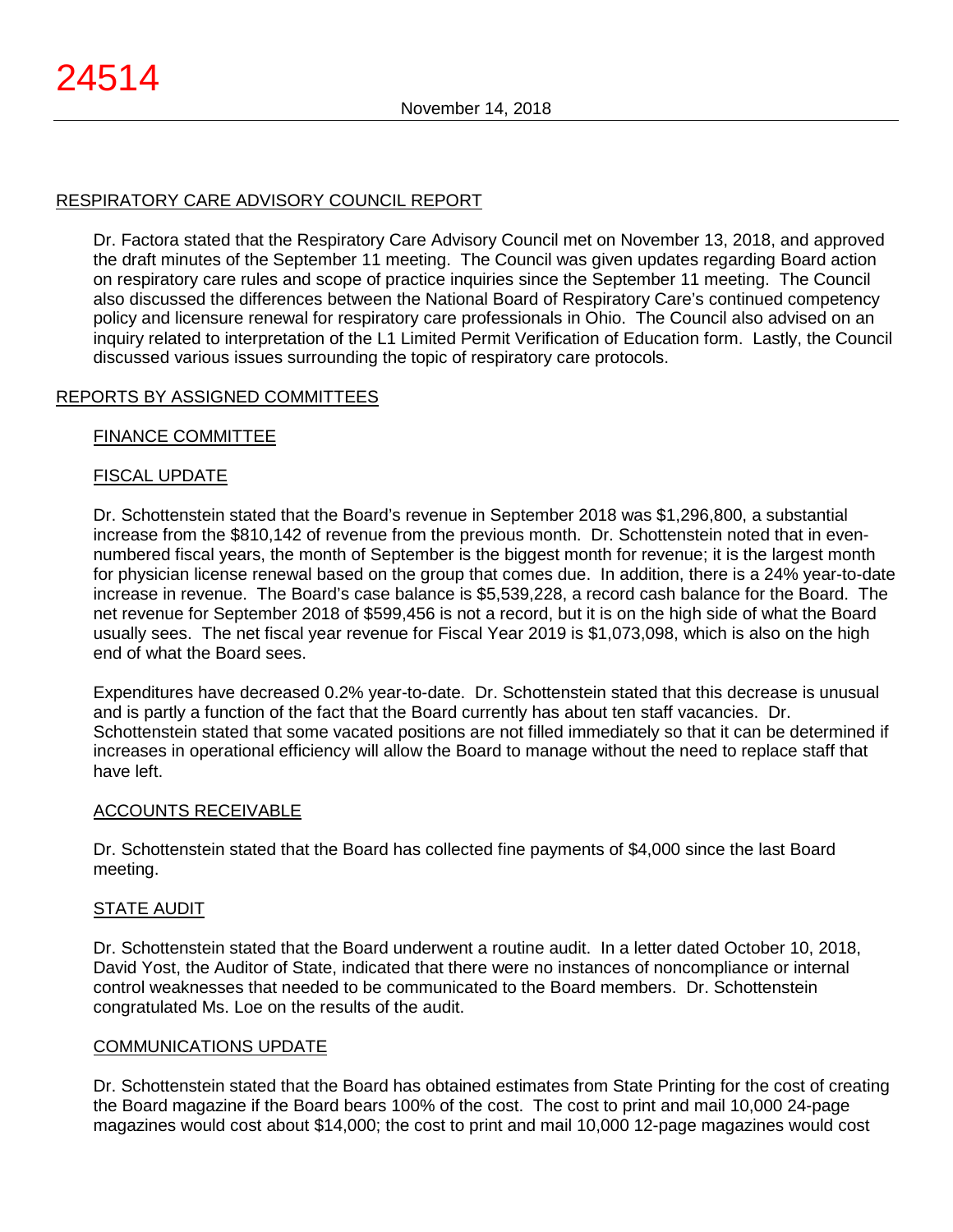## RESPIRATORY CARE ADVISORY COUNCIL REPORT

Dr. Factora stated that the Respiratory Care Advisory Council met on November 13, 2018, and approved the draft minutes of the September 11 meeting. The Council was given updates regarding Board action on respiratory care rules and scope of practice inquiries since the September 11 meeting. The Council also discussed the differences between the National Board of Respiratory Care's continued competency policy and licensure renewal for respiratory care professionals in Ohio. The Council also advised on an inquiry related to interpretation of the L1 Limited Permit Verification of Education form. Lastly, the Council discussed various issues surrounding the topic of respiratory care protocols.

## REPORTS BY ASSIGNED COMMITTEES

### FINANCE COMMITTEE

### FISCAL UPDATE

Dr. Schottenstein stated that the Board's revenue in September 2018 was $1,296,800, a substantial increase from the $810,142 of revenue from the previous month. Dr. Schottenstein noted that in even-numbered fiscal years, the month of September is the biggest month for revenue; it is the largest month for physician license renewal based on the group that comes due. In addition, there is a 24% year-to-date increase in revenue. The Board's case balance is $5,539,228, a record cash balance for the Board. The net revenue for September 2018 of $599,456 is not a record, but it is on the high side of what the Board usually sees. The net fiscal year revenue for Fiscal Year 2019 is $1,073,098, which is also on the high end of what the Board sees.

Expenditures have decreased 0.2% year-to-date. Dr. Schottenstein stated that this decrease is unusual and is partly a function of the fact that the Board currently has about ten staff vacancies. Dr. Schottenstein stated that some vacated positions are not filled immediately so that it can be determined if increases in operational efficiency will allow the Board to manage without the need to replace staff that have left.

### ACCOUNTS RECEIVABLE

Dr. Schottenstein stated that the Board has collected fine payments of $4,000 since the last Board meeting.

### STATE AUDIT

Dr. Schottenstein stated that the Board underwent a routine audit. In a letter dated October 10, 2018, David Yost, the Auditor of State, indicated that there were no instances of noncompliance or internal control weaknesses that needed to be communicated to the Board members. Dr. Schottenstein congratulated Ms. Loe on the results of the audit.

### COMMUNICATIONS UPDATE

Dr. Schottenstein stated that the Board has obtained estimates from State Printing for the cost of creating the Board magazine if the Board bears 100% of the cost. The cost to print and mail 10,000 24-page magazines would cost about $14,000; the cost to print and mail 10,000 12-page magazines would cost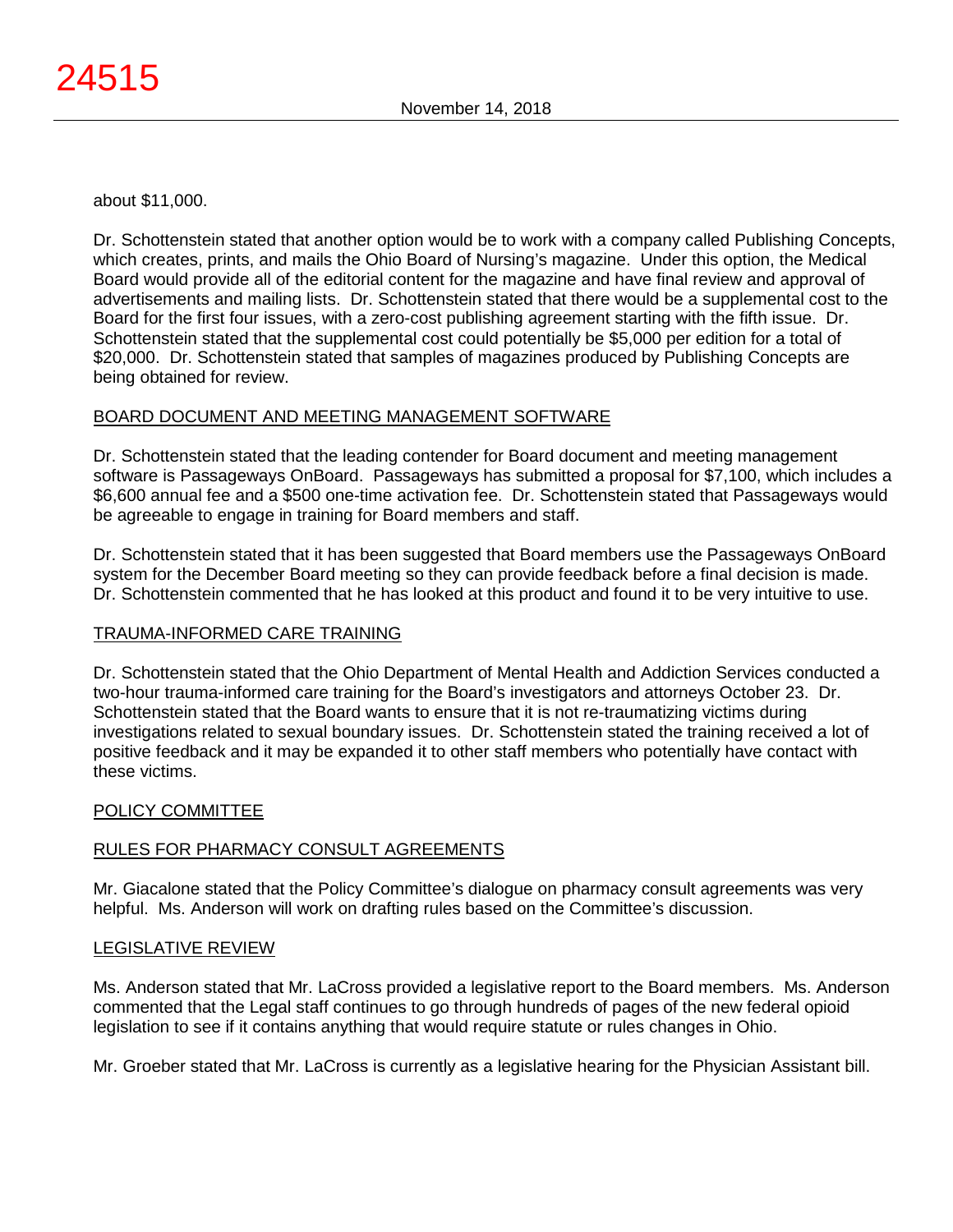about $11,000.

Dr. Schottenstein stated that another option would be to work with a company called Publishing Concepts, which creates, prints, and mails the Ohio Board of Nursing's magazine. Under this option, the Medical Board would provide all of the editorial content for the magazine and have final review and approval of advertisements and mailing lists. Dr. Schottenstein stated that there would be a supplemental cost to the Board for the first four issues, with a zero-cost publishing agreement starting with the fifth issue. Dr. Schottenstein stated that the supplemental cost could potentially be $5,000 per edition for a total of $20,000. Dr. Schottenstein stated that samples of magazines produced by Publishing Concepts are being obtained for review.

## BOARD DOCUMENT AND MEETING MANAGEMENT SOFTWARE

Dr. Schottenstein stated that the leading contender for Board document and meeting management software is Passageways OnBoard. Passageways has submitted a proposal for $7,100, which includes a $6,600 annual fee and a $500 one-time activation fee. Dr. Schottenstein stated that Passageways would be agreeable to engage in training for Board members and staff.

Dr. Schottenstein stated that it has been suggested that Board members use the Passageways OnBoard system for the December Board meeting so they can provide feedback before a final decision is made. Dr. Schottenstein commented that he has looked at this product and found it to be very intuitive to use.

## TRAUMA-INFORMED CARE TRAINING

Dr. Schottenstein stated that the Ohio Department of Mental Health and Addiction Services conducted a two-hour trauma-informed care training for the Board's investigators and attorneys October 23. Dr. Schottenstein stated that the Board wants to ensure that it is not re-traumatizing victims during investigations related to sexual boundary issues. Dr. Schottenstein stated the training received a lot of positive feedback and it may be expanded it to other staff members who potentially have contact with these victims.

## POLICY COMMITTEE

## RULES FOR PHARMACY CONSULT AGREEMENTS

Mr. Giacalone stated that the Policy Committee's dialogue on pharmacy consult agreements was very helpful. Ms. Anderson will work on drafting rules based on the Committee's discussion.

## LEGISLATIVE REVIEW

Ms. Anderson stated that Mr. LaCross provided a legislative report to the Board members. Ms. Anderson commented that the Legal staff continues to go through hundreds of pages of the new federal opioid legislation to see if it contains anything that would require statute or rules changes in Ohio.

Mr. Groeber stated that Mr. LaCross is currently as a legislative hearing for the Physician Assistant bill.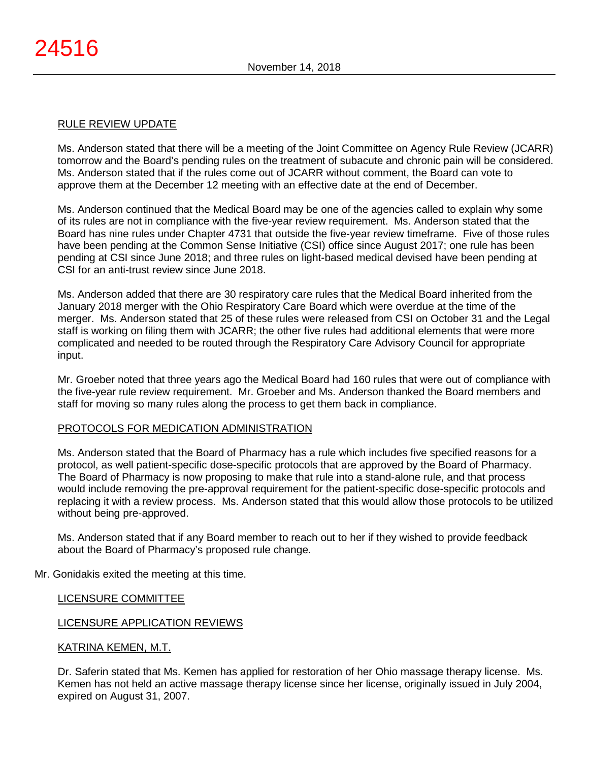RULE REVIEW UPDATE

Ms. Anderson stated that there will be a meeting of the Joint Committee on Agency Rule Review (JCARR) tomorrow and the Board's pending rules on the treatment of subacute and chronic pain will be considered. Ms. Anderson stated that if the rules come out of JCARR without comment, the Board can vote to approve them at the December 12 meeting with an effective date at the end of December.

Ms. Anderson continued that the Medical Board may be one of the agencies called to explain why some of its rules are not in compliance with the five-year review requirement. Ms. Anderson stated that the Board has nine rules under Chapter 4731 that outside the five-year review timeframe. Five of those rules have been pending at the Common Sense Initiative (CSI) office since August 2017; one rule has been pending at CSI since June 2018; and three rules on light-based medical devised have been pending at CSI for an anti-trust review since June 2018.

Ms. Anderson added that there are 30 respiratory care rules that the Medical Board inherited from the January 2018 merger with the Ohio Respiratory Care Board which were overdue at the time of the merger. Ms. Anderson stated that 25 of these rules were released from CSI on October 31 and the Legal staff is working on filing them with JCARR; the other five rules had additional elements that were more complicated and needed to be routed through the Respiratory Care Advisory Council for appropriate input.

Mr. Groeber noted that three years ago the Medical Board had 160 rules that were out of compliance with the five-year rule review requirement. Mr. Groeber and Ms. Anderson thanked the Board members and staff for moving so many rules along the process to get them back in compliance.

PROTOCOLS FOR MEDICATION ADMINISTRATION

Ms. Anderson stated that the Board of Pharmacy has a rule which includes five specified reasons for a protocol, as well patient-specific dose-specific protocols that are approved by the Board of Pharmacy. The Board of Pharmacy is now proposing to make that rule into a stand-alone rule, and that process would include removing the pre-approval requirement for the patient-specific dose-specific protocols and replacing it with a review process. Ms. Anderson stated that this would allow those protocols to be utilized without being pre-approved.

Ms. Anderson stated that if any Board member to reach out to her if they wished to provide feedback about the Board of Pharmacy's proposed rule change.

Mr. Gonidakis exited the meeting at this time.

LICENSURE COMMITTEE

LICENSURE APPLICATION REVIEWS

KATRINA KEMEN, M.T.

Dr. Saferin stated that Ms. Kemen has applied for restoration of her Ohio massage therapy license. Ms. Kemen has not held an active massage therapy license since her license, originally issued in July 2004, expired on August 31, 2007.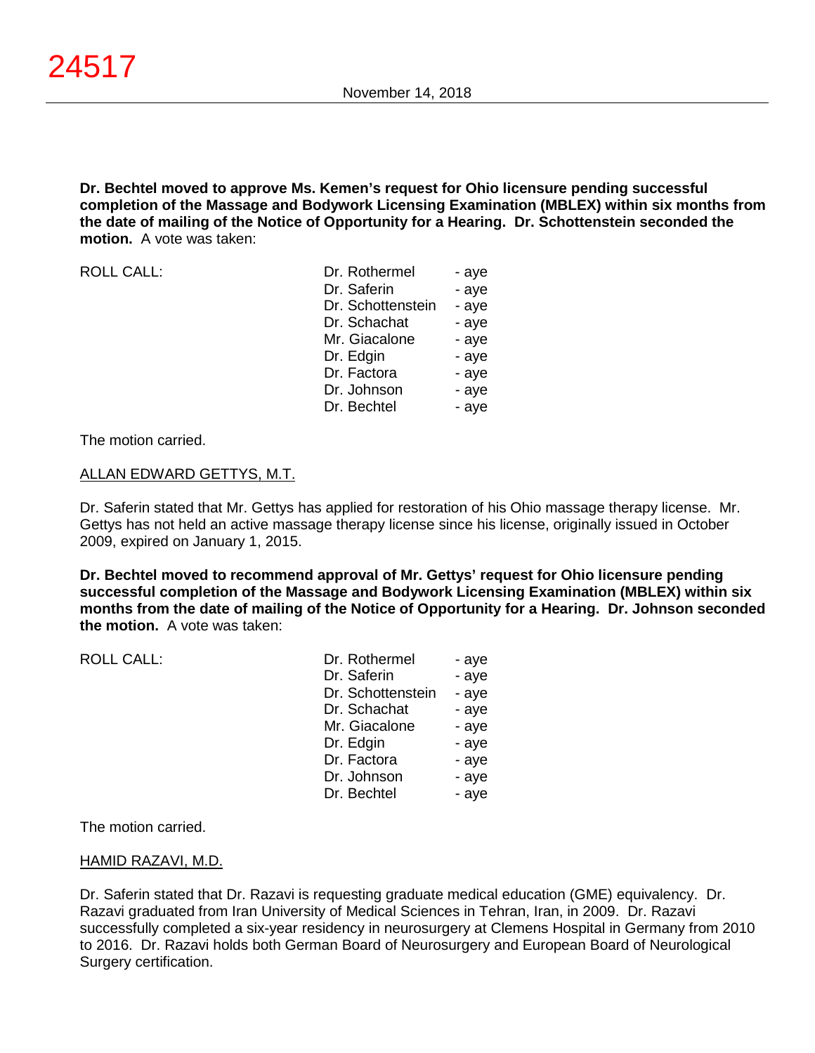**Dr. Bechtel moved to approve Ms. Kemen's request for Ohio licensure pending successful completion of the Massage and Bodywork Licensing Examination (MBLEX) within six months from the date of mailing of the Notice of Opportunity for a Hearing. Dr. Schottenstein seconded the motion.** A vote was taken:

| ROLL CALL: | | |
|---|---|---|
| | Dr. Rothermel | - aye |
| | Dr. Saferin | - aye |
| | Dr. Schottenstein | - aye |
| | Dr. Schachat | - aye |
| | Mr. Giacalone | - aye |
| | Dr. Edgin | - aye |
| | Dr. Factora | - aye |
| | Dr. Johnson | - aye |
| | Dr. Bechtel | - aye |

The motion carried.

<u>ALLAN EDWARD GETTYS, M.T.</u>

Dr. Saferin stated that Mr. Gettys has applied for restoration of his Ohio massage therapy license. Mr. Gettys has not held an active massage therapy license since his license, originally issued in October 2009, expired on January 1, 2015.

**Dr. Bechtel moved to recommend approval of Mr. Gettys' request for Ohio licensure pending successful completion of the Massage and Bodywork Licensing Examination (MBLEX) within six months from the date of mailing of the Notice of Opportunity for a Hearing. Dr. Johnson seconded the motion.** A vote was taken:

| ROLL CALL: | | |
|---|---|---|
| | Dr. Rothermel | - aye |
| | Dr. Saferin | - aye |
| | Dr. Schottenstein | - aye |
| | Dr. Schachat | - aye |
| | Mr. Giacalone | - aye |
| | Dr. Edgin | - aye |
| | Dr. Factora | - aye |
| | Dr. Johnson | - aye |
| | Dr. Bechtel | - aye |

The motion carried.

<u>HAMID RAZAVI, M.D.</u>

Dr. Saferin stated that Dr. Razavi is requesting graduate medical education (GME) equivalency. Dr. Razavi graduated from Iran University of Medical Sciences in Tehran, Iran, in 2009. Dr. Razavi successfully completed a six-year residency in neurosurgery at Clemens Hospital in Germany from 2010 to 2016. Dr. Razavi holds both German Board of Neurosurgery and European Board of Neurological Surgery certification.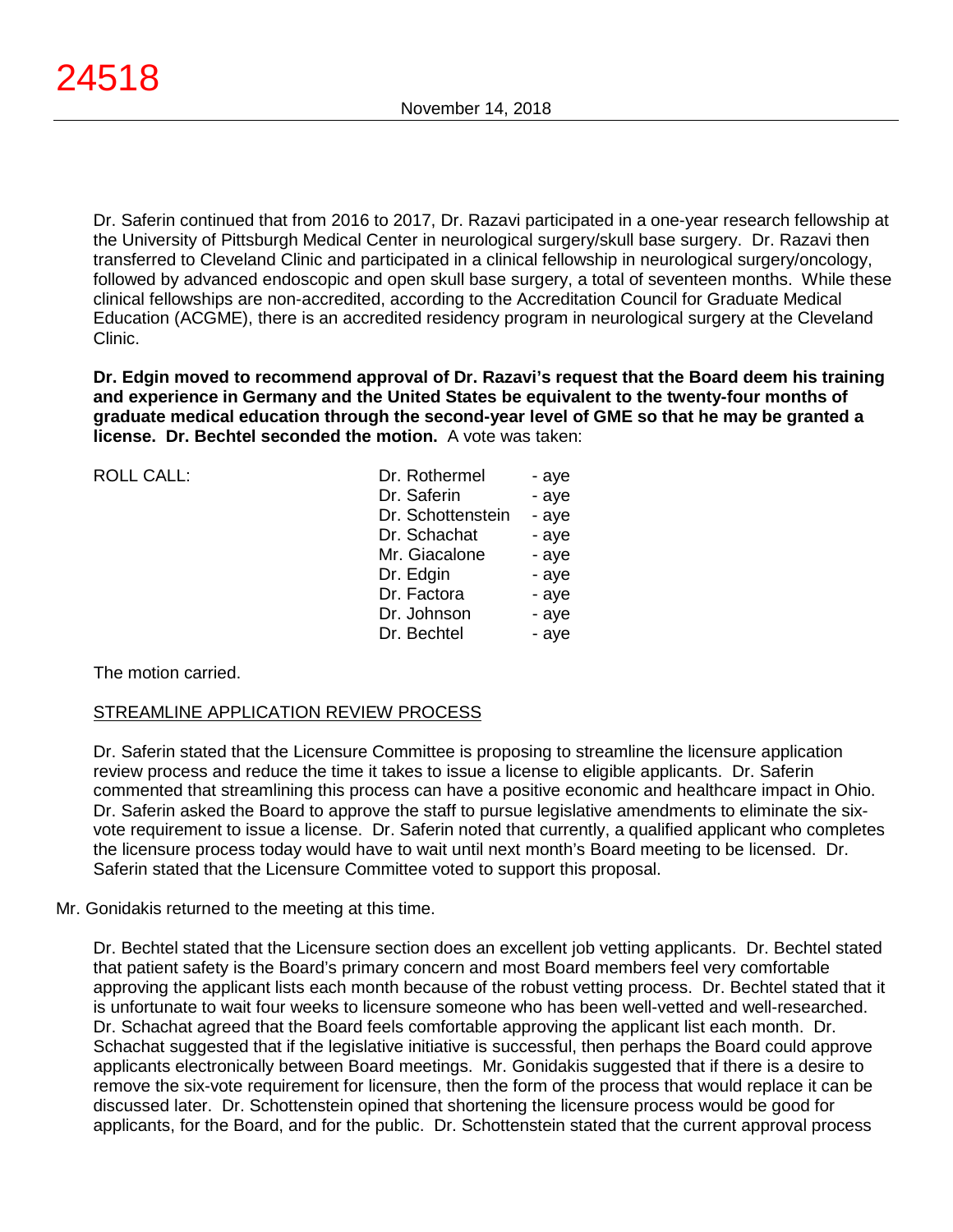Dr. Saferin continued that from 2016 to 2017, Dr. Razavi participated in a one-year research fellowship at the University of Pittsburgh Medical Center in neurological surgery/skull base surgery. Dr. Razavi then transferred to Cleveland Clinic and participated in a clinical fellowship in neurological surgery/oncology, followed by advanced endoscopic and open skull base surgery, a total of seventeen months. While these clinical fellowships are non-accredited, according to the Accreditation Council for Graduate Medical Education (ACGME), there is an accredited residency program in neurological surgery at the Cleveland Clinic.

**Dr. Edgin moved to recommend approval of Dr. Razavi's request that the Board deem his training and experience in Germany and the United States be equivalent to the twenty-four months of graduate medical education through the second-year level of GME so that he may be granted a license. Dr. Bechtel seconded the motion.** A vote was taken:

| ROLL CALL: | Dr. Rothermel | - aye |
|---|---|---|
| | Dr. Saferin | - aye |
| | Dr. Schottenstein | - aye |
| | Dr. Schachat | - aye |
| | Mr. Giacalone | - aye |
| | Dr. Edgin | - aye |
| | Dr. Factora | - aye |
| | Dr. Johnson | - aye |
| | Dr. Bechtel | - aye |

The motion carried.

STREAMLINE APPLICATION REVIEW PROCESS

Dr. Saferin stated that the Licensure Committee is proposing to streamline the licensure application review process and reduce the time it takes to issue a license to eligible applicants. Dr. Saferin commented that streamlining this process can have a positive economic and healthcare impact in Ohio. Dr. Saferin asked the Board to approve the staff to pursue legislative amendments to eliminate the six-vote requirement to issue a license. Dr. Saferin noted that currently, a qualified applicant who completes the licensure process today would have to wait until next month's Board meeting to be licensed. Dr. Saferin stated that the Licensure Committee voted to support this proposal.

Mr. Gonidakis returned to the meeting at this time.

Dr. Bechtel stated that the Licensure section does an excellent job vetting applicants. Dr. Bechtel stated that patient safety is the Board's primary concern and most Board members feel very comfortable approving the applicant lists each month because of the robust vetting process. Dr. Bechtel stated that it is unfortunate to wait four weeks to licensure someone who has been well-vetted and well-researched. Dr. Schachat agreed that the Board feels comfortable approving the applicant list each month. Dr. Schachat suggested that if the legislative initiative is successful, then perhaps the Board could approve applicants electronically between Board meetings. Mr. Gonidakis suggested that if there is a desire to remove the six-vote requirement for licensure, then the form of the process that would replace it can be discussed later. Dr. Schottenstein opined that shortening the licensure process would be good for applicants, for the Board, and for the public. Dr. Schottenstein stated that the current approval process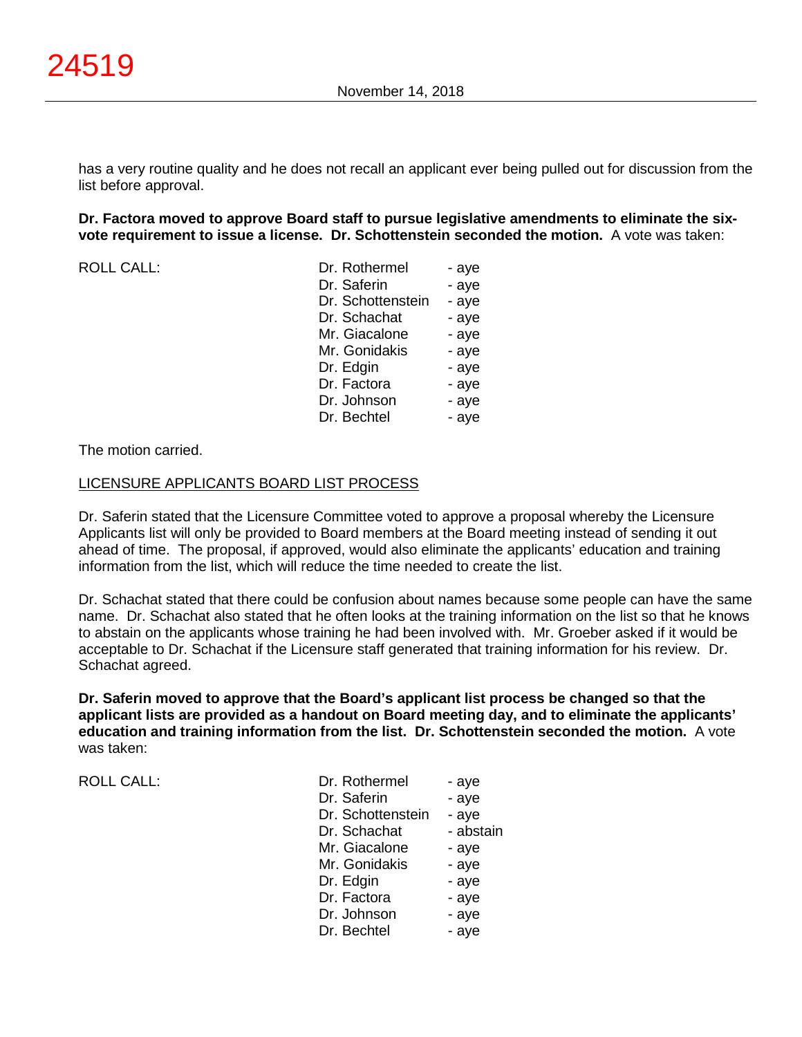has a very routine quality and he does not recall an applicant ever being pulled out for discussion from the list before approval.

**Dr. Factora moved to approve Board staff to pursue legislative amendments to eliminate the six-vote requirement to issue a license. Dr. Schottenstein seconded the motion.** A vote was taken:

| ROLL CALL: | Dr. Rothermel | - aye |
|---|---|---|
| | Dr. Saferin | - aye |
| | Dr. Schottenstein | - aye |
| | Dr. Schachat | - aye |
| | Mr. Giacalone | - aye |
| | Mr. Gonidakis | - aye |
| | Dr. Edgin | - aye |
| | Dr. Factora | - aye |
| | Dr. Johnson | - aye |
| | Dr. Bechtel | - aye |

The motion carried.

LICENSURE APPLICANTS BOARD LIST PROCESS

Dr. Saferin stated that the Licensure Committee voted to approve a proposal whereby the Licensure Applicants list will only be provided to Board members at the Board meeting instead of sending it out ahead of time. The proposal, if approved, would also eliminate the applicants' education and training information from the list, which will reduce the time needed to create the list.

Dr. Schachat stated that there could be confusion about names because some people can have the same name. Dr. Schachat also stated that he often looks at the training information on the list so that he knows to abstain on the applicants whose training he had been involved with. Mr. Groeber asked if it would be acceptable to Dr. Schachat if the Licensure staff generated that training information for his review. Dr. Schachat agreed.

**Dr. Saferin moved to approve that the Board's applicant list process be changed so that the applicant lists are provided as a handout on Board meeting day, and to eliminate the applicants' education and training information from the list. Dr. Schottenstein seconded the motion.** A vote was taken:

| ROLL CALL: | Dr. Rothermel | - aye |
|---|---|---|
| | Dr. Saferin | - aye |
| | Dr. Schottenstein | - aye |
| | Dr. Schachat | - abstain |
| | Mr. Giacalone | - aye |
| | Mr. Gonidakis | - aye |
| | Dr. Edgin | - aye |
| | Dr. Factora | - aye |
| | Dr. Johnson | - aye |
| | Dr. Bechtel | - aye |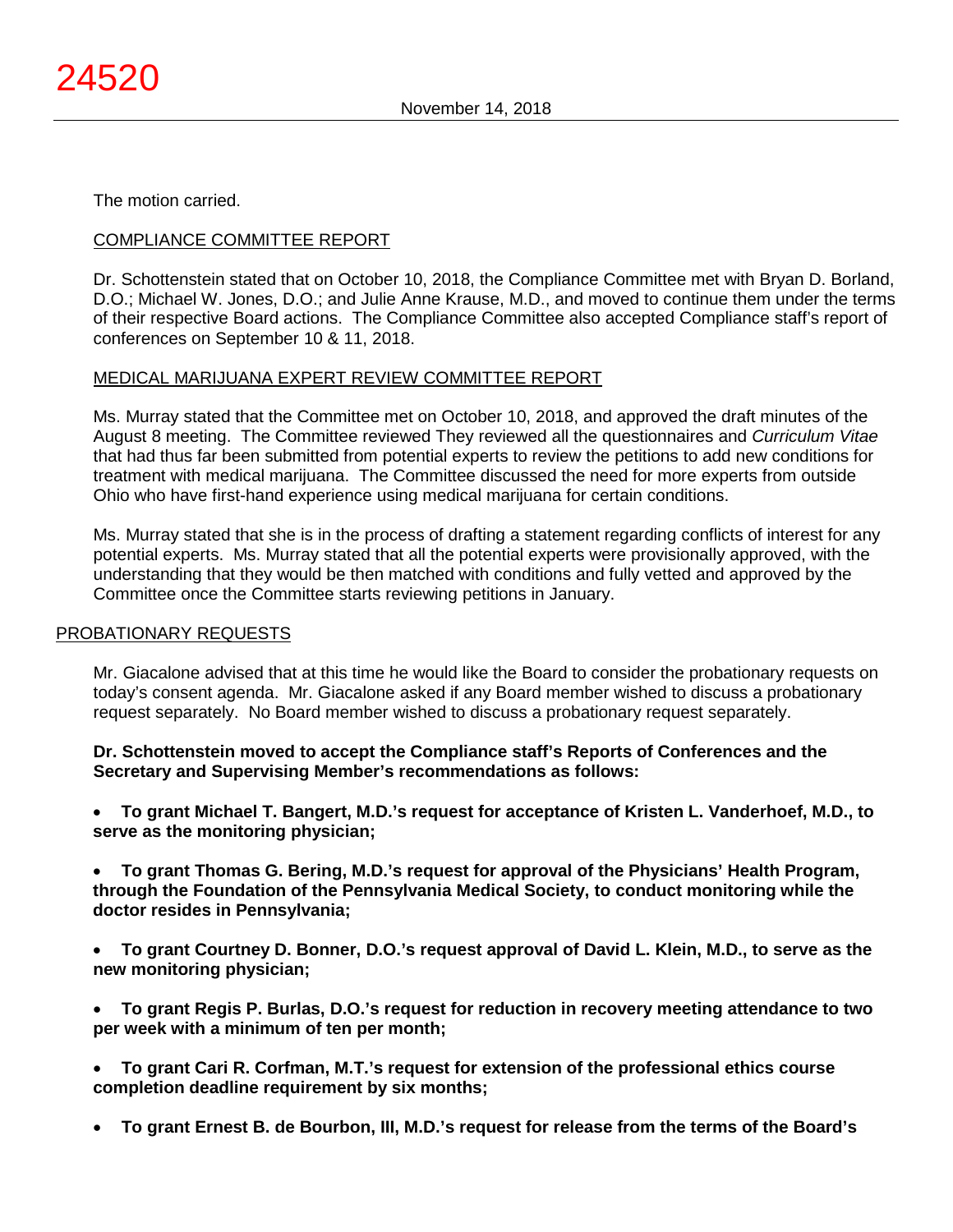The motion carried.

COMPLIANCE COMMITTEE REPORT

Dr. Schottenstein stated that on October 10, 2018, the Compliance Committee met with Bryan D. Borland, D.O.; Michael W. Jones, D.O.; and Julie Anne Krause, M.D., and moved to continue them under the terms of their respective Board actions. The Compliance Committee also accepted Compliance staff's report of conferences on September 10 & 11, 2018.

MEDICAL MARIJUANA EXPERT REVIEW COMMITTEE REPORT

Ms. Murray stated that the Committee met on October 10, 2018, and approved the draft minutes of the August 8 meeting. The Committee reviewed They reviewed all the questionnaires and *Curriculum Vitae* that had thus far been submitted from potential experts to review the petitions to add new conditions for treatment with medical marijuana. The Committee discussed the need for more experts from outside Ohio who have first-hand experience using medical marijuana for certain conditions.

Ms. Murray stated that she is in the process of drafting a statement regarding conflicts of interest for any potential experts. Ms. Murray stated that all the potential experts were provisionally approved, with the understanding that they would be then matched with conditions and fully vetted and approved by the Committee once the Committee starts reviewing petitions in January.

PROBATIONARY REQUESTS

Mr. Giacalone advised that at this time he would like the Board to consider the probationary requests on today's consent agenda. Mr. Giacalone asked if any Board member wished to discuss a probationary request separately. No Board member wished to discuss a probationary request separately.

**Dr. Schottenstein moved to accept the Compliance staff's Reports of Conferences and the Secretary and Supervising Member's recommendations as follows:**

- **To grant Michael T. Bangert, M.D.'s request for acceptance of Kristen L. Vanderhoef, M.D., to serve as the monitoring physician;**

- **To grant Thomas G. Bering, M.D.'s request for approval of the Physicians' Health Program, through the Foundation of the Pennsylvania Medical Society, to conduct monitoring while the doctor resides in Pennsylvania;**

- **To grant Courtney D. Bonner, D.O.'s request approval of David L. Klein, M.D., to serve as the new monitoring physician;**

- **To grant Regis P. Burlas, D.O.'s request for reduction in recovery meeting attendance to two per week with a minimum of ten per month;**

- **To grant Cari R. Corfman, M.T.'s request for extension of the professional ethics course completion deadline requirement by six months;**

- **To grant Ernest B. de Bourbon, III, M.D.'s request for release from the terms of the Board's**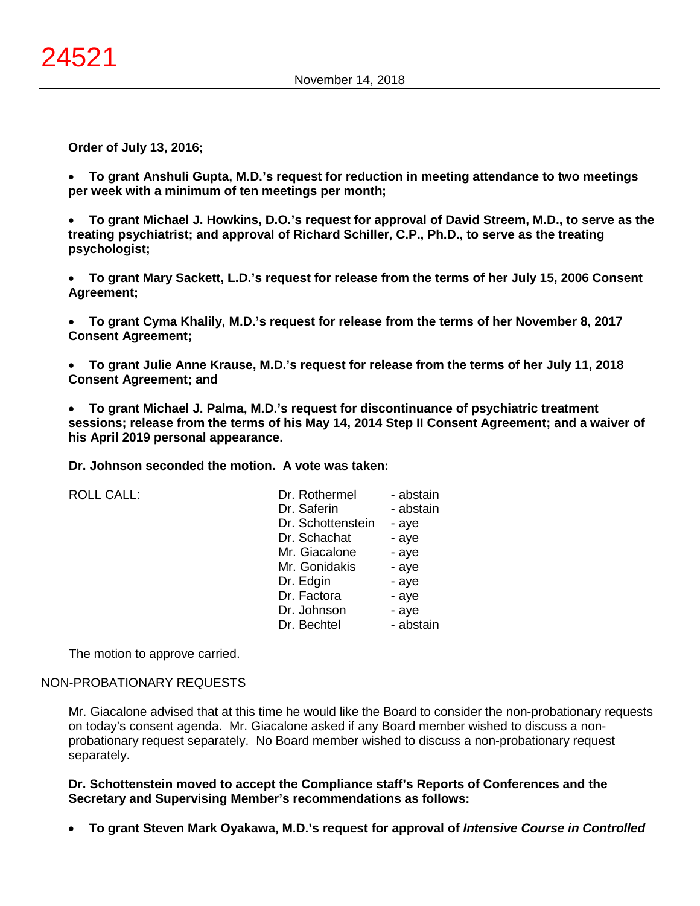**Order of July 13, 2016;**

- **To grant Anshuli Gupta, M.D.'s request for reduction in meeting attendance to two meetings per week with a minimum of ten meetings per month;**

- **To grant Michael J. Howkins, D.O.'s request for approval of David Streem, M.D., to serve as the treating psychiatrist; and approval of Richard Schiller, C.P., Ph.D., to serve as the treating psychologist;**

- **To grant Mary Sackett, L.D.'s request for release from the terms of her July 15, 2006 Consent Agreement;**

- **To grant Cyma Khalily, M.D.'s request for release from the terms of her November 8, 2017 Consent Agreement;**

- **To grant Julie Anne Krause, M.D.'s request for release from the terms of her July 11, 2018 Consent Agreement; and**

- **To grant Michael J. Palma, M.D.'s request for discontinuance of psychiatric treatment sessions; release from the terms of his May 14, 2014 Step II Consent Agreement; and a waiver of his April 2019 personal appearance.**

**Dr. Johnson seconded the motion. A vote was taken:**

| ROLL CALL: | | |
|---|---|---|
| | Dr. Rothermel | - abstain |
| | Dr. Saferin | - abstain |
| | Dr. Schottenstein | - aye |
| | Dr. Schachat | - aye |
| | Mr. Giacalone | - aye |
| | Mr. Gonidakis | - aye |
| | Dr. Edgin | - aye |
| | Dr. Factora | - aye |
| | Dr. Johnson | - aye |
| | Dr. Bechtel | - abstain |

The motion to approve carried.

NON-PROBATIONARY REQUESTS

Mr. Giacalone advised that at this time he would like the Board to consider the non-probationary requests on today's consent agenda. Mr. Giacalone asked if any Board member wished to discuss a non-probationary request separately. No Board member wished to discuss a non-probationary request separately.

**Dr. Schottenstein moved to accept the Compliance staff's Reports of Conferences and the Secretary and Supervising Member's recommendations as follows:**

- **To grant Steven Mark Oyakawa, M.D.'s request for approval of *Intensive Course in Controlled***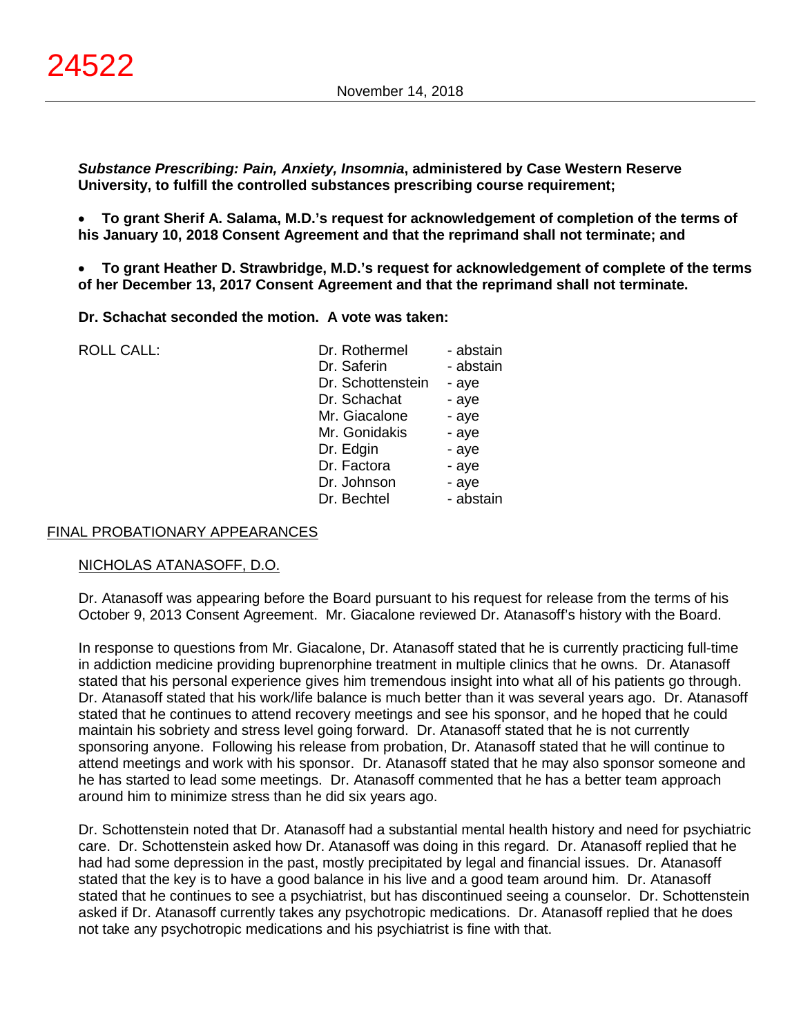***Substance Prescribing: Pain, Anxiety, Insomnia*, administered by Case Western Reserve University, to fulfill the controlled substances prescribing course requirement;**

- **To grant Sherif A. Salama, M.D.'s request for acknowledgement of completion of the terms of his January 10, 2018 Consent Agreement and that the reprimand shall not terminate; and**

- **To grant Heather D. Strawbridge, M.D.'s request for acknowledgement of complete of the terms of her December 13, 2017 Consent Agreement and that the reprimand shall not terminate.**

**Dr. Schachat seconded the motion. A vote was taken:**

| ROLL CALL: | Dr. Rothermel | - abstain |
|---|---|---|
| | Dr. Saferin | - abstain |
| | Dr. Schottenstein | - aye |
| | Dr. Schachat | - aye |
| | Mr. Giacalone | - aye |
| | Mr. Gonidakis | - aye |
| | Dr. Edgin | - aye |
| | Dr. Factora | - aye |
| | Dr. Johnson | - aye |
| | Dr. Bechtel | - abstain |

## FINAL PROBATIONARY APPEARANCES

### NICHOLAS ATANASOFF, D.O.

Dr. Atanasoff was appearing before the Board pursuant to his request for release from the terms of his October 9, 2013 Consent Agreement. Mr. Giacalone reviewed Dr. Atanasoff's history with the Board.

In response to questions from Mr. Giacalone, Dr. Atanasoff stated that he is currently practicing full-time in addiction medicine providing buprenorphine treatment in multiple clinics that he owns. Dr. Atanasoff stated that his personal experience gives him tremendous insight into what all of his patients go through. Dr. Atanasoff stated that his work/life balance is much better than it was several years ago. Dr. Atanasoff stated that he continues to attend recovery meetings and see his sponsor, and he hoped that he could maintain his sobriety and stress level going forward. Dr. Atanasoff stated that he is not currently sponsoring anyone. Following his release from probation, Dr. Atanasoff stated that he will continue to attend meetings and work with his sponsor. Dr. Atanasoff stated that he may also sponsor someone and he has started to lead some meetings. Dr. Atanasoff commented that he has a better team approach around him to minimize stress than he did six years ago.

Dr. Schottenstein noted that Dr. Atanasoff had a substantial mental health history and need for psychiatric care. Dr. Schottenstein asked how Dr. Atanasoff was doing in this regard. Dr. Atanasoff replied that he had had some depression in the past, mostly precipitated by legal and financial issues. Dr. Atanasoff stated that the key is to have a good balance in his live and a good team around him. Dr. Atanasoff stated that he continues to see a psychiatrist, but has discontinued seeing a counselor. Dr. Schottenstein asked if Dr. Atanasoff currently takes any psychotropic medications. Dr. Atanasoff replied that he does not take any psychotropic medications and his psychiatrist is fine with that.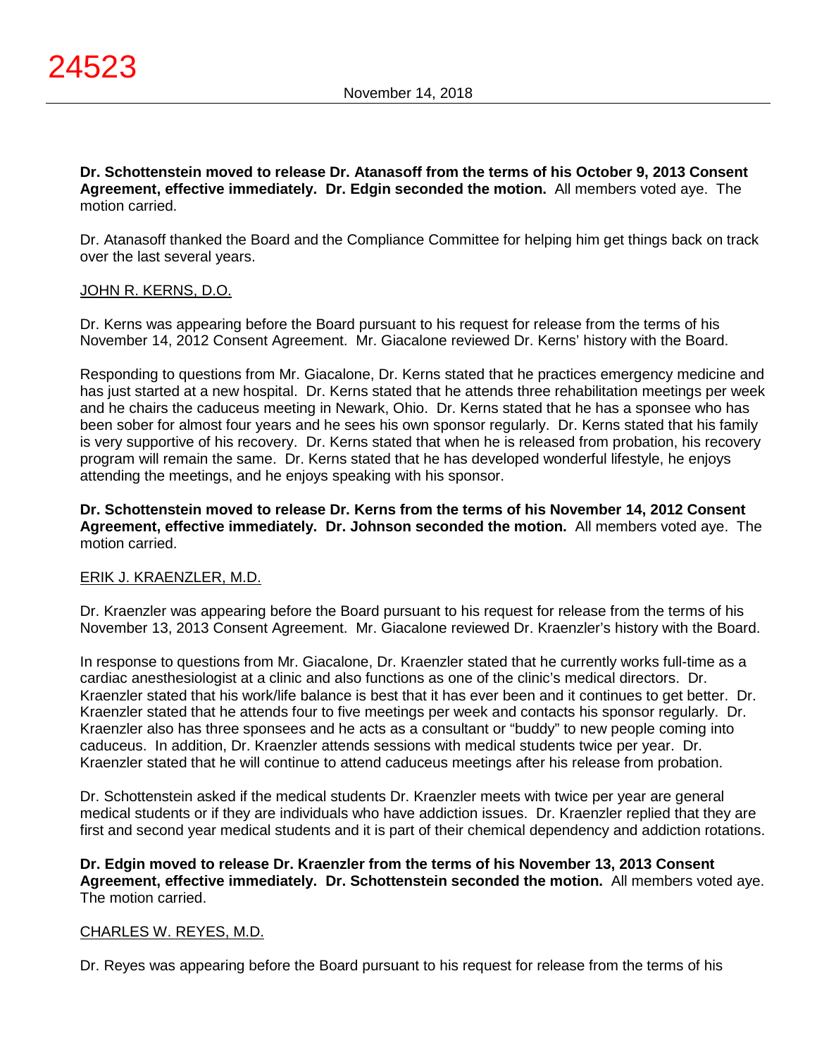**Dr. Schottenstein moved to release Dr. Atanasoff from the terms of his October 9, 2013 Consent Agreement, effective immediately. Dr. Edgin seconded the motion.** All members voted aye. The motion carried.

Dr. Atanasoff thanked the Board and the Compliance Committee for helping him get things back on track over the last several years.

JOHN R. KERNS, D.O.

Dr. Kerns was appearing before the Board pursuant to his request for release from the terms of his November 14, 2012 Consent Agreement. Mr. Giacalone reviewed Dr. Kerns' history with the Board.

Responding to questions from Mr. Giacalone, Dr. Kerns stated that he practices emergency medicine and has just started at a new hospital. Dr. Kerns stated that he attends three rehabilitation meetings per week and he chairs the caduceus meeting in Newark, Ohio. Dr. Kerns stated that he has a sponsee who has been sober for almost four years and he sees his own sponsor regularly. Dr. Kerns stated that his family is very supportive of his recovery. Dr. Kerns stated that when he is released from probation, his recovery program will remain the same. Dr. Kerns stated that he has developed wonderful lifestyle, he enjoys attending the meetings, and he enjoys speaking with his sponsor.

**Dr. Schottenstein moved to release Dr. Kerns from the terms of his November 14, 2012 Consent Agreement, effective immediately. Dr. Johnson seconded the motion.** All members voted aye. The motion carried.

ERIK J. KRAENZLER, M.D.

Dr. Kraenzler was appearing before the Board pursuant to his request for release from the terms of his November 13, 2013 Consent Agreement. Mr. Giacalone reviewed Dr. Kraenzler's history with the Board.

In response to questions from Mr. Giacalone, Dr. Kraenzler stated that he currently works full-time as a cardiac anesthesiologist at a clinic and also functions as one of the clinic's medical directors. Dr. Kraenzler stated that his work/life balance is best that it has ever been and it continues to get better. Dr. Kraenzler stated that he attends four to five meetings per week and contacts his sponsor regularly. Dr. Kraenzler also has three sponsees and he acts as a consultant or "buddy" to new people coming into caduceus. In addition, Dr. Kraenzler attends sessions with medical students twice per year. Dr. Kraenzler stated that he will continue to attend caduceus meetings after his release from probation.

Dr. Schottenstein asked if the medical students Dr. Kraenzler meets with twice per year are general medical students or if they are individuals who have addiction issues. Dr. Kraenzler replied that they are first and second year medical students and it is part of their chemical dependency and addiction rotations.

**Dr. Edgin moved to release Dr. Kraenzler from the terms of his November 13, 2013 Consent Agreement, effective immediately. Dr. Schottenstein seconded the motion.** All members voted aye. The motion carried.

CHARLES W. REYES, M.D.

Dr. Reyes was appearing before the Board pursuant to his request for release from the terms of his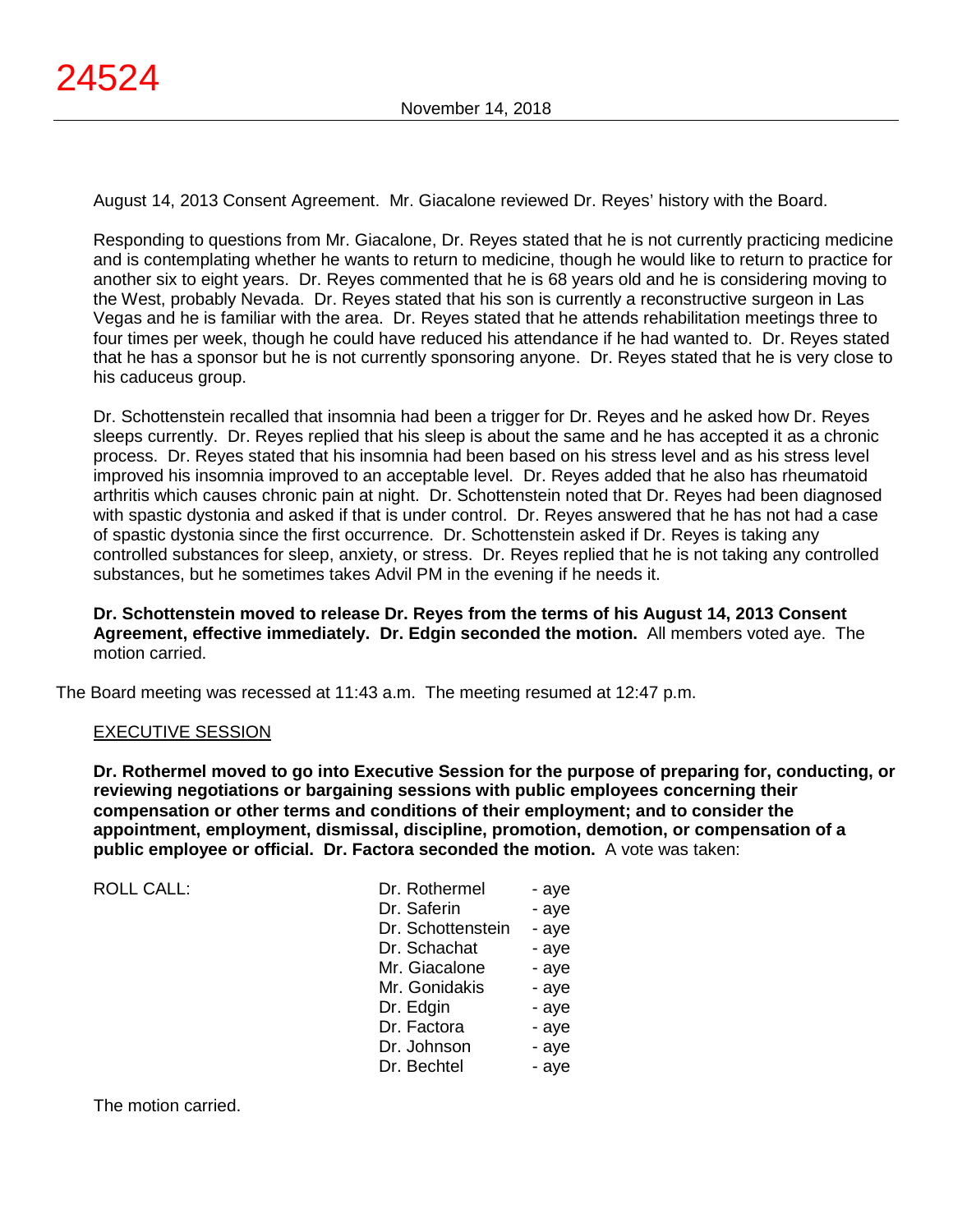August 14, 2013 Consent Agreement. Mr. Giacalone reviewed Dr. Reyes' history with the Board.

Responding to questions from Mr. Giacalone, Dr. Reyes stated that he is not currently practicing medicine and is contemplating whether he wants to return to medicine, though he would like to return to practice for another six to eight years. Dr. Reyes commented that he is 68 years old and he is considering moving to the West, probably Nevada. Dr. Reyes stated that his son is currently a reconstructive surgeon in Las Vegas and he is familiar with the area. Dr. Reyes stated that he attends rehabilitation meetings three to four times per week, though he could have reduced his attendance if he had wanted to. Dr. Reyes stated that he has a sponsor but he is not currently sponsoring anyone. Dr. Reyes stated that he is very close to his caduceus group.

Dr. Schottenstein recalled that insomnia had been a trigger for Dr. Reyes and he asked how Dr. Reyes sleeps currently. Dr. Reyes replied that his sleep is about the same and he has accepted it as a chronic process. Dr. Reyes stated that his insomnia had been based on his stress level and as his stress level improved his insomnia improved to an acceptable level. Dr. Reyes added that he also has rheumatoid arthritis which causes chronic pain at night. Dr. Schottenstein noted that Dr. Reyes had been diagnosed with spastic dystonia and asked if that is under control. Dr. Reyes answered that he has not had a case of spastic dystonia since the first occurrence. Dr. Schottenstein asked if Dr. Reyes is taking any controlled substances for sleep, anxiety, or stress. Dr. Reyes replied that he is not taking any controlled substances, but he sometimes takes Advil PM in the evening if he needs it.

**Dr. Schottenstein moved to release Dr. Reyes from the terms of his August 14, 2013 Consent Agreement, effective immediately. Dr. Edgin seconded the motion.** All members voted aye. The motion carried.

The Board meeting was recessed at 11:43 a.m. The meeting resumed at 12:47 p.m.

EXECUTIVE SESSION

**Dr. Rothermel moved to go into Executive Session for the purpose of preparing for, conducting, or reviewing negotiations or bargaining sessions with public employees concerning their compensation or other terms and conditions of their employment; and to consider the appointment, employment, dismissal, discipline, promotion, demotion, or compensation of a public employee or official. Dr. Factora seconded the motion.** A vote was taken:

| ROLL CALL: | | |
|---|---|---|
| | Dr. Rothermel | - aye |
| | Dr. Saferin | - aye |
| | Dr. Schottenstein | - aye |
| | Dr. Schachat | - aye |
| | Mr. Giacalone | - aye |
| | Mr. Gonidakis | - aye |
| | Dr. Edgin | - aye |
| | Dr. Factora | - aye |
| | Dr. Johnson | - aye |
| | Dr. Bechtel | - aye |

The motion carried.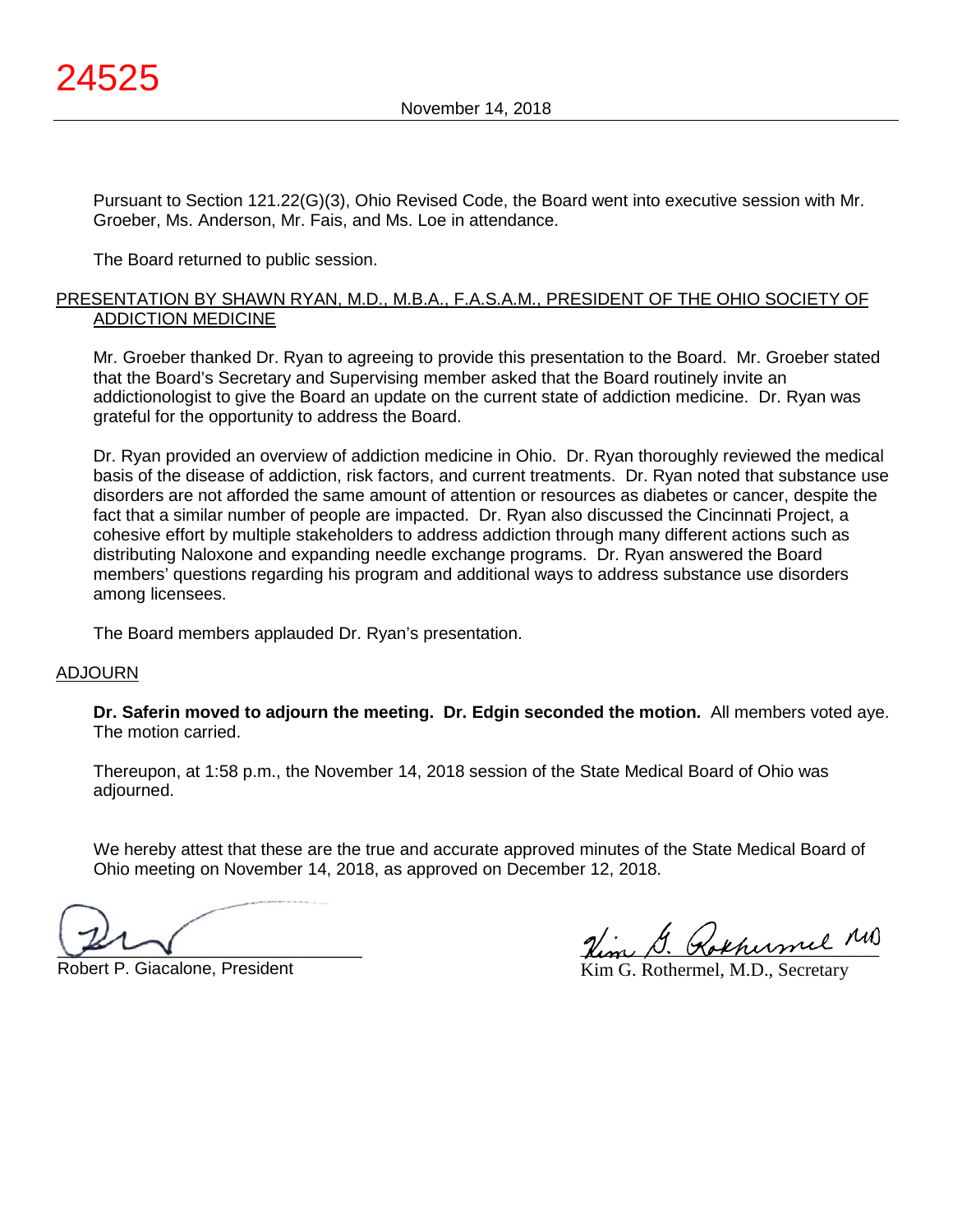Pursuant to Section 121.22(G)(3), Ohio Revised Code, the Board went into executive session with Mr. Groeber, Ms. Anderson, Mr. Fais, and Ms. Loe in attendance.

The Board returned to public session.

## PRESENTATION BY SHAWN RYAN, M.D., M.B.A., F.A.S.A.M., PRESIDENT OF THE OHIO SOCIETY OF ADDICTION MEDICINE

Mr. Groeber thanked Dr. Ryan to agreeing to provide this presentation to the Board. Mr. Groeber stated that the Board's Secretary and Supervising member asked that the Board routinely invite an addictionologist to give the Board an update on the current state of addiction medicine. Dr. Ryan was grateful for the opportunity to address the Board.

Dr. Ryan provided an overview of addiction medicine in Ohio. Dr. Ryan thoroughly reviewed the medical basis of the disease of addiction, risk factors, and current treatments. Dr. Ryan noted that substance use disorders are not afforded the same amount of attention or resources as diabetes or cancer, despite the fact that a similar number of people are impacted. Dr. Ryan also discussed the Cincinnati Project, a cohesive effort by multiple stakeholders to address addiction through many different actions such as distributing Naloxone and expanding needle exchange programs. Dr. Ryan answered the Board members' questions regarding his program and additional ways to address substance use disorders among licensees.

The Board members applauded Dr. Ryan's presentation.

## ADJOURN

**Dr. Saferin moved to adjourn the meeting. Dr. Edgin seconded the motion.** All members voted aye. The motion carried.

Thereupon, at 1:58 p.m., the November 14, 2018 session of the State Medical Board of Ohio was adjourned.

We hereby attest that these are the true and accurate approved minutes of the State Medical Board of Ohio meeting on November 14, 2018, as approved on December 12, 2018.

Robert P. Giacalone, President

Kim G. Rothermel, M.D., Secretary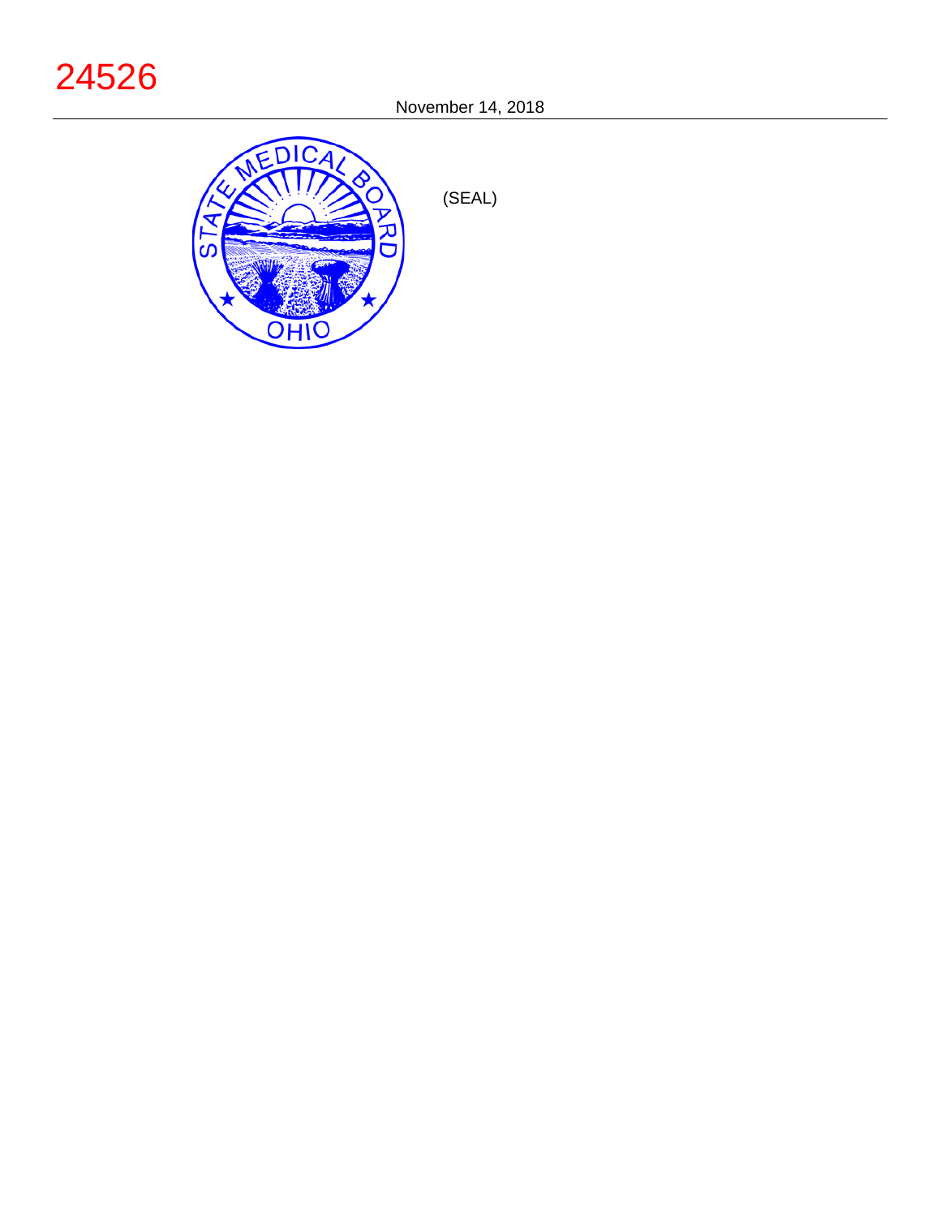24526

November 14, 2018

(SEAL)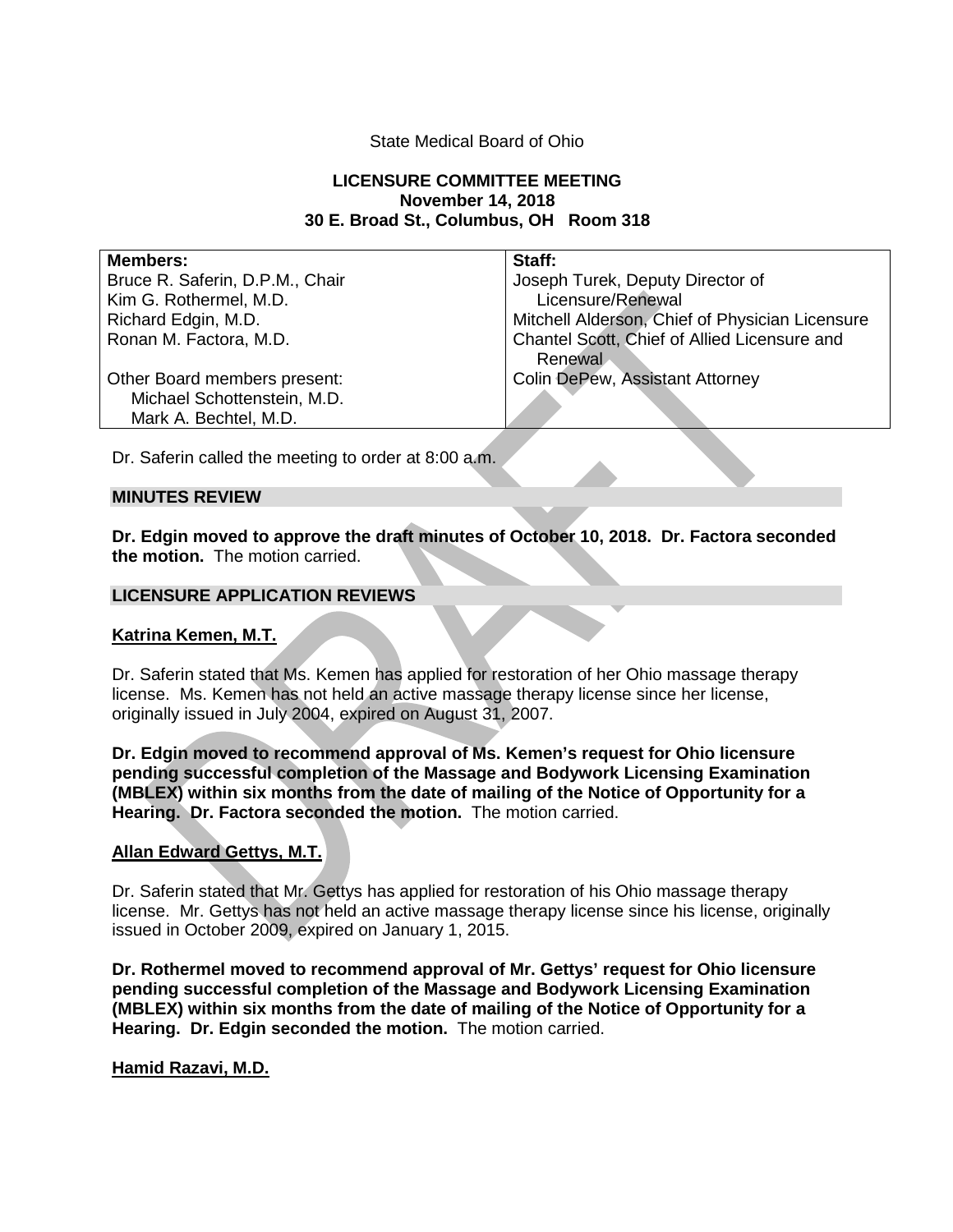State Medical Board of Ohio

**LICENSURE COMMITTEE MEETING**
**November 14, 2018**
**30 E. Broad St., Columbus, OH Room 318**

| **Members:** | **Staff:** |
|---|---|
| Bruce R. Saferin, D.P.M., Chair | Joseph Turek, Deputy Director of Licensure/Renewal |
| Kim G. Rothermel, M.D. | Mitchell Alderson, Chief of Physician Licensure |
| Richard Edgin, M.D. | Chantel Scott, Chief of Allied Licensure and Renewal |
| Ronan M. Factora, M.D. | Colin DePew, Assistant Attorney |
| Other Board members present: Michael Schottenstein, M.D. Mark A. Bechtel, M.D. | |

Dr. Saferin called the meeting to order at 8:00 a.m.

## MINUTES REVIEW

**Dr. Edgin moved to approve the draft minutes of October 10, 2018. Dr. Factora seconded the motion.** The motion carried.

## LICENSURE APPLICATION REVIEWS

### Katrina Kemen, M.T.

Dr. Saferin stated that Ms. Kemen has applied for restoration of her Ohio massage therapy license. Ms. Kemen has not held an active massage therapy license since her license, originally issued in July 2004, expired on August 31, 2007.

**Dr. Edgin moved to recommend approval of Ms. Kemen's request for Ohio licensure pending successful completion of the Massage and Bodywork Licensing Examination (MBLEX) within six months from the date of mailing of the Notice of Opportunity for a Hearing. Dr. Factora seconded the motion.** The motion carried.

### Allan Edward Gettys, M.T.

Dr. Saferin stated that Mr. Gettys has applied for restoration of his Ohio massage therapy license. Mr. Gettys has not held an active massage therapy license since his license, originally issued in October 2009, expired on January 1, 2015.

**Dr. Rothermel moved to recommend approval of Mr. Gettys' request for Ohio licensure pending successful completion of the Massage and Bodywork Licensing Examination (MBLEX) within six months from the date of mailing of the Notice of Opportunity for a Hearing. Dr. Edgin seconded the motion.** The motion carried.

### Hamid Razavi, M.D.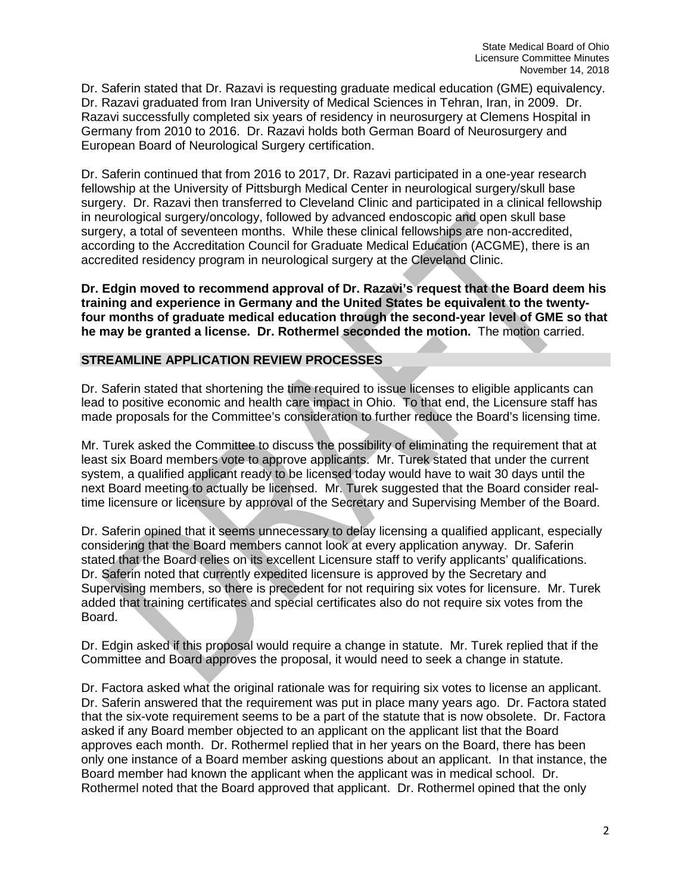Dr. Saferin stated that Dr. Razavi is requesting graduate medical education (GME) equivalency. Dr. Razavi graduated from Iran University of Medical Sciences in Tehran, Iran, in 2009. Dr. Razavi successfully completed six years of residency in neurosurgery at Clemens Hospital in Germany from 2010 to 2016. Dr. Razavi holds both German Board of Neurosurgery and European Board of Neurological Surgery certification.

Dr. Saferin continued that from 2016 to 2017, Dr. Razavi participated in a one-year research fellowship at the University of Pittsburgh Medical Center in neurological surgery/skull base surgery. Dr. Razavi then transferred to Cleveland Clinic and participated in a clinical fellowship in neurological surgery/oncology, followed by advanced endoscopic and open skull base surgery, a total of seventeen months. While these clinical fellowships are non-accredited, according to the Accreditation Council for Graduate Medical Education (ACGME), there is an accredited residency program in neurological surgery at the Cleveland Clinic.

**Dr. Edgin moved to recommend approval of Dr. Razavi's request that the Board deem his training and experience in Germany and the United States be equivalent to the twenty-four months of graduate medical education through the second-year level of GME so that he may be granted a license. Dr. Rothermel seconded the motion.** The motion carried.

## STREAMLINE APPLICATION REVIEW PROCESSES

Dr. Saferin stated that shortening the time required to issue licenses to eligible applicants can lead to positive economic and health care impact in Ohio. To that end, the Licensure staff has made proposals for the Committee's consideration to further reduce the Board's licensing time.

Mr. Turek asked the Committee to discuss the possibility of eliminating the requirement that at least six Board members vote to approve applicants. Mr. Turek stated that under the current system, a qualified applicant ready to be licensed today would have to wait 30 days until the next Board meeting to actually be licensed. Mr. Turek suggested that the Board consider real-time licensure or licensure by approval of the Secretary and Supervising Member of the Board.

Dr. Saferin opined that it seems unnecessary to delay licensing a qualified applicant, especially considering that the Board members cannot look at every application anyway. Dr. Saferin stated that the Board relies on its excellent Licensure staff to verify applicants' qualifications. Dr. Saferin noted that currently expedited licensure is approved by the Secretary and Supervising members, so there is precedent for not requiring six votes for licensure. Mr. Turek added that training certificates and special certificates also do not require six votes from the Board.

Dr. Edgin asked if this proposal would require a change in statute. Mr. Turek replied that if the Committee and Board approves the proposal, it would need to seek a change in statute.

Dr. Factora asked what the original rationale was for requiring six votes to license an applicant. Dr. Saferin answered that the requirement was put in place many years ago. Dr. Factora stated that the six-vote requirement seems to be a part of the statute that is now obsolete. Dr. Factora asked if any Board member objected to an applicant on the applicant list that the Board approves each month. Dr. Rothermel replied that in her years on the Board, there has been only one instance of a Board member asking questions about an applicant. In that instance, the Board member had known the applicant when the applicant was in medical school. Dr. Rothermel noted that the Board approved that applicant. Dr. Rothermel opined that the only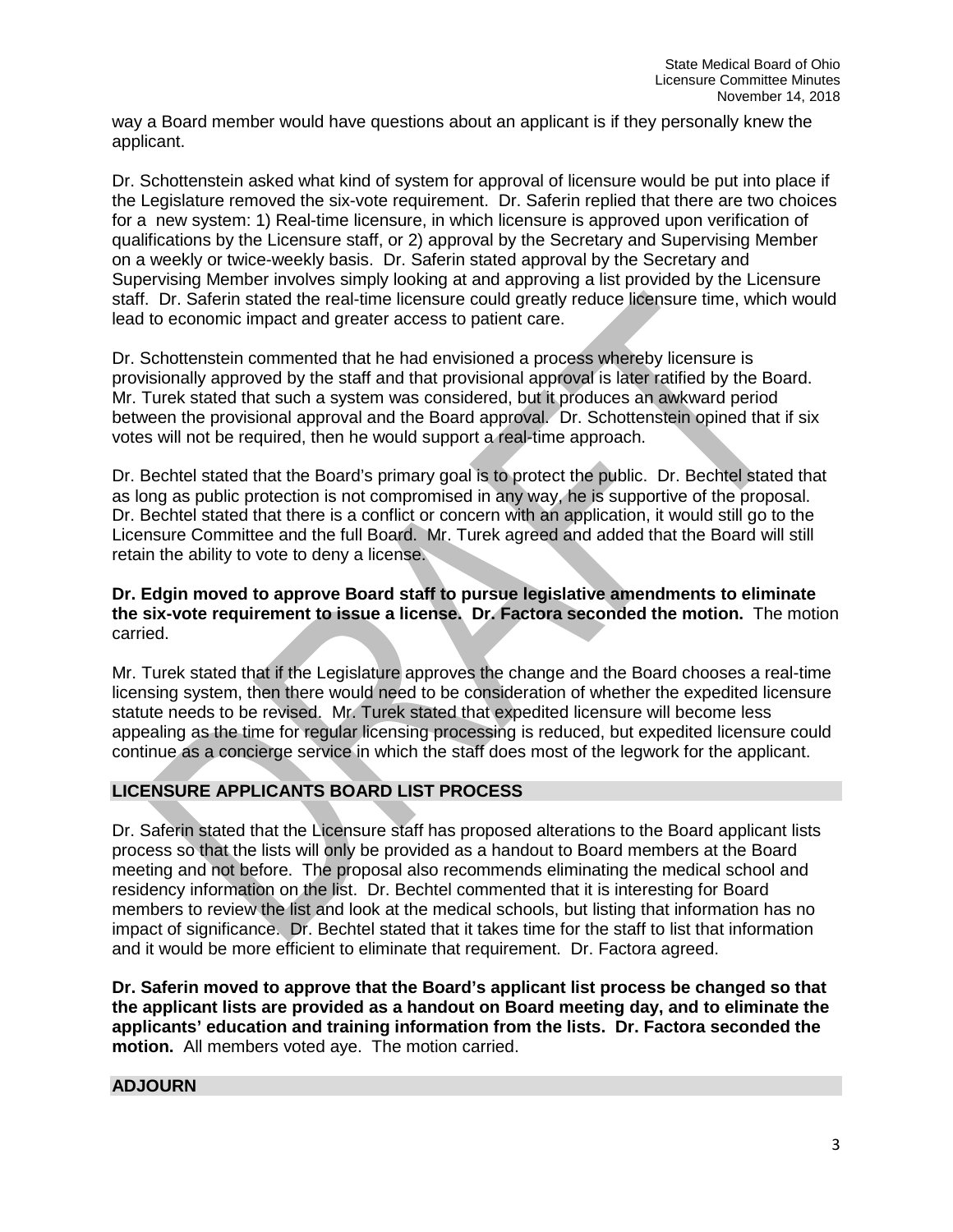way a Board member would have questions about an applicant is if they personally knew the applicant.

Dr. Schottenstein asked what kind of system for approval of licensure would be put into place if the Legislature removed the six-vote requirement. Dr. Saferin replied that there are two choices for a new system: 1) Real-time licensure, in which licensure is approved upon verification of qualifications by the Licensure staff, or 2) approval by the Secretary and Supervising Member on a weekly or twice-weekly basis. Dr. Saferin stated approval by the Secretary and Supervising Member involves simply looking at and approving a list provided by the Licensure staff. Dr. Saferin stated the real-time licensure could greatly reduce licensure time, which would lead to economic impact and greater access to patient care.

Dr. Schottenstein commented that he had envisioned a process whereby licensure is provisionally approved by the staff and that provisional approval is later ratified by the Board. Mr. Turek stated that such a system was considered, but it produces an awkward period between the provisional approval and the Board approval. Dr. Schottenstein opined that if six votes will not be required, then he would support a real-time approach.

Dr. Bechtel stated that the Board's primary goal is to protect the public. Dr. Bechtel stated that as long as public protection is not compromised in any way, he is supportive of the proposal. Dr. Bechtel stated that there is a conflict or concern with an application, it would still go to the Licensure Committee and the full Board. Mr. Turek agreed and added that the Board will still retain the ability to vote to deny a license.

**Dr. Edgin moved to approve Board staff to pursue legislative amendments to eliminate the six-vote requirement to issue a license. Dr. Factora seconded the motion.** The motion carried.

Mr. Turek stated that if the Legislature approves the change and the Board chooses a real-time licensing system, then there would need to be consideration of whether the expedited licensure statute needs to be revised. Mr. Turek stated that expedited licensure will become less appealing as the time for regular licensing processing is reduced, but expedited licensure could continue as a concierge service in which the staff does most of the legwork for the applicant.

## LICENSURE APPLICANTS BOARD LIST PROCESS

Dr. Saferin stated that the Licensure staff has proposed alterations to the Board applicant lists process so that the lists will only be provided as a handout to Board members at the Board meeting and not before. The proposal also recommends eliminating the medical school and residency information on the list. Dr. Bechtel commented that it is interesting for Board members to review the list and look at the medical schools, but listing that information has no impact of significance. Dr. Bechtel stated that it takes time for the staff to list that information and it would be more efficient to eliminate that requirement. Dr. Factora agreed.

**Dr. Saferin moved to approve that the Board's applicant list process be changed so that the applicant lists are provided as a handout on Board meeting day, and to eliminate the applicants' education and training information from the lists. Dr. Factora seconded the motion.** All members voted aye. The motion carried.

## ADJOURN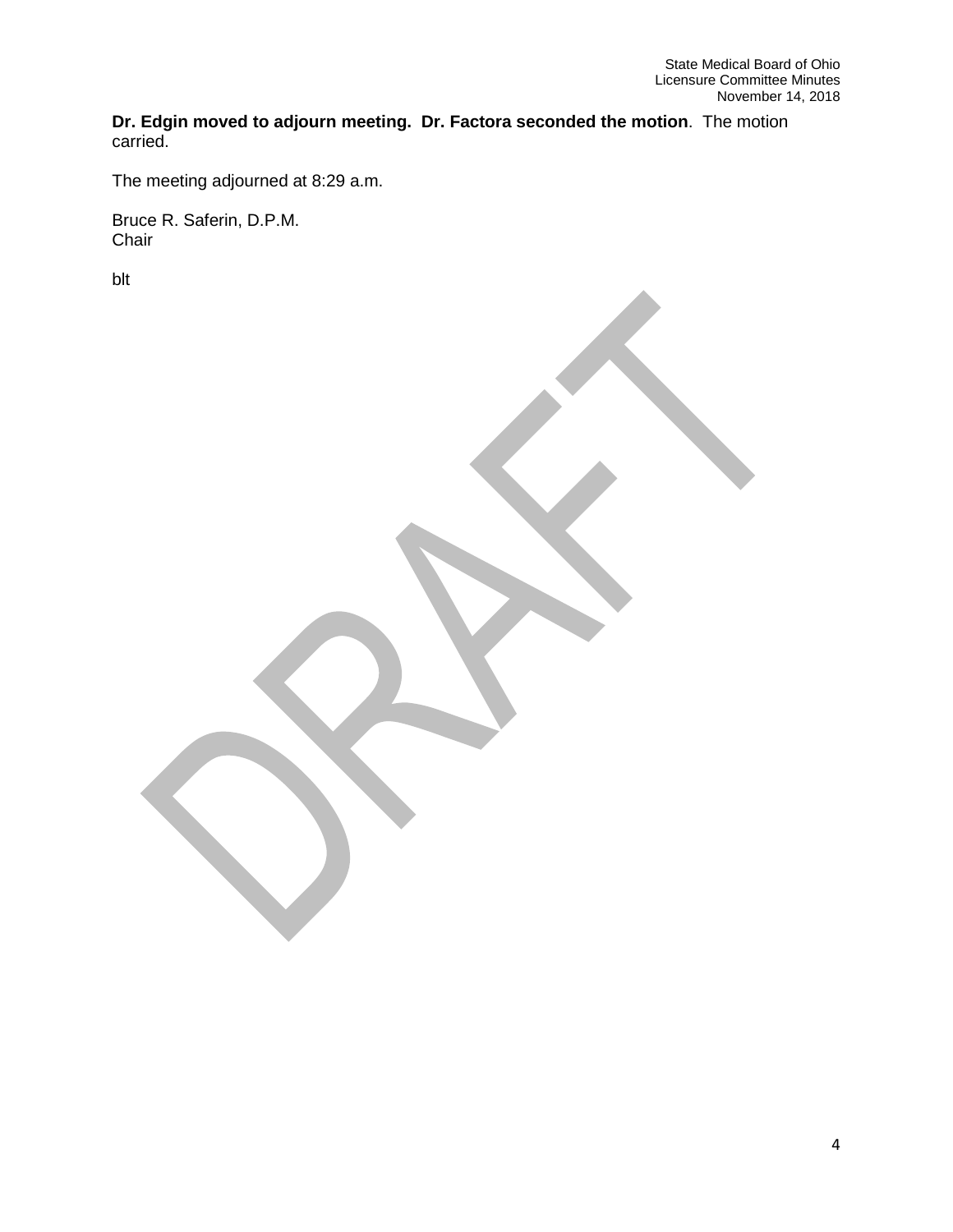**Dr. Edgin moved to adjourn meeting. Dr. Factora seconded the motion**. The motion carried.

The meeting adjourned at 8:29 a.m.

Bruce R. Saferin, D.P.M.
Chair

blt

DRAFT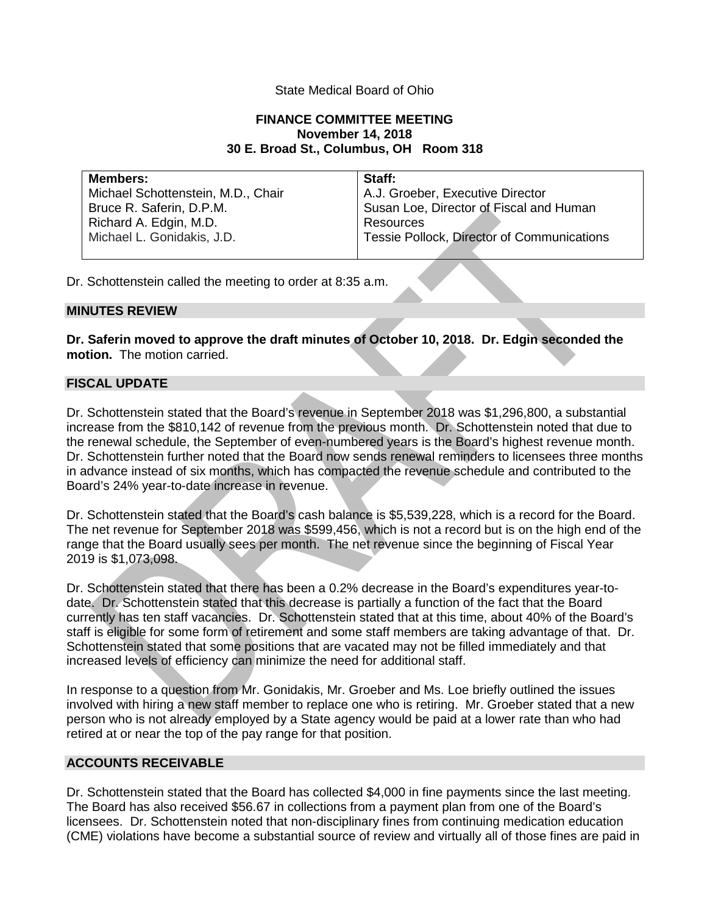State Medical Board of Ohio

**FINANCE COMMITTEE MEETING**
**November 14, 2018**
**30 E. Broad St., Columbus, OH Room 318**

| **Members:** | **Staff:** |
|---|---|
| Michael Schottenstein, M.D., Chair | A.J. Groeber, Executive Director |
| Bruce R. Saferin, D.P.M. | Susan Loe, Director of Fiscal and Human Resources |
| Richard A. Edgin, M.D. | Tessie Pollock, Director of Communications |
| Michael L. Gonidakis, J.D. | |

Dr. Schottenstein called the meeting to order at 8:35 a.m.

## MINUTES REVIEW

**Dr. Saferin moved to approve the draft minutes of October 10, 2018. Dr. Edgin seconded the motion.** The motion carried.

## FISCAL UPDATE

Dr. Schottenstein stated that the Board's revenue in September 2018 was $1,296,800, a substantial increase from the $810,142 of revenue from the previous month. Dr. Schottenstein noted that due to the renewal schedule, the September of even-numbered years is the Board's highest revenue month. Dr. Schottenstein further noted that the Board now sends renewal reminders to licensees three months in advance instead of six months, which has compacted the revenue schedule and contributed to the Board's 24% year-to-date increase in revenue.

Dr. Schottenstein stated that the Board's cash balance is $5,539,228, which is a record for the Board. The net revenue for September 2018 was $599,456, which is not a record but is on the high end of the range that the Board usually sees per month. The net revenue since the beginning of Fiscal Year 2019 is $1,073,098.

Dr. Schottenstein stated that there has been a 0.2% decrease in the Board's expenditures year-to-date. Dr. Schottenstein stated that this decrease is partially a function of the fact that the Board currently has ten staff vacancies. Dr. Schottenstein stated that at this time, about 40% of the Board's staff is eligible for some form of retirement and some staff members are taking advantage of that. Dr. Schottenstein stated that some positions that are vacated may not be filled immediately and that increased levels of efficiency can minimize the need for additional staff.

In response to a question from Mr. Gonidakis, Mr. Groeber and Ms. Loe briefly outlined the issues involved with hiring a new staff member to replace one who is retiring. Mr. Groeber stated that a new person who is not already employed by a State agency would be paid at a lower rate than who had retired at or near the top of the pay range for that position.

## ACCOUNTS RECEIVABLE

Dr. Schottenstein stated that the Board has collected $4,000 in fine payments since the last meeting. The Board has also received $56.67 in collections from a payment plan from one of the Board's licensees. Dr. Schottenstein noted that non-disciplinary fines from continuing medication education (CME) violations have become a substantial source of review and virtually all of those fines are paid in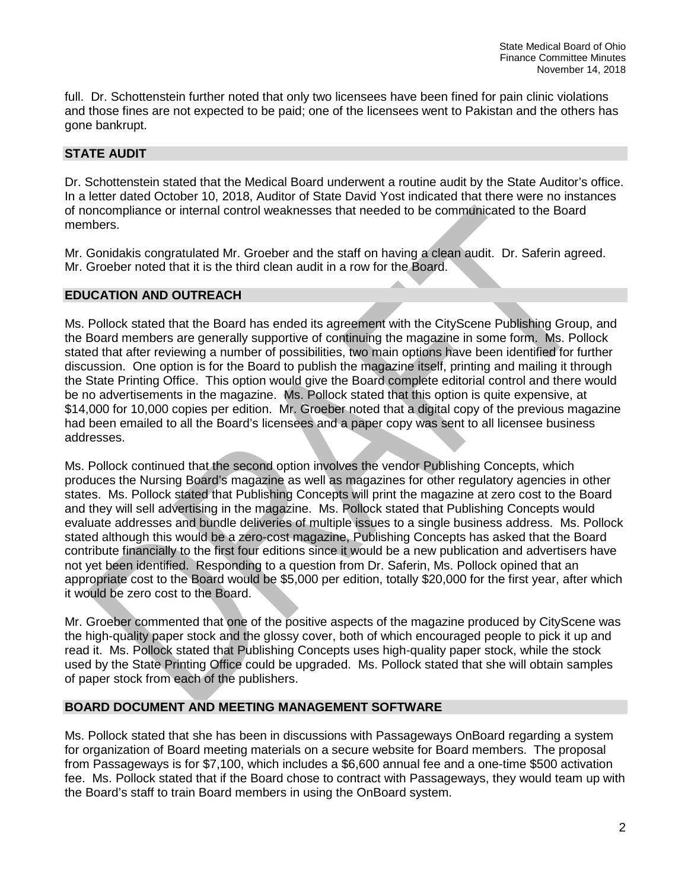full. Dr. Schottenstein further noted that only two licensees have been fined for pain clinic violations and those fines are not expected to be paid; one of the licensees went to Pakistan and the others has gone bankrupt.

## STATE AUDIT

Dr. Schottenstein stated that the Medical Board underwent a routine audit by the State Auditor's office. In a letter dated October 10, 2018, Auditor of State David Yost indicated that there were no instances of noncompliance or internal control weaknesses that needed to be communicated to the Board members.

Mr. Gonidakis congratulated Mr. Groeber and the staff on having a clean audit. Dr. Saferin agreed. Mr. Groeber noted that it is the third clean audit in a row for the Board.

## EDUCATION AND OUTREACH

Ms. Pollock stated that the Board has ended its agreement with the CityScene Publishing Group, and the Board members are generally supportive of continuing the magazine in some form. Ms. Pollock stated that after reviewing a number of possibilities, two main options have been identified for further discussion. One option is for the Board to publish the magazine itself, printing and mailing it through the State Printing Office. This option would give the Board complete editorial control and there would be no advertisements in the magazine. Ms. Pollock stated that this option is quite expensive, at $14,000 for 10,000 copies per edition. Mr. Groeber noted that a digital copy of the previous magazine had been emailed to all the Board's licensees and a paper copy was sent to all licensee business addresses.

Ms. Pollock continued that the second option involves the vendor Publishing Concepts, which produces the Nursing Board's magazine as well as magazines for other regulatory agencies in other states. Ms. Pollock stated that Publishing Concepts will print the magazine at zero cost to the Board and they will sell advertising in the magazine. Ms. Pollock stated that Publishing Concepts would evaluate addresses and bundle deliveries of multiple issues to a single business address. Ms. Pollock stated although this would be a zero-cost magazine, Publishing Concepts has asked that the Board contribute financially to the first four editions since it would be a new publication and advertisers have not yet been identified. Responding to a question from Dr. Saferin, Ms. Pollock opined that an appropriate cost to the Board would be $5,000 per edition, totally $20,000 for the first year, after which it would be zero cost to the Board.

Mr. Groeber commented that one of the positive aspects of the magazine produced by CityScene was the high-quality paper stock and the glossy cover, both of which encouraged people to pick it up and read it. Ms. Pollock stated that Publishing Concepts uses high-quality paper stock, while the stock used by the State Printing Office could be upgraded. Ms. Pollock stated that she will obtain samples of paper stock from each of the publishers.

## BOARD DOCUMENT AND MEETING MANAGEMENT SOFTWARE

Ms. Pollock stated that she has been in discussions with Passageways OnBoard regarding a system for organization of Board meeting materials on a secure website for Board members. The proposal from Passageways is for $7,100, which includes a $6,600 annual fee and a one-time $500 activation fee. Ms. Pollock stated that if the Board chose to contract with Passageways, they would team up with the Board's staff to train Board members in using the OnBoard system.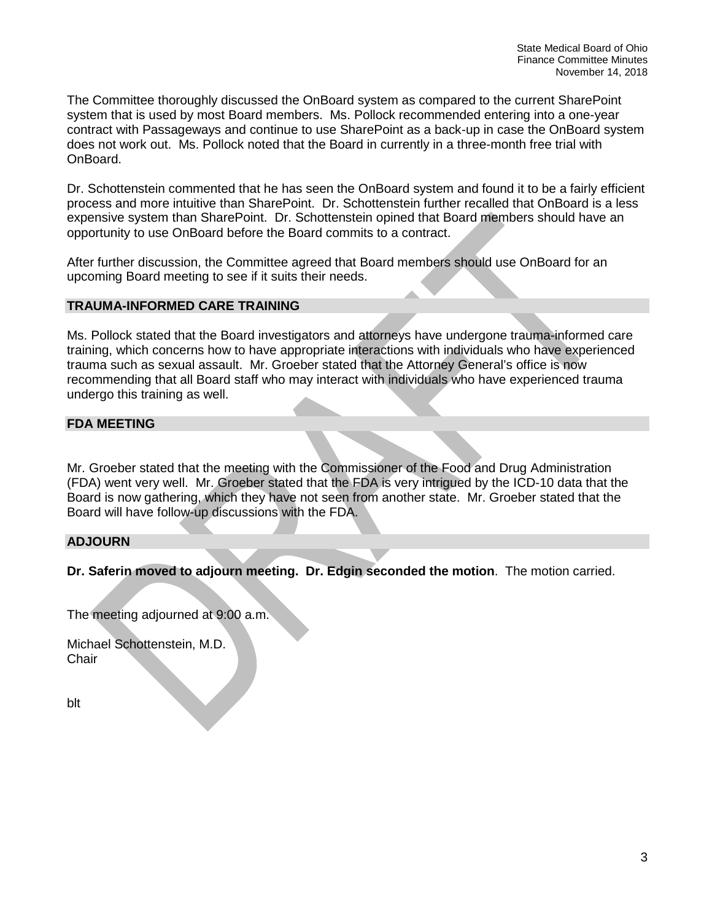The Committee thoroughly discussed the OnBoard system as compared to the current SharePoint system that is used by most Board members. Ms. Pollock recommended entering into a one-year contract with Passageways and continue to use SharePoint as a back-up in case the OnBoard system does not work out. Ms. Pollock noted that the Board in currently in a three-month free trial with OnBoard.

Dr. Schottenstein commented that he has seen the OnBoard system and found it to be a fairly efficient process and more intuitive than SharePoint. Dr. Schottenstein further recalled that OnBoard is a less expensive system than SharePoint. Dr. Schottenstein opined that Board members should have an opportunity to use OnBoard before the Board commits to a contract.

After further discussion, the Committee agreed that Board members should use OnBoard for an upcoming Board meeting to see if it suits their needs.

## TRAUMA-INFORMED CARE TRAINING

Ms. Pollock stated that the Board investigators and attorneys have undergone trauma-informed care training, which concerns how to have appropriate interactions with individuals who have experienced trauma such as sexual assault. Mr. Groeber stated that the Attorney General's office is now recommending that all Board staff who may interact with individuals who have experienced trauma undergo this training as well.

## FDA MEETING

Mr. Groeber stated that the meeting with the Commissioner of the Food and Drug Administration (FDA) went very well. Mr. Groeber stated that the FDA is very intrigued by the ICD-10 data that the Board is now gathering, which they have not seen from another state. Mr. Groeber stated that the Board will have follow-up discussions with the FDA.

## ADJOURN

**Dr. Saferin moved to adjourn meeting. Dr. Edgin seconded the motion**. The motion carried.

The meeting adjourned at 9:00 a.m.

Michael Schottenstein, M.D.
Chair

blt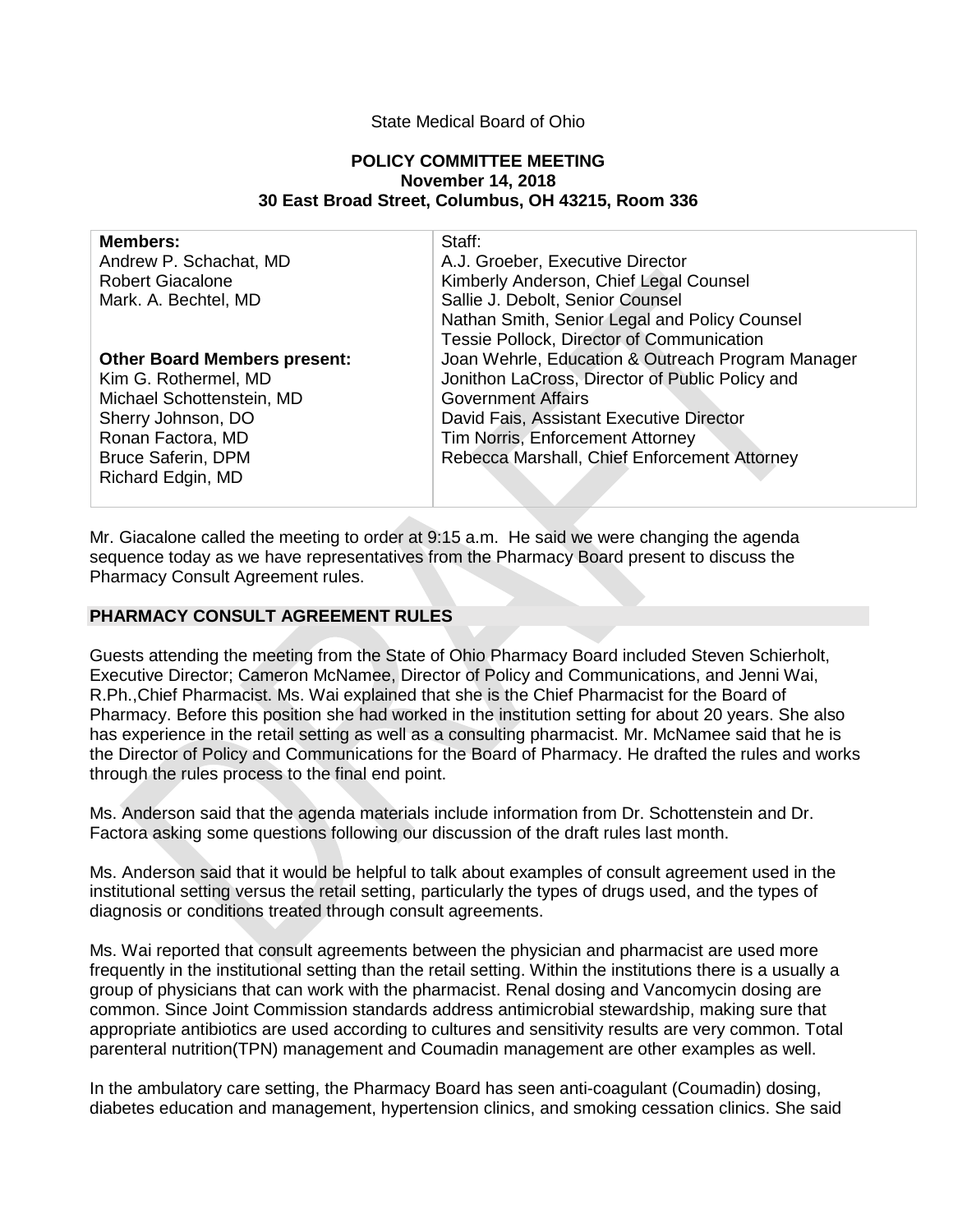State Medical Board of Ohio

**POLICY COMMITTEE MEETING**
**November 14, 2018**
**30 East Broad Street, Columbus, OH 43215, Room 336**

| **Members:** | Staff: |
|---|---|
| Andrew P. Schachat, MD | A.J. Groeber, Executive Director |
| Robert Giacalone | Kimberly Anderson, Chief Legal Counsel |
| Mark. A. Bechtel, MD | Sallie J. Debolt, Senior Counsel |
| | Nathan Smith, Senior Legal and Policy Counsel |
| | Tessie Pollock, Director of Communication |
| **Other Board Members present:** | Joan Wehrle, Education & Outreach Program Manager |
| Kim G. Rothermel, MD | Jonithon LaCross, Director of Public Policy and Government Affairs |
| Michael Schottenstein, MD | |
| Sherry Johnson, DO | David Fais, Assistant Executive Director |
| Ronan Factora, MD | Tim Norris, Enforcement Attorney |
| Bruce Saferin, DPM | Rebecca Marshall, Chief Enforcement Attorney |
| Richard Edgin, MD | |

Mr. Giacalone called the meeting to order at 9:15 a.m. He said we were changing the agenda sequence today as we have representatives from the Pharmacy Board present to discuss the Pharmacy Consult Agreement rules.

## PHARMACY CONSULT AGREEMENT RULES

Guests attending the meeting from the State of Ohio Pharmacy Board included Steven Schierholt, Executive Director; Cameron McNamee, Director of Policy and Communications, and Jenni Wai, R.Ph.,Chief Pharmacist. Ms. Wai explained that she is the Chief Pharmacist for the Board of Pharmacy. Before this position she had worked in the institution setting for about 20 years. She also has experience in the retail setting as well as a consulting pharmacist. Mr. McNamee said that he is the Director of Policy and Communications for the Board of Pharmacy. He drafted the rules and works through the rules process to the final end point.

Ms. Anderson said that the agenda materials include information from Dr. Schottenstein and Dr. Factora asking some questions following our discussion of the draft rules last month.

Ms. Anderson said that it would be helpful to talk about examples of consult agreement used in the institutional setting versus the retail setting, particularly the types of drugs used, and the types of diagnosis or conditions treated through consult agreements.

Ms. Wai reported that consult agreements between the physician and pharmacist are used more frequently in the institutional setting than the retail setting. Within the institutions there is a usually a group of physicians that can work with the pharmacist. Renal dosing and Vancomycin dosing are common. Since Joint Commission standards address antimicrobial stewardship, making sure that appropriate antibiotics are used according to cultures and sensitivity results are very common. Total parenteral nutrition(TPN) management and Coumadin management are other examples as well.

In the ambulatory care setting, the Pharmacy Board has seen anti-coagulant (Coumadin) dosing, diabetes education and management, hypertension clinics, and smoking cessation clinics. She said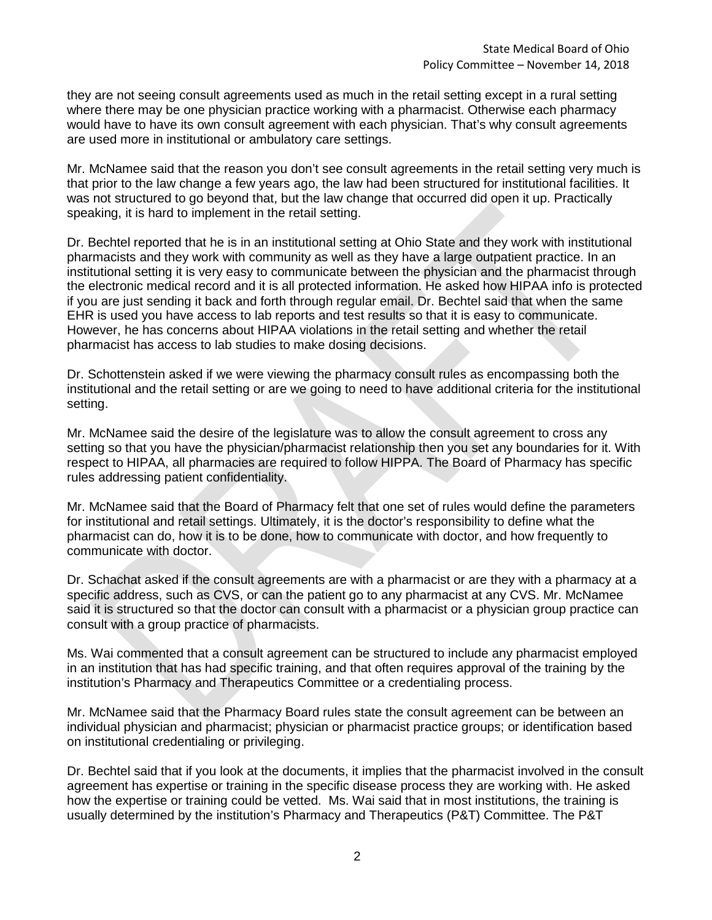they are not seeing consult agreements used as much in the retail setting except in a rural setting where there may be one physician practice working with a pharmacist. Otherwise each pharmacy would have to have its own consult agreement with each physician. That's why consult agreements are used more in institutional or ambulatory care settings.

Mr. McNamee said that the reason you don't see consult agreements in the retail setting very much is that prior to the law change a few years ago, the law had been structured for institutional facilities. It was not structured to go beyond that, but the law change that occurred did open it up. Practically speaking, it is hard to implement in the retail setting.

Dr. Bechtel reported that he is in an institutional setting at Ohio State and they work with institutional pharmacists and they work with community as well as they have a large outpatient practice. In an institutional setting it is very easy to communicate between the physician and the pharmacist through the electronic medical record and it is all protected information. He asked how HIPAA info is protected if you are just sending it back and forth through regular email. Dr. Bechtel said that when the same EHR is used you have access to lab reports and test results so that it is easy to communicate. However, he has concerns about HIPAA violations in the retail setting and whether the retail pharmacist has access to lab studies to make dosing decisions.

Dr. Schottenstein asked if we were viewing the pharmacy consult rules as encompassing both the institutional and the retail setting or are we going to need to have additional criteria for the institutional setting.

Mr. McNamee said the desire of the legislature was to allow the consult agreement to cross any setting so that you have the physician/pharmacist relationship then you set any boundaries for it. With respect to HIPAA, all pharmacies are required to follow HIPPA. The Board of Pharmacy has specific rules addressing patient confidentiality.

Mr. McNamee said that the Board of Pharmacy felt that one set of rules would define the parameters for institutional and retail settings. Ultimately, it is the doctor's responsibility to define what the pharmacist can do, how it is to be done, how to communicate with doctor, and how frequently to communicate with doctor.

Dr. Schachat asked if the consult agreements are with a pharmacist or are they with a pharmacy at a specific address, such as CVS, or can the patient go to any pharmacist at any CVS. Mr. McNamee said it is structured so that the doctor can consult with a pharmacist or a physician group practice can consult with a group practice of pharmacists.

Ms. Wai commented that a consult agreement can be structured to include any pharmacist employed in an institution that has had specific training, and that often requires approval of the training by the institution's Pharmacy and Therapeutics Committee or a credentialing process.

Mr. McNamee said that the Pharmacy Board rules state the consult agreement can be between an individual physician and pharmacist; physician or pharmacist practice groups; or identification based on institutional credentialing or privileging.

Dr. Bechtel said that if you look at the documents, it implies that the pharmacist involved in the consult agreement has expertise or training in the specific disease process they are working with. He asked how the expertise or training could be vetted. Ms. Wai said that in most institutions, the training is usually determined by the institution's Pharmacy and Therapeutics (P&T) Committee. The P&T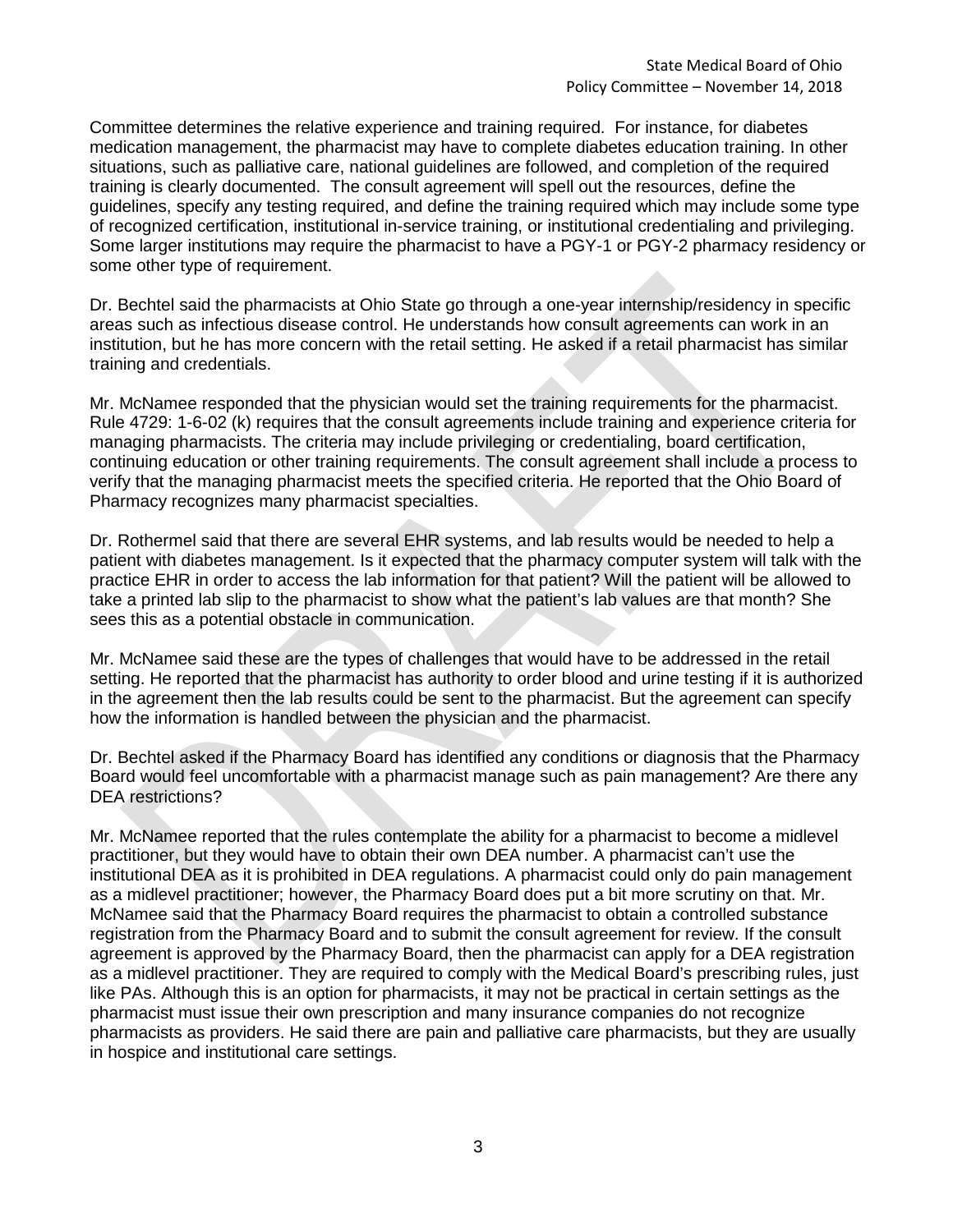Committee determines the relative experience and training required. For instance, for diabetes medication management, the pharmacist may have to complete diabetes education training. In other situations, such as palliative care, national guidelines are followed, and completion of the required training is clearly documented. The consult agreement will spell out the resources, define the guidelines, specify any testing required, and define the training required which may include some type of recognized certification, institutional in-service training, or institutional credentialing and privileging. Some larger institutions may require the pharmacist to have a PGY-1 or PGY-2 pharmacy residency or some other type of requirement.

Dr. Bechtel said the pharmacists at Ohio State go through a one-year internship/residency in specific areas such as infectious disease control. He understands how consult agreements can work in an institution, but he has more concern with the retail setting. He asked if a retail pharmacist has similar training and credentials.

Mr. McNamee responded that the physician would set the training requirements for the pharmacist. Rule 4729: 1-6-02 (k) requires that the consult agreements include training and experience criteria for managing pharmacists. The criteria may include privileging or credentialing, board certification, continuing education or other training requirements. The consult agreement shall include a process to verify that the managing pharmacist meets the specified criteria. He reported that the Ohio Board of Pharmacy recognizes many pharmacist specialties.

Dr. Rothermel said that there are several EHR systems, and lab results would be needed to help a patient with diabetes management. Is it expected that the pharmacy computer system will talk with the practice EHR in order to access the lab information for that patient? Will the patient will be allowed to take a printed lab slip to the pharmacist to show what the patient's lab values are that month? She sees this as a potential obstacle in communication.

Mr. McNamee said these are the types of challenges that would have to be addressed in the retail setting. He reported that the pharmacist has authority to order blood and urine testing if it is authorized in the agreement then the lab results could be sent to the pharmacist. But the agreement can specify how the information is handled between the physician and the pharmacist.

Dr. Bechtel asked if the Pharmacy Board has identified any conditions or diagnosis that the Pharmacy Board would feel uncomfortable with a pharmacist manage such as pain management? Are there any DEA restrictions?

Mr. McNamee reported that the rules contemplate the ability for a pharmacist to become a midlevel practitioner, but they would have to obtain their own DEA number. A pharmacist can't use the institutional DEA as it is prohibited in DEA regulations. A pharmacist could only do pain management as a midlevel practitioner; however, the Pharmacy Board does put a bit more scrutiny on that. Mr. McNamee said that the Pharmacy Board requires the pharmacist to obtain a controlled substance registration from the Pharmacy Board and to submit the consult agreement for review. If the consult agreement is approved by the Pharmacy Board, then the pharmacist can apply for a DEA registration as a midlevel practitioner. They are required to comply with the Medical Board's prescribing rules, just like PAs. Although this is an option for pharmacists, it may not be practical in certain settings as the pharmacist must issue their own prescription and many insurance companies do not recognize pharmacists as providers. He said there are pain and palliative care pharmacists, but they are usually in hospice and institutional care settings.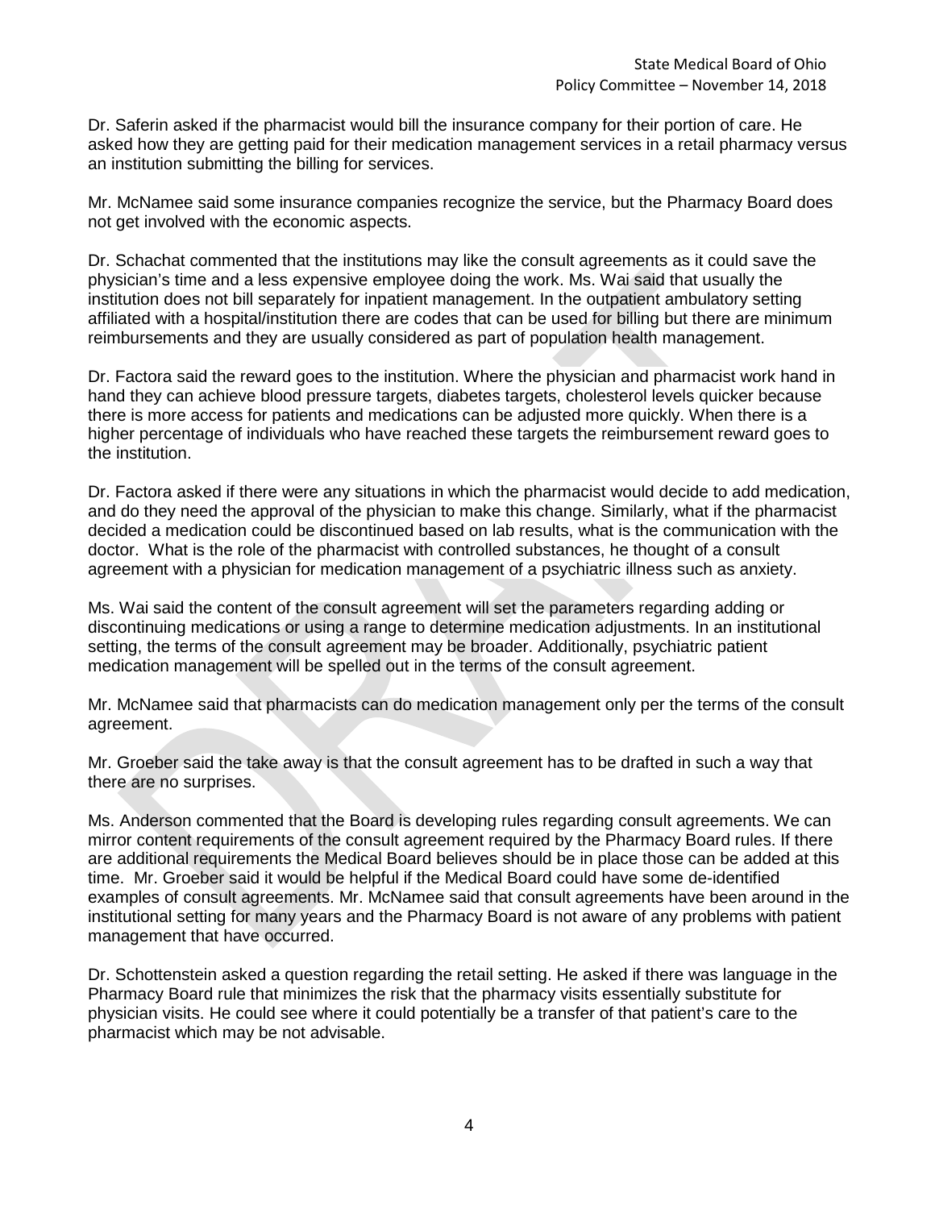Dr. Saferin asked if the pharmacist would bill the insurance company for their portion of care. He asked how they are getting paid for their medication management services in a retail pharmacy versus an institution submitting the billing for services.

Mr. McNamee said some insurance companies recognize the service, but the Pharmacy Board does not get involved with the economic aspects.

Dr. Schachat commented that the institutions may like the consult agreements as it could save the physician's time and a less expensive employee doing the work. Ms. Wai said that usually the institution does not bill separately for inpatient management. In the outpatient ambulatory setting affiliated with a hospital/institution there are codes that can be used for billing but there are minimum reimbursements and they are usually considered as part of population health management.

Dr. Factora said the reward goes to the institution. Where the physician and pharmacist work hand in hand they can achieve blood pressure targets, diabetes targets, cholesterol levels quicker because there is more access for patients and medications can be adjusted more quickly. When there is a higher percentage of individuals who have reached these targets the reimbursement reward goes to the institution.

Dr. Factora asked if there were any situations in which the pharmacist would decide to add medication, and do they need the approval of the physician to make this change. Similarly, what if the pharmacist decided a medication could be discontinued based on lab results, what is the communication with the doctor. What is the role of the pharmacist with controlled substances, he thought of a consult agreement with a physician for medication management of a psychiatric illness such as anxiety.

Ms. Wai said the content of the consult agreement will set the parameters regarding adding or discontinuing medications or using a range to determine medication adjustments. In an institutional setting, the terms of the consult agreement may be broader. Additionally, psychiatric patient medication management will be spelled out in the terms of the consult agreement.

Mr. McNamee said that pharmacists can do medication management only per the terms of the consult agreement.

Mr. Groeber said the take away is that the consult agreement has to be drafted in such a way that there are no surprises.

Ms. Anderson commented that the Board is developing rules regarding consult agreements. We can mirror content requirements of the consult agreement required by the Pharmacy Board rules. If there are additional requirements the Medical Board believes should be in place those can be added at this time. Mr. Groeber said it would be helpful if the Medical Board could have some de-identified examples of consult agreements. Mr. McNamee said that consult agreements have been around in the institutional setting for many years and the Pharmacy Board is not aware of any problems with patient management that have occurred.

Dr. Schottenstein asked a question regarding the retail setting. He asked if there was language in the Pharmacy Board rule that minimizes the risk that the pharmacy visits essentially substitute for physician visits. He could see where it could potentially be a transfer of that patient's care to the pharmacist which may be not advisable.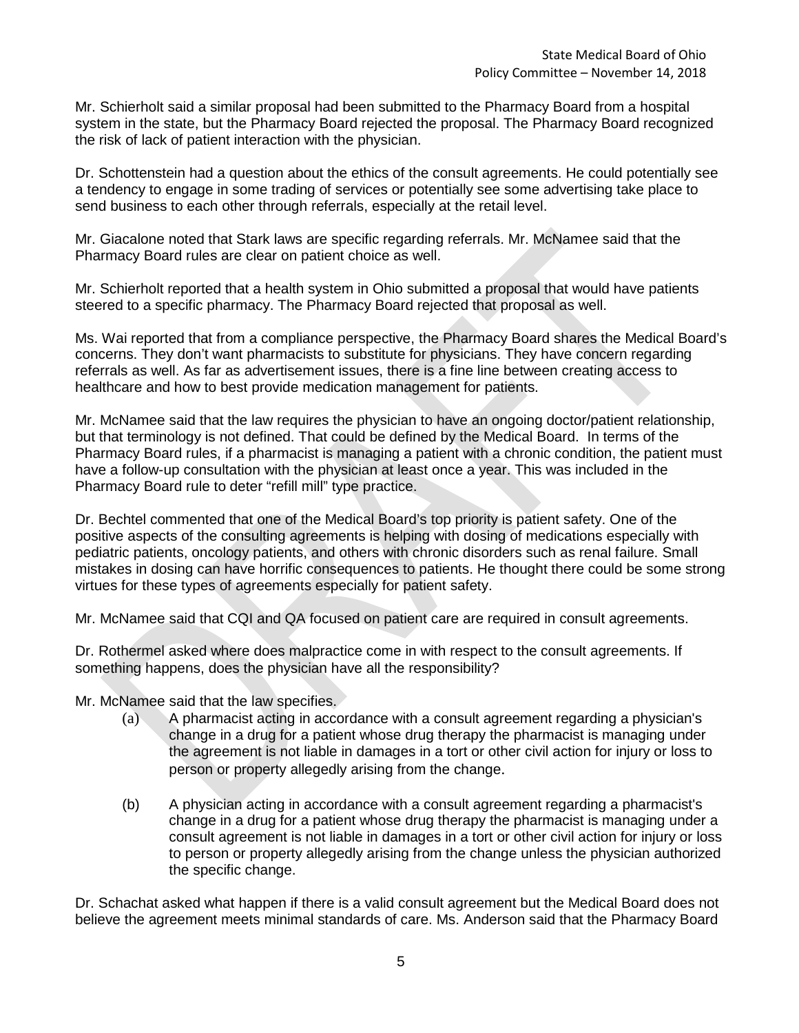Mr. Schierholt said a similar proposal had been submitted to the Pharmacy Board from a hospital system in the state, but the Pharmacy Board rejected the proposal. The Pharmacy Board recognized the risk of lack of patient interaction with the physician.

Dr. Schottenstein had a question about the ethics of the consult agreements. He could potentially see a tendency to engage in some trading of services or potentially see some advertising take place to send business to each other through referrals, especially at the retail level.

Mr. Giacalone noted that Stark laws are specific regarding referrals. Mr. McNamee said that the Pharmacy Board rules are clear on patient choice as well.

Mr. Schierholt reported that a health system in Ohio submitted a proposal that would have patients steered to a specific pharmacy. The Pharmacy Board rejected that proposal as well.

Ms. Wai reported that from a compliance perspective, the Pharmacy Board shares the Medical Board's concerns. They don't want pharmacists to substitute for physicians. They have concern regarding referrals as well. As far as advertisement issues, there is a fine line between creating access to healthcare and how to best provide medication management for patients.

Mr. McNamee said that the law requires the physician to have an ongoing doctor/patient relationship, but that terminology is not defined. That could be defined by the Medical Board. In terms of the Pharmacy Board rules, if a pharmacist is managing a patient with a chronic condition, the patient must have a follow-up consultation with the physician at least once a year. This was included in the Pharmacy Board rule to deter "refill mill" type practice.

Dr. Bechtel commented that one of the Medical Board's top priority is patient safety. One of the positive aspects of the consulting agreements is helping with dosing of medications especially with pediatric patients, oncology patients, and others with chronic disorders such as renal failure. Small mistakes in dosing can have horrific consequences to patients. He thought there could be some strong virtues for these types of agreements especially for patient safety.

Mr. McNamee said that CQI and QA focused on patient care are required in consult agreements.

Dr. Rothermel asked where does malpractice come in with respect to the consult agreements. If something happens, does the physician have all the responsibility?

Mr. McNamee said that the law specifies.

(a) A pharmacist acting in accordance with a consult agreement regarding a physician's change in a drug for a patient whose drug therapy the pharmacist is managing under the agreement is not liable in damages in a tort or other civil action for injury or loss to person or property allegedly arising from the change.

(b) A physician acting in accordance with a consult agreement regarding a pharmacist's change in a drug for a patient whose drug therapy the pharmacist is managing under a consult agreement is not liable in damages in a tort or other civil action for injury or loss to person or property allegedly arising from the change unless the physician authorized the specific change.

Dr. Schachat asked what happen if there is a valid consult agreement but the Medical Board does not believe the agreement meets minimal standards of care. Ms. Anderson said that the Pharmacy Board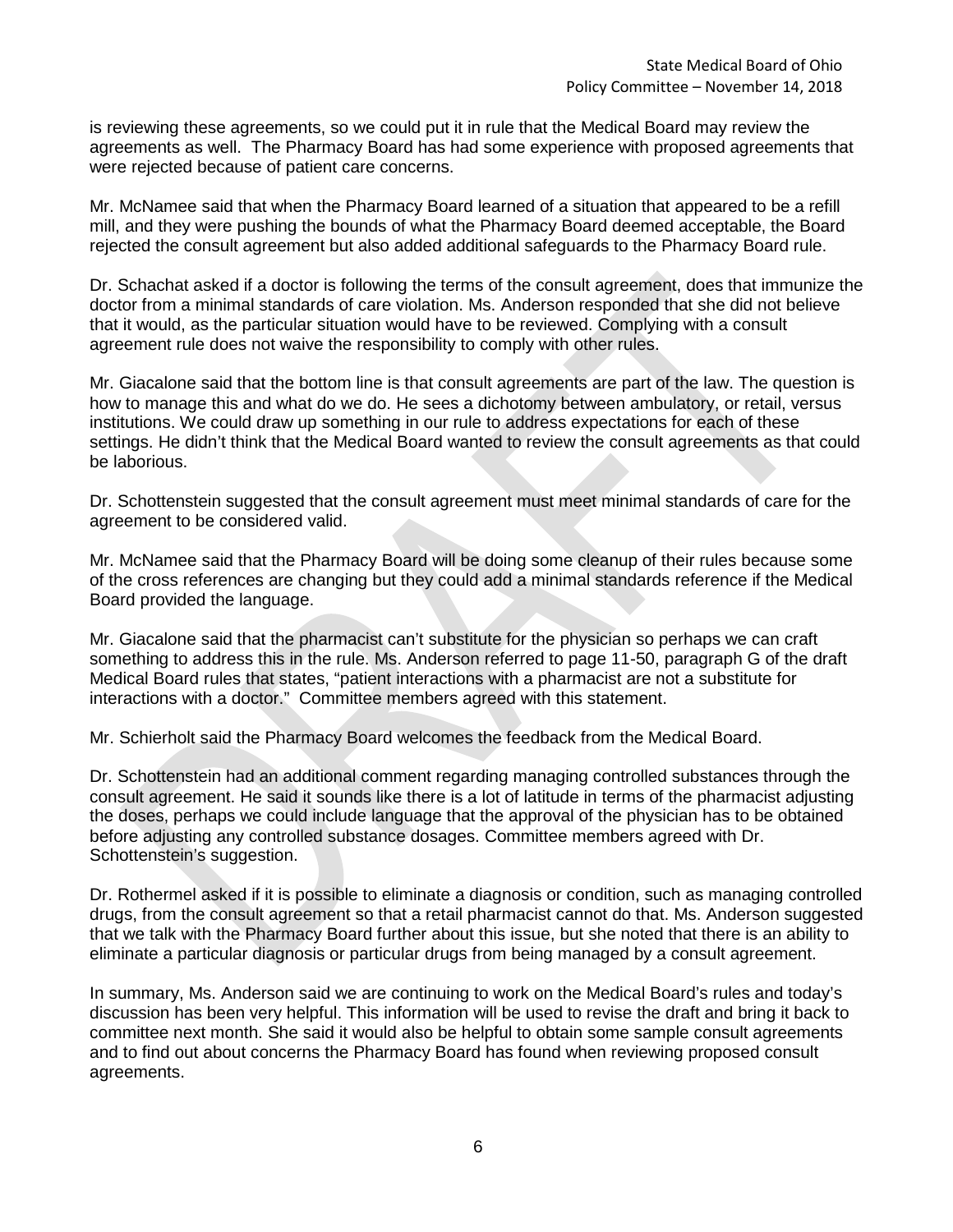is reviewing these agreements, so we could put it in rule that the Medical Board may review the agreements as well. The Pharmacy Board has had some experience with proposed agreements that were rejected because of patient care concerns.

Mr. McNamee said that when the Pharmacy Board learned of a situation that appeared to be a refill mill, and they were pushing the bounds of what the Pharmacy Board deemed acceptable, the Board rejected the consult agreement but also added additional safeguards to the Pharmacy Board rule.

Dr. Schachat asked if a doctor is following the terms of the consult agreement, does that immunize the doctor from a minimal standards of care violation. Ms. Anderson responded that she did not believe that it would, as the particular situation would have to be reviewed. Complying with a consult agreement rule does not waive the responsibility to comply with other rules.

Mr. Giacalone said that the bottom line is that consult agreements are part of the law. The question is how to manage this and what do we do. He sees a dichotomy between ambulatory, or retail, versus institutions. We could draw up something in our rule to address expectations for each of these settings. He didn't think that the Medical Board wanted to review the consult agreements as that could be laborious.

Dr. Schottenstein suggested that the consult agreement must meet minimal standards of care for the agreement to be considered valid.

Mr. McNamee said that the Pharmacy Board will be doing some cleanup of their rules because some of the cross references are changing but they could add a minimal standards reference if the Medical Board provided the language.

Mr. Giacalone said that the pharmacist can't substitute for the physician so perhaps we can craft something to address this in the rule. Ms. Anderson referred to page 11-50, paragraph G of the draft Medical Board rules that states, "patient interactions with a pharmacist are not a substitute for interactions with a doctor." Committee members agreed with this statement.

Mr. Schierholt said the Pharmacy Board welcomes the feedback from the Medical Board.

Dr. Schottenstein had an additional comment regarding managing controlled substances through the consult agreement. He said it sounds like there is a lot of latitude in terms of the pharmacist adjusting the doses, perhaps we could include language that the approval of the physician has to be obtained before adjusting any controlled substance dosages. Committee members agreed with Dr. Schottenstein's suggestion.

Dr. Rothermel asked if it is possible to eliminate a diagnosis or condition, such as managing controlled drugs, from the consult agreement so that a retail pharmacist cannot do that. Ms. Anderson suggested that we talk with the Pharmacy Board further about this issue, but she noted that there is an ability to eliminate a particular diagnosis or particular drugs from being managed by a consult agreement.

In summary, Ms. Anderson said we are continuing to work on the Medical Board's rules and today's discussion has been very helpful. This information will be used to revise the draft and bring it back to committee next month. She said it would also be helpful to obtain some sample consult agreements and to find out about concerns the Pharmacy Board has found when reviewing proposed consult agreements.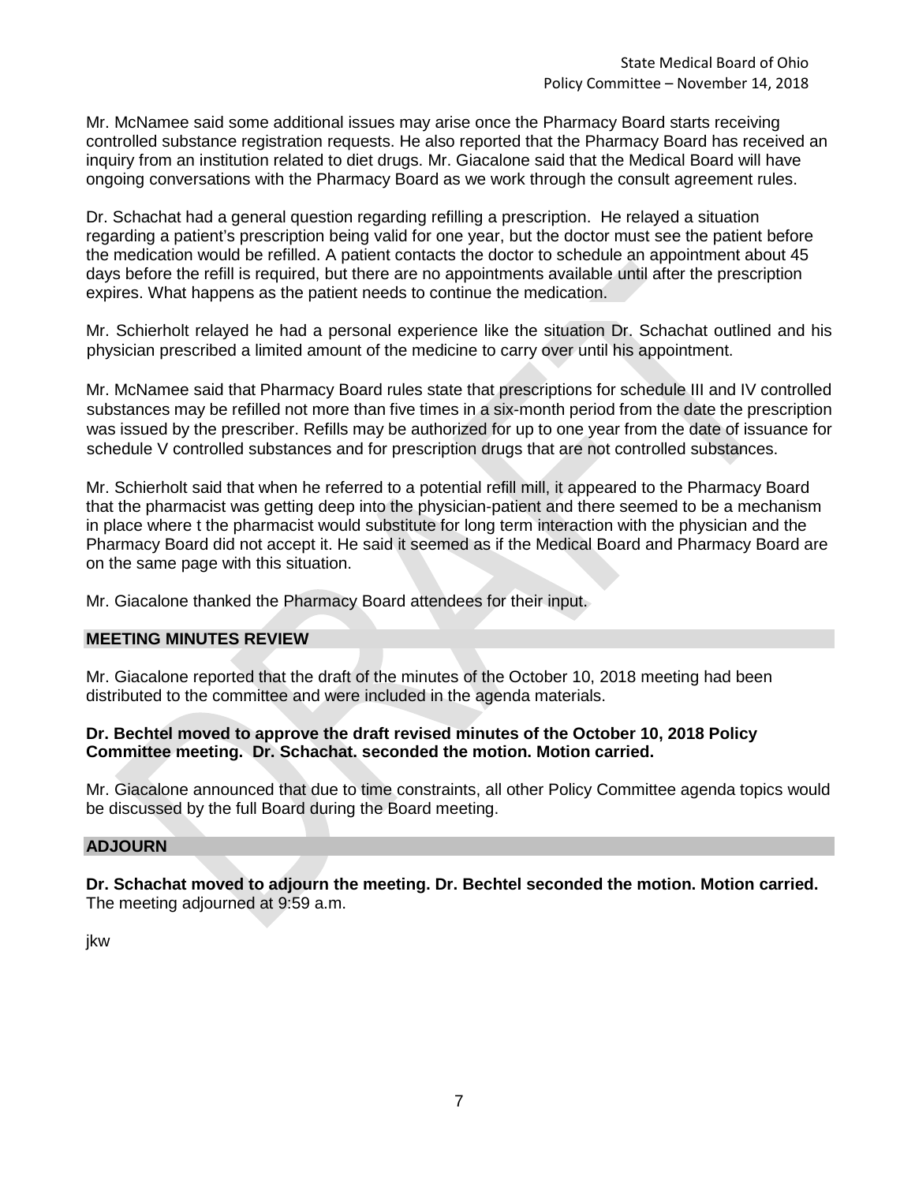Mr. McNamee said some additional issues may arise once the Pharmacy Board starts receiving controlled substance registration requests. He also reported that the Pharmacy Board has received an inquiry from an institution related to diet drugs. Mr. Giacalone said that the Medical Board will have ongoing conversations with the Pharmacy Board as we work through the consult agreement rules.

Dr. Schachat had a general question regarding refilling a prescription. He relayed a situation regarding a patient's prescription being valid for one year, but the doctor must see the patient before the medication would be refilled. A patient contacts the doctor to schedule an appointment about 45 days before the refill is required, but there are no appointments available until after the prescription expires. What happens as the patient needs to continue the medication.

Mr. Schierholt relayed he had a personal experience like the situation Dr. Schachat outlined and his physician prescribed a limited amount of the medicine to carry over until his appointment.

Mr. McNamee said that Pharmacy Board rules state that prescriptions for schedule III and IV controlled substances may be refilled not more than five times in a six-month period from the date the prescription was issued by the prescriber. Refills may be authorized for up to one year from the date of issuance for schedule V controlled substances and for prescription drugs that are not controlled substances.

Mr. Schierholt said that when he referred to a potential refill mill, it appeared to the Pharmacy Board that the pharmacist was getting deep into the physician-patient and there seemed to be a mechanism in place where t the pharmacist would substitute for long term interaction with the physician and the Pharmacy Board did not accept it. He said it seemed as if the Medical Board and Pharmacy Board are on the same page with this situation.

Mr. Giacalone thanked the Pharmacy Board attendees for their input.

## MEETING MINUTES REVIEW

Mr. Giacalone reported that the draft of the minutes of the October 10, 2018 meeting had been distributed to the committee and were included in the agenda materials.

**Dr. Bechtel moved to approve the draft revised minutes of the October 10, 2018 Policy Committee meeting. Dr. Schachat. seconded the motion. Motion carried.**

Mr. Giacalone announced that due to time constraints, all other Policy Committee agenda topics would be discussed by the full Board during the Board meeting.

## ADJOURN

**Dr. Schachat moved to adjourn the meeting. Dr. Bechtel seconded the motion. Motion carried.**
The meeting adjourned at 9:59 a.m.

jkw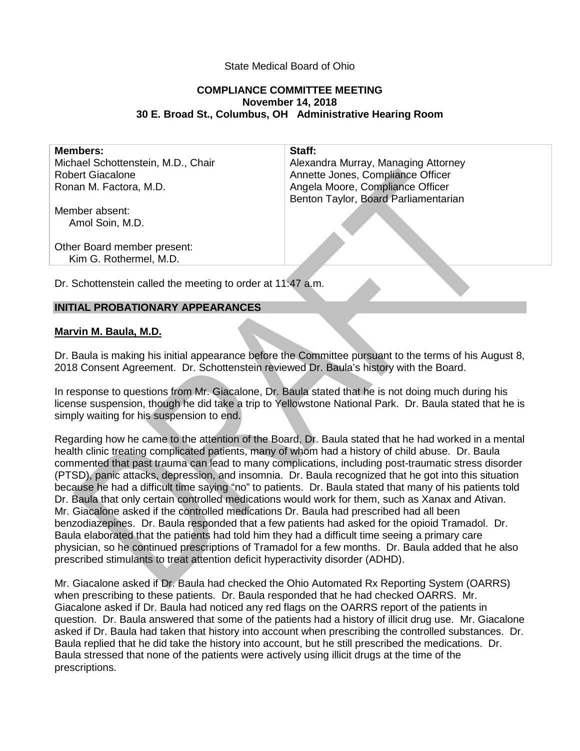State Medical Board of Ohio

**COMPLIANCE COMMITTEE MEETING**
**November 14, 2018**
**30 E. Broad St., Columbus, OH   Administrative Hearing Room**

| **Members:** | **Staff:** |
|---|---|
| Michael Schottenstein, M.D., Chair<br>Robert Giacalone<br>Ronan M. Factora, M.D.<br><br>Member absent:<br>Amol Soin, M.D.<br><br>Other Board member present:<br>Kim G. Rothermel, M.D. | Alexandra Murray, Managing Attorney<br>Annette Jones, Compliance Officer<br>Angela Moore, Compliance Officer<br>Benton Taylor, Board Parliamentarian |

Dr. Schottenstein called the meeting to order at 11:47 a.m.

## INITIAL PROBATIONARY APPEARANCES

**Marvin M. Baula, M.D.**

Dr. Baula is making his initial appearance before the Committee pursuant to the terms of his August 8, 2018 Consent Agreement. Dr. Schottenstein reviewed Dr. Baula's history with the Board.

In response to questions from Mr. Giacalone, Dr. Baula stated that he is not doing much during his license suspension, though he did take a trip to Yellowstone National Park. Dr. Baula stated that he is simply waiting for his suspension to end.

Regarding how he came to the attention of the Board, Dr. Baula stated that he had worked in a mental health clinic treating complicated patients, many of whom had a history of child abuse. Dr. Baula commented that past trauma can lead to many complications, including post-traumatic stress disorder (PTSD), panic attacks, depression, and insomnia. Dr. Baula recognized that he got into this situation because he had a difficult time saying "no" to patients. Dr. Baula stated that many of his patients told Dr. Baula that only certain controlled medications would work for them, such as Xanax and Ativan. Mr. Giacalone asked if the controlled medications Dr. Baula had prescribed had all been benzodiazepines. Dr. Baula responded that a few patients had asked for the opioid Tramadol. Dr. Baula elaborated that the patients had told him they had a difficult time seeing a primary care physician, so he continued prescriptions of Tramadol for a few months. Dr. Baula added that he also prescribed stimulants to treat attention deficit hyperactivity disorder (ADHD).

Mr. Giacalone asked if Dr. Baula had checked the Ohio Automated Rx Reporting System (OARRS) when prescribing to these patients. Dr. Baula responded that he had checked OARRS. Mr. Giacalone asked if Dr. Baula had noticed any red flags on the OARRS report of the patients in question. Dr. Baula answered that some of the patients had a history of illicit drug use. Mr. Giacalone asked if Dr. Baula had taken that history into account when prescribing the controlled substances. Dr. Baula replied that he did take the history into account, but he still prescribed the medications. Dr. Baula stressed that none of the patients were actively using illicit drugs at the time of the prescriptions.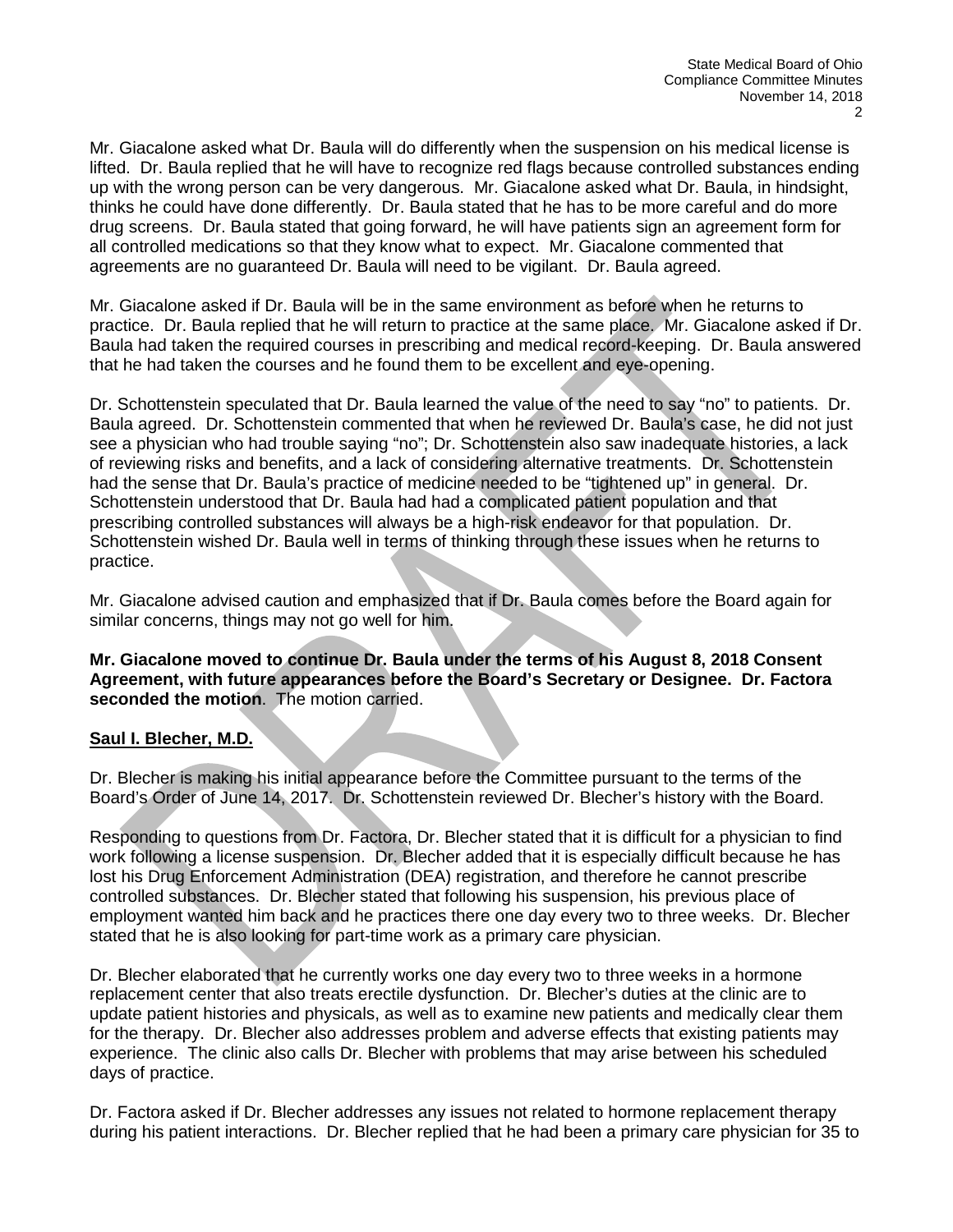Mr. Giacalone asked what Dr. Baula will do differently when the suspension on his medical license is lifted. Dr. Baula replied that he will have to recognize red flags because controlled substances ending up with the wrong person can be very dangerous. Mr. Giacalone asked what Dr. Baula, in hindsight, thinks he could have done differently. Dr. Baula stated that he has to be more careful and do more drug screens. Dr. Baula stated that going forward, he will have patients sign an agreement form for all controlled medications so that they know what to expect. Mr. Giacalone commented that agreements are no guaranteed Dr. Baula will need to be vigilant. Dr. Baula agreed.

Mr. Giacalone asked if Dr. Baula will be in the same environment as before when he returns to practice. Dr. Baula replied that he will return to practice at the same place. Mr. Giacalone asked if Dr. Baula had taken the required courses in prescribing and medical record-keeping. Dr. Baula answered that he had taken the courses and he found them to be excellent and eye-opening.

Dr. Schottenstein speculated that Dr. Baula learned the value of the need to say "no" to patients. Dr. Baula agreed. Dr. Schottenstein commented that when he reviewed Dr. Baula's case, he did not just see a physician who had trouble saying "no"; Dr. Schottenstein also saw inadequate histories, a lack of reviewing risks and benefits, and a lack of considering alternative treatments. Dr. Schottenstein had the sense that Dr. Baula's practice of medicine needed to be "tightened up" in general. Dr. Schottenstein understood that Dr. Baula had had a complicated patient population and that prescribing controlled substances will always be a high-risk endeavor for that population. Dr. Schottenstein wished Dr. Baula well in terms of thinking through these issues when he returns to practice.

Mr. Giacalone advised caution and emphasized that if Dr. Baula comes before the Board again for similar concerns, things may not go well for him.

**Mr. Giacalone moved to continue Dr. Baula under the terms of his August 8, 2018 Consent Agreement, with future appearances before the Board's Secretary or Designee. Dr. Factora seconded the motion**. The motion carried.

**Saul I. Blecher, M.D.**

Dr. Blecher is making his initial appearance before the Committee pursuant to the terms of the Board's Order of June 14, 2017. Dr. Schottenstein reviewed Dr. Blecher's history with the Board.

Responding to questions from Dr. Factora, Dr. Blecher stated that it is difficult for a physician to find work following a license suspension. Dr. Blecher added that it is especially difficult because he has lost his Drug Enforcement Administration (DEA) registration, and therefore he cannot prescribe controlled substances. Dr. Blecher stated that following his suspension, his previous place of employment wanted him back and he practices there one day every two to three weeks. Dr. Blecher stated that he is also looking for part-time work as a primary care physician.

Dr. Blecher elaborated that he currently works one day every two to three weeks in a hormone replacement center that also treats erectile dysfunction. Dr. Blecher's duties at the clinic are to update patient histories and physicals, as well as to examine new patients and medically clear them for the therapy. Dr. Blecher also addresses problem and adverse effects that existing patients may experience. The clinic also calls Dr. Blecher with problems that may arise between his scheduled days of practice.

Dr. Factora asked if Dr. Blecher addresses any issues not related to hormone replacement therapy during his patient interactions. Dr. Blecher replied that he had been a primary care physician for 35 to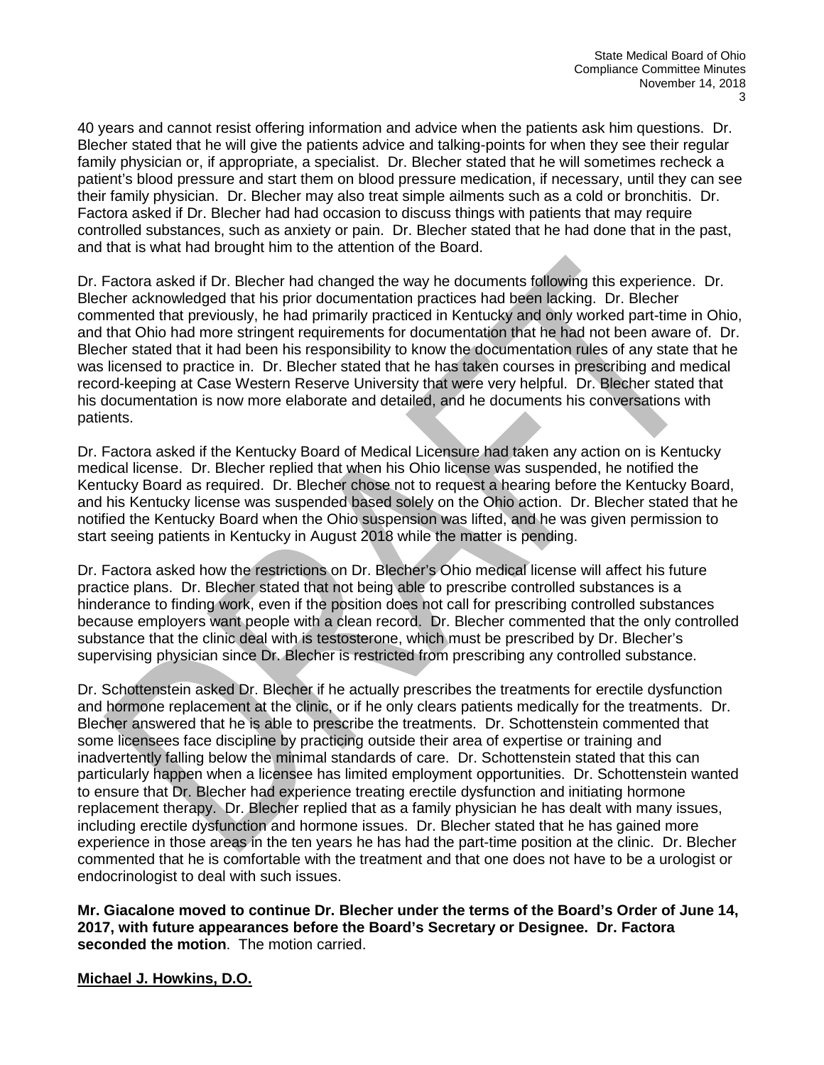40 years and cannot resist offering information and advice when the patients ask him questions. Dr. Blecher stated that he will give the patients advice and talking-points for when they see their regular family physician or, if appropriate, a specialist. Dr. Blecher stated that he will sometimes recheck a patient's blood pressure and start them on blood pressure medication, if necessary, until they can see their family physician. Dr. Blecher may also treat simple ailments such as a cold or bronchitis. Dr. Factora asked if Dr. Blecher had had occasion to discuss things with patients that may require controlled substances, such as anxiety or pain. Dr. Blecher stated that he had done that in the past, and that is what had brought him to the attention of the Board.

Dr. Factora asked if Dr. Blecher had changed the way he documents following this experience. Dr. Blecher acknowledged that his prior documentation practices had been lacking. Dr. Blecher commented that previously, he had primarily practiced in Kentucky and only worked part-time in Ohio, and that Ohio had more stringent requirements for documentation that he had not been aware of. Dr. Blecher stated that it had been his responsibility to know the documentation rules of any state that he was licensed to practice in. Dr. Blecher stated that he has taken courses in prescribing and medical record-keeping at Case Western Reserve University that were very helpful. Dr. Blecher stated that his documentation is now more elaborate and detailed, and he documents his conversations with patients.

Dr. Factora asked if the Kentucky Board of Medical Licensure had taken any action on is Kentucky medical license. Dr. Blecher replied that when his Ohio license was suspended, he notified the Kentucky Board as required. Dr. Blecher chose not to request a hearing before the Kentucky Board, and his Kentucky license was suspended based solely on the Ohio action. Dr. Blecher stated that he notified the Kentucky Board when the Ohio suspension was lifted, and he was given permission to start seeing patients in Kentucky in August 2018 while the matter is pending.

Dr. Factora asked how the restrictions on Dr. Blecher's Ohio medical license will affect his future practice plans. Dr. Blecher stated that not being able to prescribe controlled substances is a hinderance to finding work, even if the position does not call for prescribing controlled substances because employers want people with a clean record. Dr. Blecher commented that the only controlled substance that the clinic deal with is testosterone, which must be prescribed by Dr. Blecher's supervising physician since Dr. Blecher is restricted from prescribing any controlled substance.

Dr. Schottenstein asked Dr. Blecher if he actually prescribes the treatments for erectile dysfunction and hormone replacement at the clinic, or if he only clears patients medically for the treatments. Dr. Blecher answered that he is able to prescribe the treatments. Dr. Schottenstein commented that some licensees face discipline by practicing outside their area of expertise or training and inadvertently falling below the minimal standards of care. Dr. Schottenstein stated that this can particularly happen when a licensee has limited employment opportunities. Dr. Schottenstein wanted to ensure that Dr. Blecher had experience treating erectile dysfunction and initiating hormone replacement therapy. Dr. Blecher replied that as a family physician he has dealt with many issues, including erectile dysfunction and hormone issues. Dr. Blecher stated that he has gained more experience in those areas in the ten years he has had the part-time position at the clinic. Dr. Blecher commented that he is comfortable with the treatment and that one does not have to be a urologist or endocrinologist to deal with such issues.

**Mr. Giacalone moved to continue Dr. Blecher under the terms of the Board's Order of June 14, 2017, with future appearances before the Board's Secretary or Designee. Dr. Factora seconded the motion**. The motion carried.

**Michael J. Howkins, D.O.**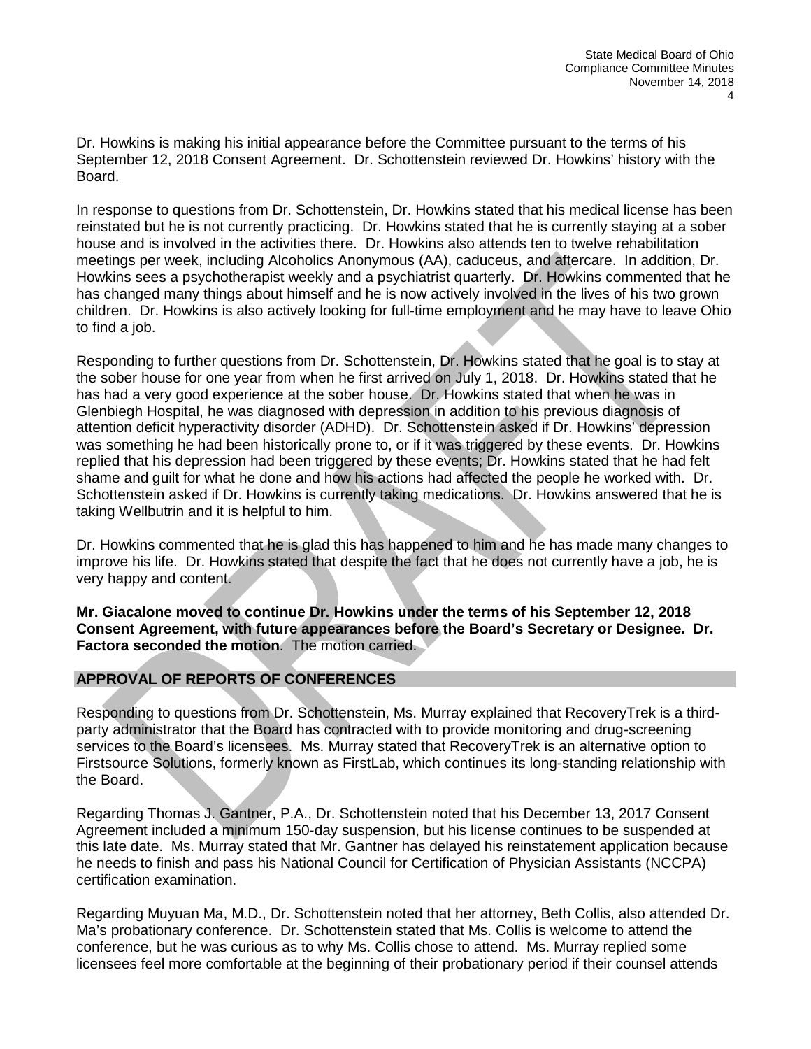Dr. Howkins is making his initial appearance before the Committee pursuant to the terms of his September 12, 2018 Consent Agreement. Dr. Schottenstein reviewed Dr. Howkins' history with the Board.

In response to questions from Dr. Schottenstein, Dr. Howkins stated that his medical license has been reinstated but he is not currently practicing. Dr. Howkins stated that he is currently staying at a sober house and is involved in the activities there. Dr. Howkins also attends ten to twelve rehabilitation meetings per week, including Alcoholics Anonymous (AA), caduceus, and aftercare. In addition, Dr. Howkins sees a psychotherapist weekly and a psychiatrist quarterly. Dr. Howkins commented that he has changed many things about himself and he is now actively involved in the lives of his two grown children. Dr. Howkins is also actively looking for full-time employment and he may have to leave Ohio to find a job.

Responding to further questions from Dr. Schottenstein, Dr. Howkins stated that he goal is to stay at the sober house for one year from when he first arrived on July 1, 2018. Dr. Howkins stated that he has had a very good experience at the sober house. Dr. Howkins stated that when he was in Glenbiegh Hospital, he was diagnosed with depression in addition to his previous diagnosis of attention deficit hyperactivity disorder (ADHD). Dr. Schottenstein asked if Dr. Howkins' depression was something he had been historically prone to, or if it was triggered by these events. Dr. Howkins replied that his depression had been triggered by these events; Dr. Howkins stated that he had felt shame and guilt for what he done and how his actions had affected the people he worked with. Dr. Schottenstein asked if Dr. Howkins is currently taking medications. Dr. Howkins answered that he is taking Wellbutrin and it is helpful to him.

Dr. Howkins commented that he is glad this has happened to him and he has made many changes to improve his life. Dr. Howkins stated that despite the fact that he does not currently have a job, he is very happy and content.

**Mr. Giacalone moved to continue Dr. Howkins under the terms of his September 12, 2018 Consent Agreement, with future appearances before the Board's Secretary or Designee. Dr. Factora seconded the motion**. The motion carried.

## APPROVAL OF REPORTS OF CONFERENCES

Responding to questions from Dr. Schottenstein, Ms. Murray explained that RecoveryTrek is a third-party administrator that the Board has contracted with to provide monitoring and drug-screening services to the Board's licensees. Ms. Murray stated that RecoveryTrek is an alternative option to Firstsource Solutions, formerly known as FirstLab, which continues its long-standing relationship with the Board.

Regarding Thomas J. Gantner, P.A., Dr. Schottenstein noted that his December 13, 2017 Consent Agreement included a minimum 150-day suspension, but his license continues to be suspended at this late date. Ms. Murray stated that Mr. Gantner has delayed his reinstatement application because he needs to finish and pass his National Council for Certification of Physician Assistants (NCCPA) certification examination.

Regarding Muyuan Ma, M.D., Dr. Schottenstein noted that her attorney, Beth Collis, also attended Dr. Ma's probationary conference. Dr. Schottenstein stated that Ms. Collis is welcome to attend the conference, but he was curious as to why Ms. Collis chose to attend. Ms. Murray replied some licensees feel more comfortable at the beginning of their probationary period if their counsel attends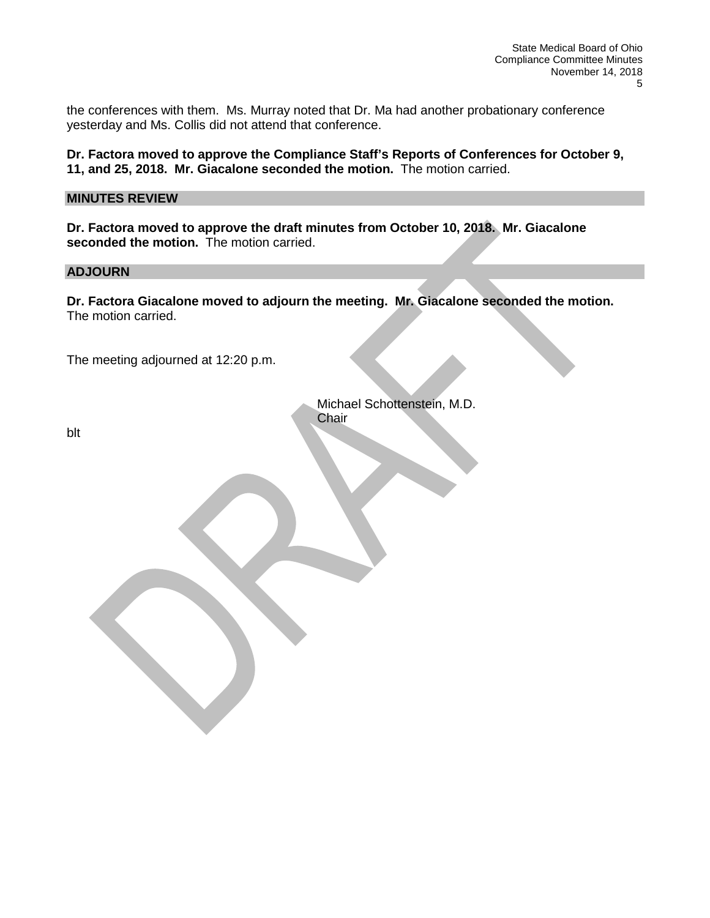the conferences with them. Ms. Murray noted that Dr. Ma had another probationary conference yesterday and Ms. Collis did not attend that conference.

**Dr. Factora moved to approve the Compliance Staff's Reports of Conferences for October 9, 11, and 25, 2018. Mr. Giacalone seconded the motion.** The motion carried.

## MINUTES REVIEW

**Dr. Factora moved to approve the draft minutes from October 10, 2018. Mr. Giacalone seconded the motion.** The motion carried.

## ADJOURN

**Dr. Factora Giacalone moved to adjourn the meeting. Mr. Giacalone seconded the motion.** The motion carried.

The meeting adjourned at 12:20 p.m.

Michael Schottenstein, M.D.
Chair

blt

DRAFT